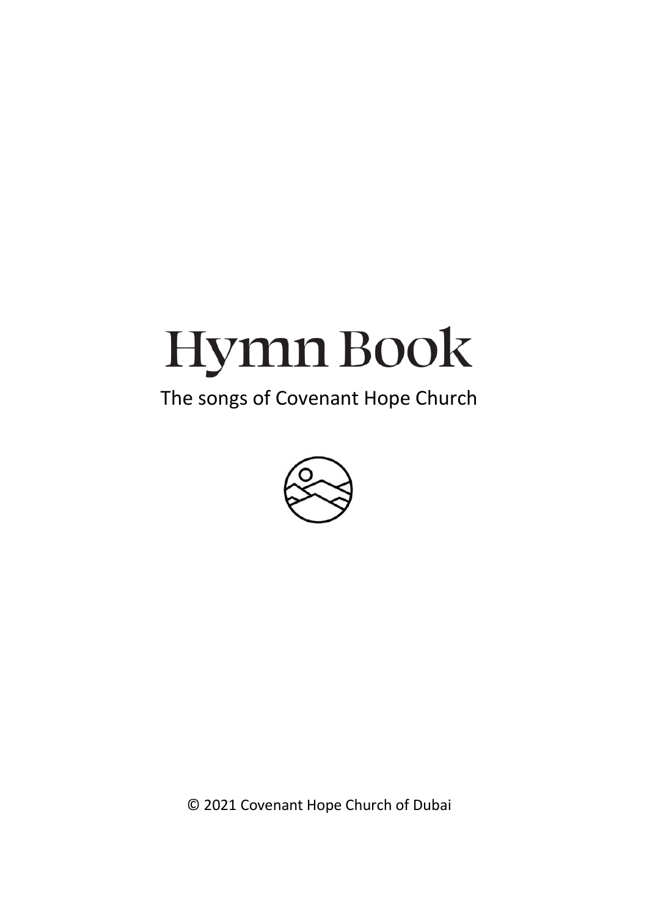# Hymn Book

The songs of Covenant Hope Church

© 2021 Covenant Hope Church of Dubai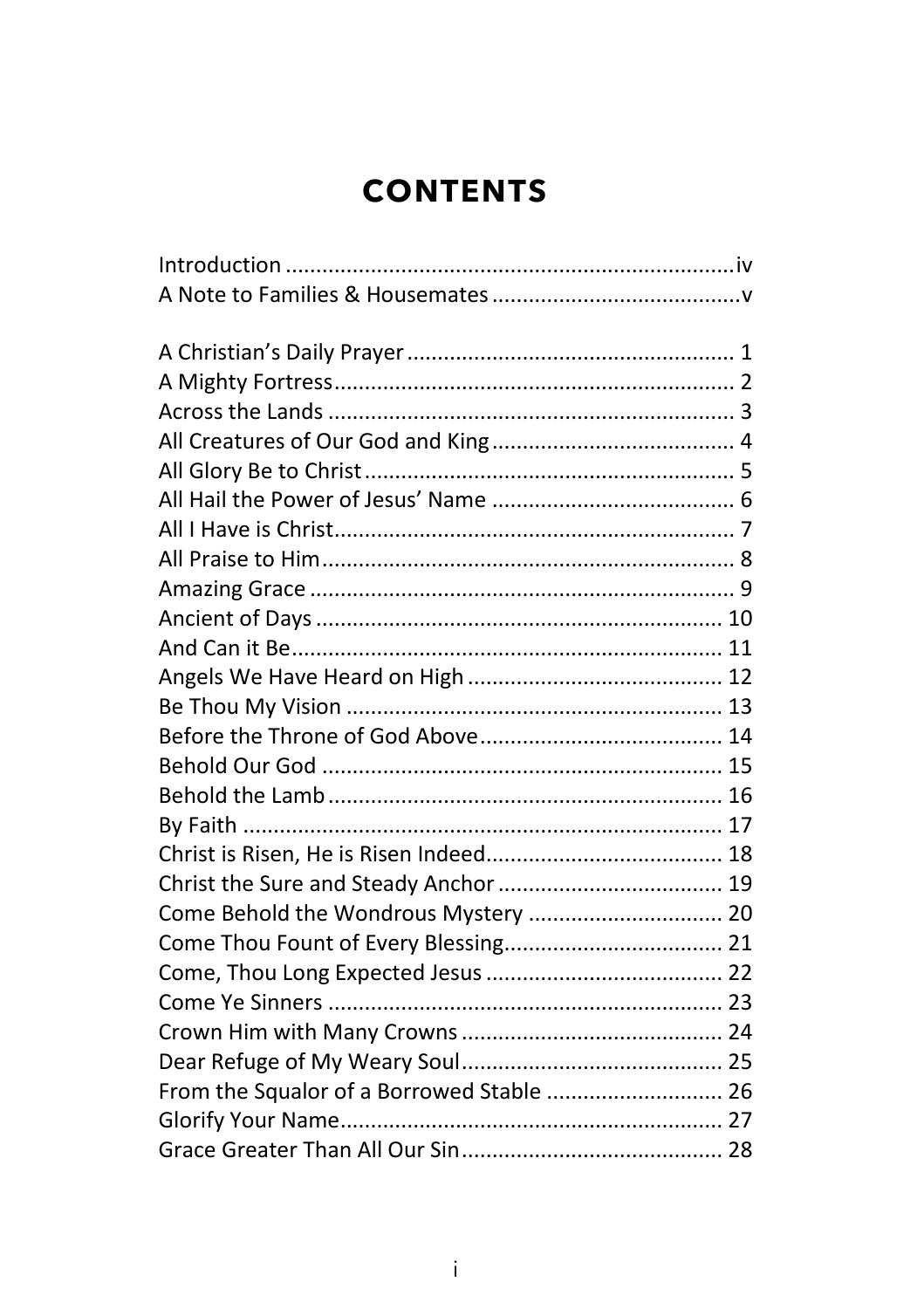# CONTENTS

Introduction .......................................................................... iv
A Note to Families & Housemates ......................................... v

A Christian's Daily Prayer ...................................................... 1
A Mighty Fortress .................................................................. 2
Across the Lands ................................................................... 3
All Creatures of Our God and King ........................................ 4
All Glory Be to Christ ............................................................. 5
All Hail the Power of Jesus' Name ......................................... 6
All I Have is Christ .................................................................. 7
All Praise to Him .................................................................... 8
Amazing Grace ...................................................................... 9
Ancient of Days ................................................................... 10
And Can it Be ....................................................................... 11
Angels We Have Heard on High ........................................... 12
Be Thou My Vision ............................................................... 13
Before the Throne of God Above ......................................... 14
Behold Our God .................................................................. 15
Behold the Lamb ................................................................. 16
By Faith ............................................................................... 17
Christ is Risen, He is Risen Indeed ....................................... 18
Christ the Sure and Steady Anchor ...................................... 19
Come Behold the Wondrous Mystery ................................. 20
Come Thou Fount of Every Blessing .................................... 21
Come, Thou Long Expected Jesus ....................................... 22
Come Ye Sinners ................................................................. 23
Crown Him with Many Crowns ............................................ 24
Dear Refuge of My Weary Soul ............................................ 25
From the Squalor of a Borrowed Stable ............................. 26
Glorify Your Name ............................................................... 27
Grace Greater Than All Our Sin ........................................... 28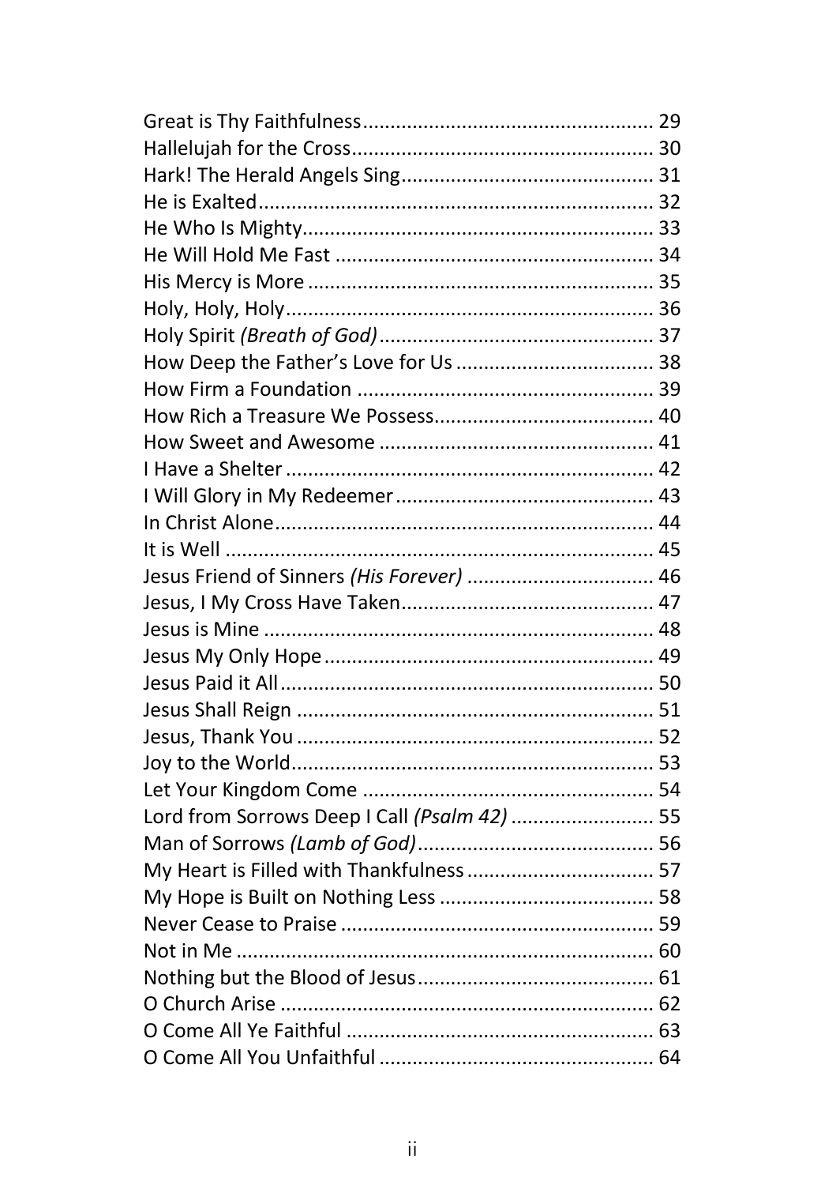Great is Thy Faithfulness.................................................... 29
Hallelujah for the Cross....................................................... 30
Hark! The Herald Angels Sing.............................................. 31
He is Exalted......................................................................... 32
He Who Is Mighty................................................................. 33
He Will Hold Me Fast ........................................................... 34
His Mercy is More ................................................................ 35
Holy, Holy, Holy.................................................................... 36
Holy Spirit *(Breath of God)*.................................................. 37
How Deep the Father's Love for Us .................................... 38
How Firm a Foundation ...................................................... 39
How Rich a Treasure We Possess......................................... 40
How Sweet and Awesome .................................................. 41
I Have a Shelter .................................................................... 42
I Will Glory in My Redeemer............................................... 43
In Christ Alone...................................................................... 44
It is Well ............................................................................... 45
Jesus Friend of Sinners *(His Forever)* .................................. 46
Jesus, I My Cross Have Taken.............................................. 47
Jesus is Mine ........................................................................ 48
Jesus My Only Hope............................................................. 49
Jesus Paid it All..................................................................... 50
Jesus Shall Reign .................................................................. 51
Jesus, Thank You .................................................................. 52
Joy to the World.................................................................... 53
Let Your Kingdom Come ...................................................... 54
Lord from Sorrows Deep I Call *(Psalm 42)* .......................... 55
Man of Sorrows *(Lamb of God)*............................................ 56
My Heart is Filled with Thankfulness .................................. 57
My Hope is Built on Nothing Less ....................................... 58
Never Cease to Praise .......................................................... 59
Not in Me ............................................................................. 60
Nothing but the Blood of Jesus............................................ 61
O Church Arise ..................................................................... 62
O Come All Ye Faithful ......................................................... 63
O Come All You Unfaithful .................................................. 64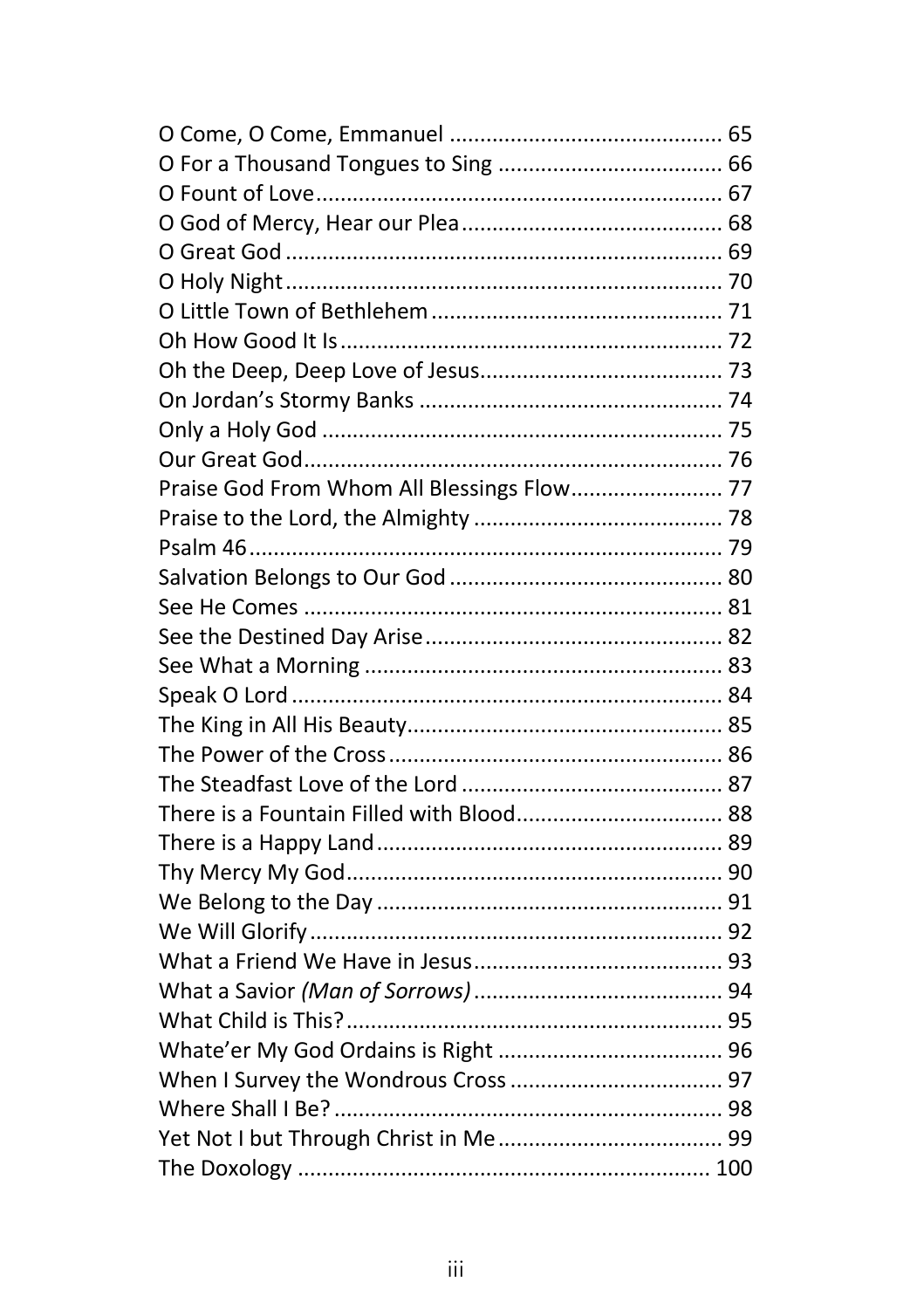O Come, O Come, Emmanuel ............................................ 65
O For a Thousand Tongues to Sing .................................... 66
O Fount of Love.................................................................. 67
O God of Mercy, Hear our Plea........................................... 68
O Great God ....................................................................... 69
O Holy Night....................................................................... 70
O Little Town of Bethlehem ................................................ 71
Oh How Good It Is .............................................................. 72
Oh the Deep, Deep Love of Jesus........................................ 73
On Jordan's Stormy Banks ................................................. 74
Only a Holy God ................................................................. 75
Our Great God.................................................................... 76
Praise God From Whom All Blessings Flow......................... 77
Praise to the Lord, the Almighty ......................................... 78
Psalm 46............................................................................. 79
Salvation Belongs to Our God ............................................ 80
See He Comes .................................................................... 81
See the Destined Day Arise................................................. 82
See What a Morning ........................................................... 83
Speak O Lord ...................................................................... 84
The King in All His Beauty.................................................... 85
The Power of the Cross....................................................... 86
The Steadfast Love of the Lord ........................................... 87
There is a Fountain Filled with Blood.................................. 88
There is a Happy Land ........................................................ 89
Thy Mercy My God.............................................................. 90
We Belong to the Day ......................................................... 91
We Will Glorify.................................................................... 92
What a Friend We Have in Jesus......................................... 93
What a Savior *(Man of Sorrows)* ......................................... 94
What Child is This?.............................................................. 95
Whate'er My God Ordains is Right ..................................... 96
When I Survey the Wondrous Cross ................................... 97
Where Shall I Be?................................................................ 98
Yet Not I but Through Christ in Me..................................... 99
The Doxology .................................................................... 100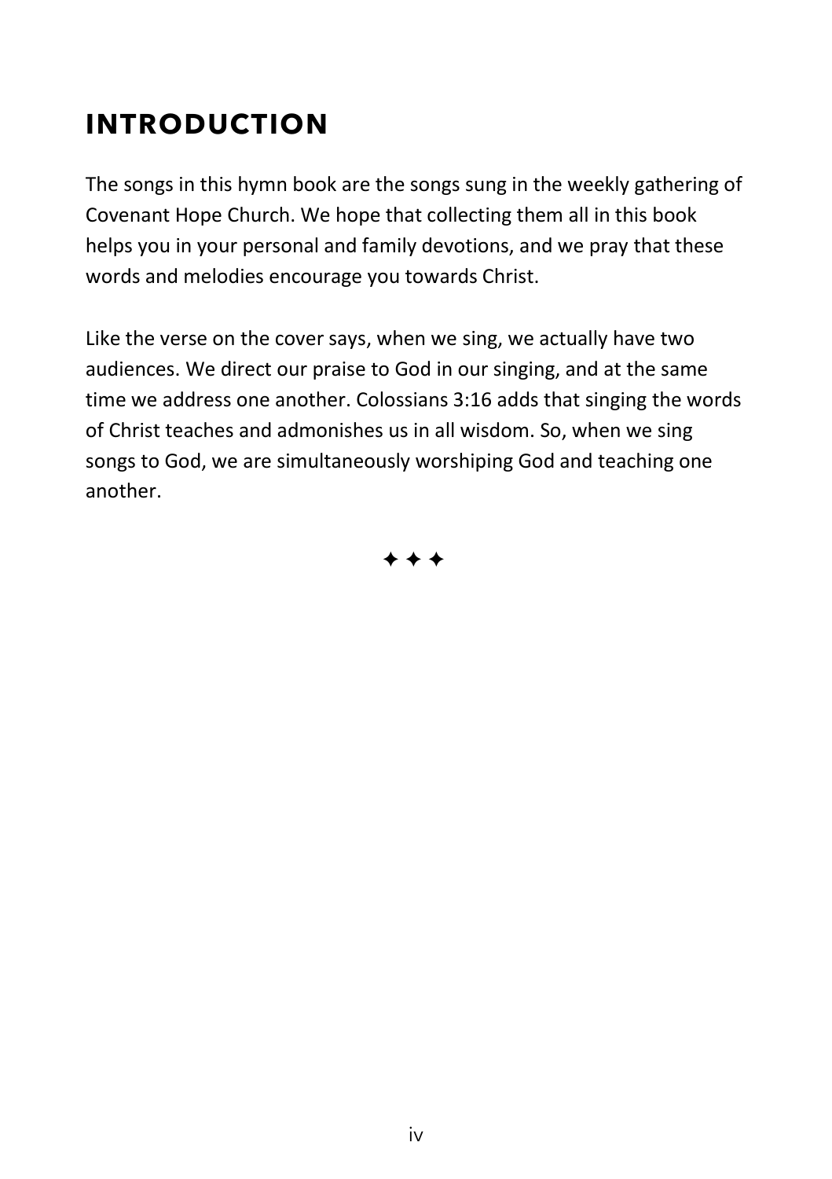# INTRODUCTION

The songs in this hymn book are the songs sung in the weekly gathering of Covenant Hope Church. We hope that collecting them all in this book helps you in your personal and family devotions, and we pray that these words and melodies encourage you towards Christ.

Like the verse on the cover says, when we sing, we actually have two audiences. We direct our praise to God in our singing, and at the same time we address one another. Colossians 3:16 adds that singing the words of Christ teaches and admonishes us in all wisdom. So, when we sing songs to God, we are simultaneously worshiping God and teaching one another.

✦ ✦ ✦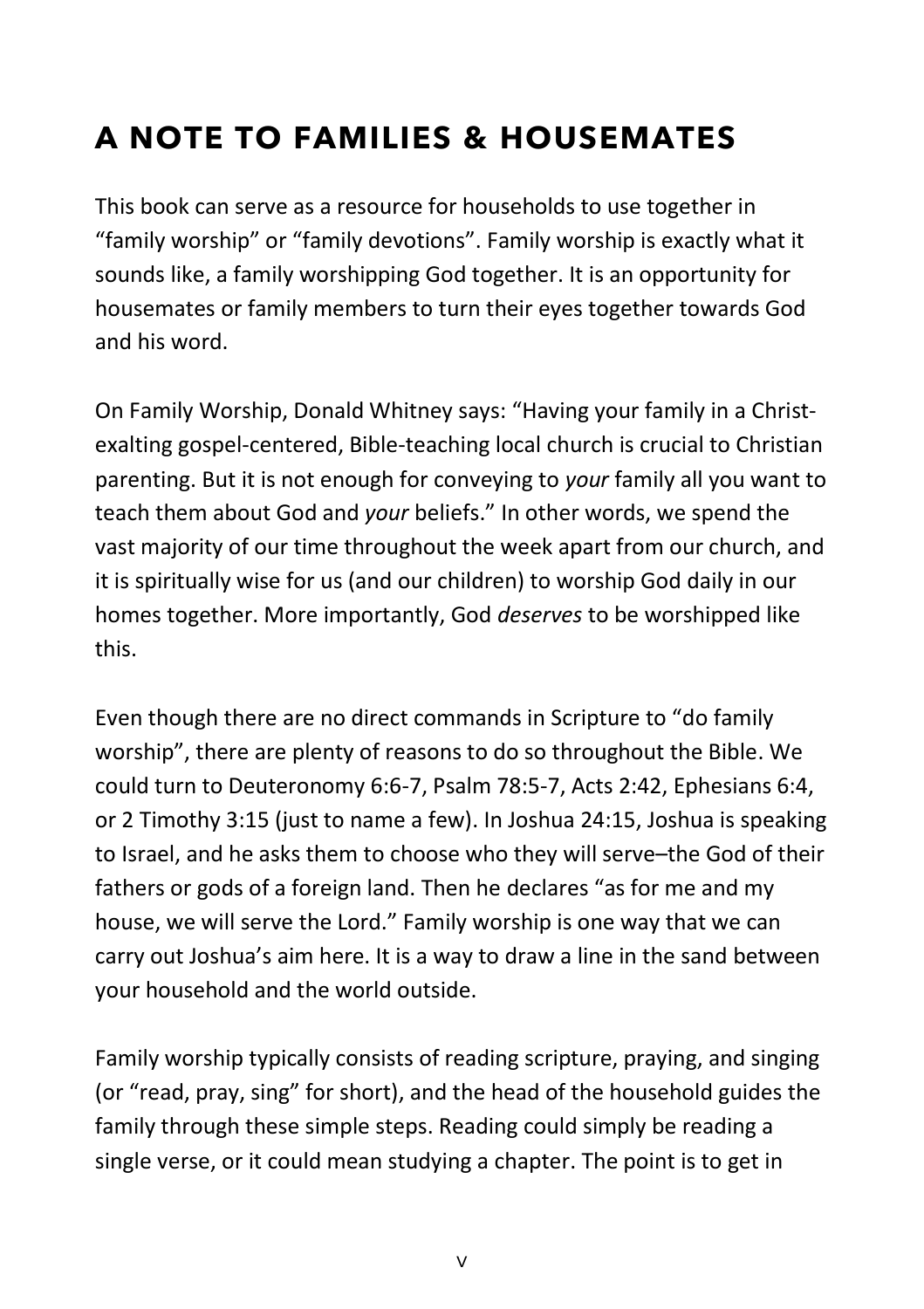# A NOTE TO FAMILIES & HOUSEMATES

This book can serve as a resource for households to use together in "family worship" or "family devotions". Family worship is exactly what it sounds like, a family worshipping God together. It is an opportunity for housemates or family members to turn their eyes together towards God and his word.

On Family Worship, Donald Whitney says: "Having your family in a Christ-exalting gospel-centered, Bible-teaching local church is crucial to Christian parenting. But it is not enough for conveying to *your* family all you want to teach them about God and *your* beliefs." In other words, we spend the vast majority of our time throughout the week apart from our church, and it is spiritually wise for us (and our children) to worship God daily in our homes together. More importantly, God *deserves* to be worshipped like this.

Even though there are no direct commands in Scripture to "do family worship", there are plenty of reasons to do so throughout the Bible. We could turn to Deuteronomy 6:6-7, Psalm 78:5-7, Acts 2:42, Ephesians 6:4, or 2 Timothy 3:15 (just to name a few). In Joshua 24:15, Joshua is speaking to Israel, and he asks them to choose who they will serve–the God of their fathers or gods of a foreign land. Then he declares "as for me and my house, we will serve the Lord." Family worship is one way that we can carry out Joshua's aim here. It is a way to draw a line in the sand between your household and the world outside.

Family worship typically consists of reading scripture, praying, and singing (or "read, pray, sing" for short), and the head of the household guides the family through these simple steps. Reading could simply be reading a single verse, or it could mean studying a chapter. The point is to get in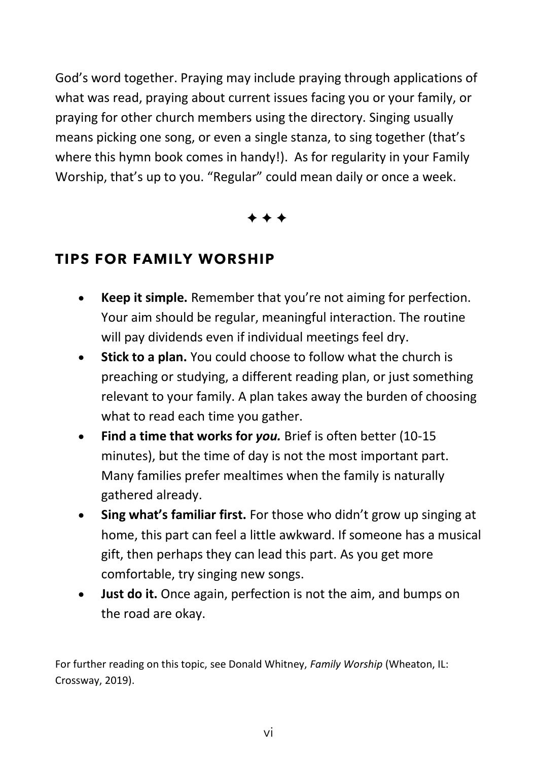God's word together. Praying may include praying through applications of what was read, praying about current issues facing you or your family, or praying for other church members using the directory. Singing usually means picking one song, or even a single stanza, to sing together (that's where this hymn book comes in handy!). As for regularity in your Family Worship, that's up to you. "Regular" could mean daily or once a week.

✦ ✦ ✦

## TIPS FOR FAMILY WORSHIP

- **Keep it simple.** Remember that you're not aiming for perfection. Your aim should be regular, meaningful interaction. The routine will pay dividends even if individual meetings feel dry.
- **Stick to a plan.** You could choose to follow what the church is preaching or studying, a different reading plan, or just something relevant to your family. A plan takes away the burden of choosing what to read each time you gather.
- **Find a time that works for *you.*** Brief is often better (10-15 minutes), but the time of day is not the most important part. Many families prefer mealtimes when the family is naturally gathered already.
- **Sing what's familiar first.** For those who didn't grow up singing at home, this part can feel a little awkward. If someone has a musical gift, then perhaps they can lead this part. As you get more comfortable, try singing new songs.
- **Just do it.** Once again, perfection is not the aim, and bumps on the road are okay.

For further reading on this topic, see Donald Whitney, *Family Worship* (Wheaton, IL: Crossway, 2019).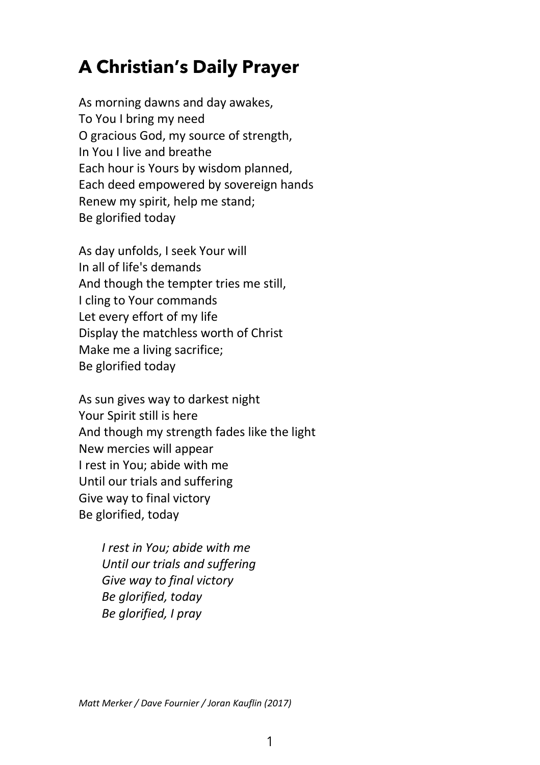# A Christian's Daily Prayer

As morning dawns and day awakes,
To You I bring my need
O gracious God, my source of strength,
In You I live and breathe
Each hour is Yours by wisdom planned,
Each deed empowered by sovereign hands
Renew my spirit, help me stand;
Be glorified today

As day unfolds, I seek Your will
In all of life's demands
And though the tempter tries me still,
I cling to Your commands
Let every effort of my life
Display the matchless worth of Christ
Make me a living sacrifice;
Be glorified today

As sun gives way to darkest night
Your Spirit still is here
And though my strength fades like the light
New mercies will appear
I rest in You; abide with me
Until our trials and suffering
Give way to final victory
Be glorified, today

> *I rest in You; abide with me*
> *Until our trials and suffering*
> *Give way to final victory*
> *Be glorified, today*
> *Be glorified, I pray*

*Matt Merker / Dave Fournier / Joran Kauflin (2017)*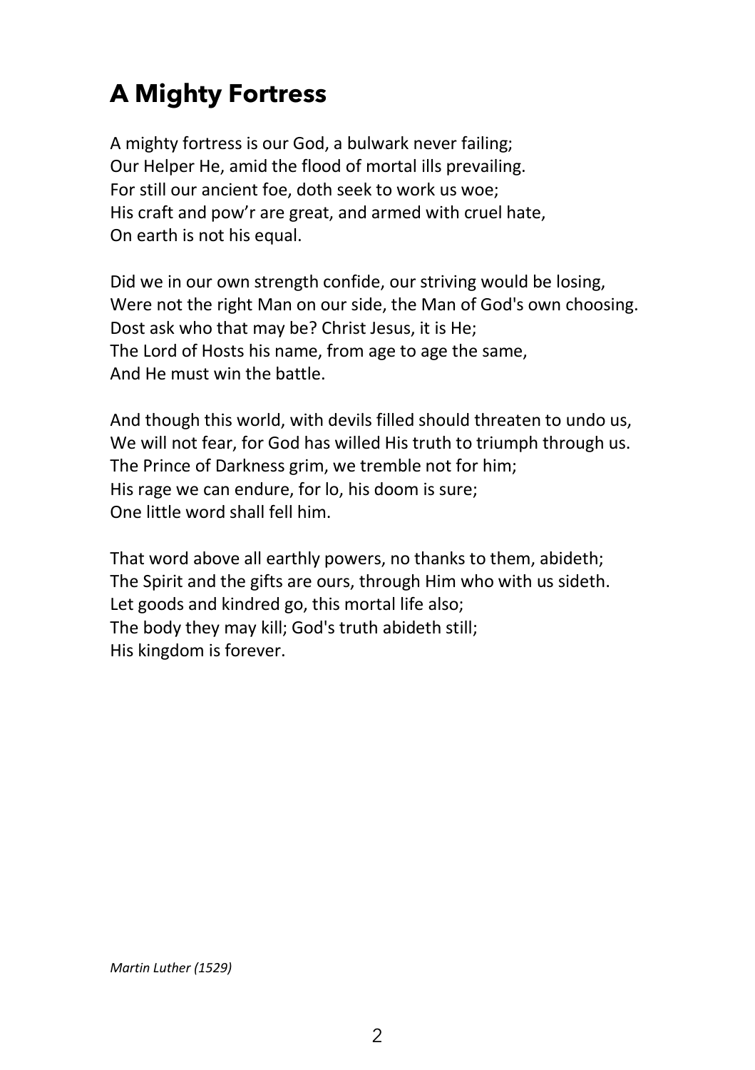# A Mighty Fortress

A mighty fortress is our God, a bulwark never failing;
Our Helper He, amid the flood of mortal ills prevailing.
For still our ancient foe, doth seek to work us woe;
His craft and pow'r are great, and armed with cruel hate,
On earth is not his equal.

Did we in our own strength confide, our striving would be losing,
Were not the right Man on our side, the Man of God's own choosing.
Dost ask who that may be? Christ Jesus, it is He;
The Lord of Hosts his name, from age to age the same,
And He must win the battle.

And though this world, with devils filled should threaten to undo us,
We will not fear, for God has willed His truth to triumph through us.
The Prince of Darkness grim, we tremble not for him;
His rage we can endure, for lo, his doom is sure;
One little word shall fell him.

That word above all earthly powers, no thanks to them, abideth;
The Spirit and the gifts are ours, through Him who with us sideth.
Let goods and kindred go, this mortal life also;
The body they may kill; God's truth abideth still;
His kingdom is forever.

*Martin Luther (1529)*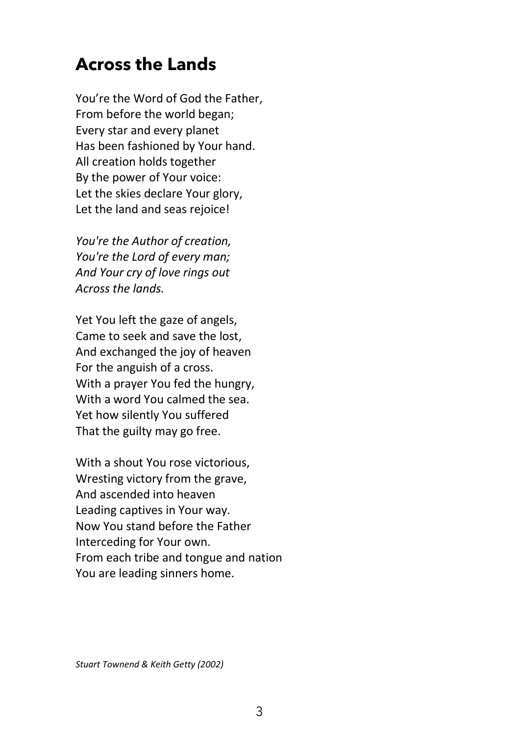## Across the Lands

You’re the Word of God the Father,  
From before the world began;  
Every star and every planet  
Has been fashioned by Your hand.  
All creation holds together  
By the power of Your voice:  
Let the skies declare Your glory,  
Let the land and seas rejoice!

*You're the Author of creation,*  
*You're the Lord of every man;*  
*And Your cry of love rings out*  
*Across the lands.*

Yet You left the gaze of angels,  
Came to seek and save the lost,  
And exchanged the joy of heaven  
For the anguish of a cross.  
With a prayer You fed the hungry,  
With a word You calmed the sea.  
Yet how silently You suffered  
That the guilty may go free.

With a shout You rose victorious,  
Wresting victory from the grave,  
And ascended into heaven  
Leading captives in Your way.  
Now You stand before the Father  
Interceding for Your own.  
From each tribe and tongue and nation  
You are leading sinners home.

*Stuart Townend & Keith Getty (2002)*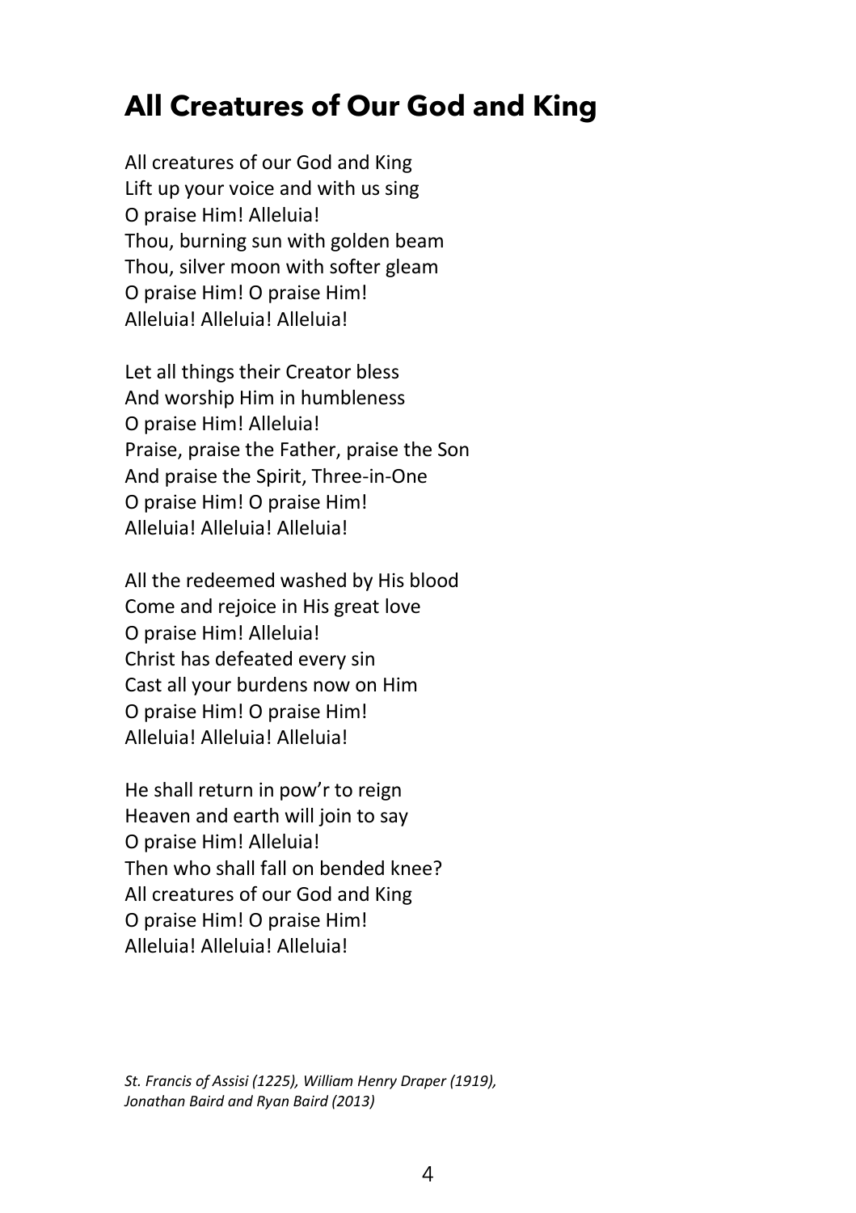# All Creatures of Our God and King

All creatures of our God and King
Lift up your voice and with us sing
O praise Him! Alleluia!
Thou, burning sun with golden beam
Thou, silver moon with softer gleam
O praise Him! O praise Him!
Alleluia! Alleluia! Alleluia!

Let all things their Creator bless
And worship Him in humbleness
O praise Him! Alleluia!
Praise, praise the Father, praise the Son
And praise the Spirit, Three-in-One
O praise Him! O praise Him!
Alleluia! Alleluia! Alleluia!

All the redeemed washed by His blood
Come and rejoice in His great love
O praise Him! Alleluia!
Christ has defeated every sin
Cast all your burdens now on Him
O praise Him! O praise Him!
Alleluia! Alleluia! Alleluia!

He shall return in pow'r to reign
Heaven and earth will join to say
O praise Him! Alleluia!
Then who shall fall on bended knee?
All creatures of our God and King
O praise Him! O praise Him!
Alleluia! Alleluia! Alleluia!

*St. Francis of Assisi (1225), William Henry Draper (1919), Jonathan Baird and Ryan Baird (2013)*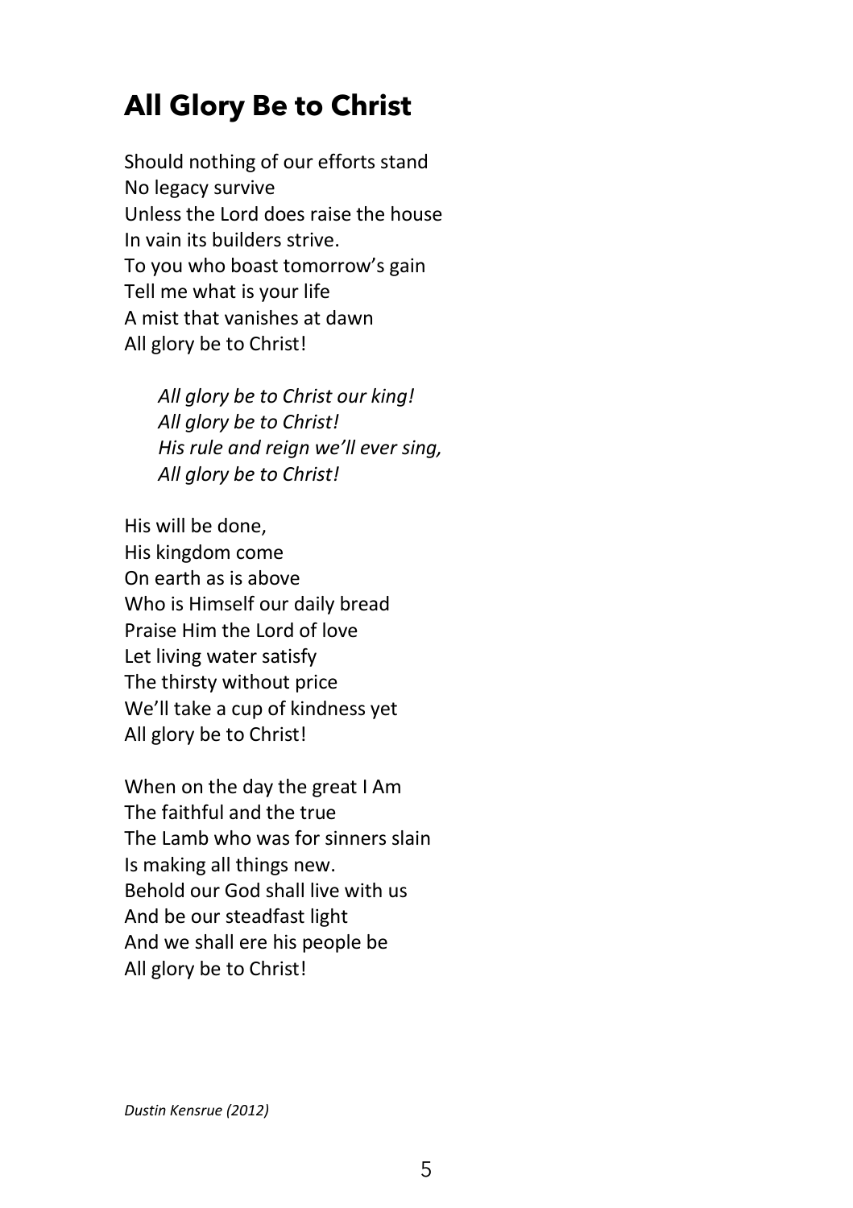# All Glory Be to Christ

Should nothing of our efforts stand
No legacy survive
Unless the Lord does raise the house
In vain its builders strive.
To you who boast tomorrow's gain
Tell me what is your life
A mist that vanishes at dawn
All glory be to Christ!

*All glory be to Christ our king!*
*All glory be to Christ!*
*His rule and reign we'll ever sing,*
*All glory be to Christ!*

His will be done,
His kingdom come
On earth as is above
Who is Himself our daily bread
Praise Him the Lord of love
Let living water satisfy
The thirsty without price
We'll take a cup of kindness yet
All glory be to Christ!

When on the day the great I Am
The faithful and the true
The Lamb who was for sinners slain
Is making all things new.
Behold our God shall live with us
And be our steadfast light
And we shall ere his people be
All glory be to Christ!

*Dustin Kensrue (2012)*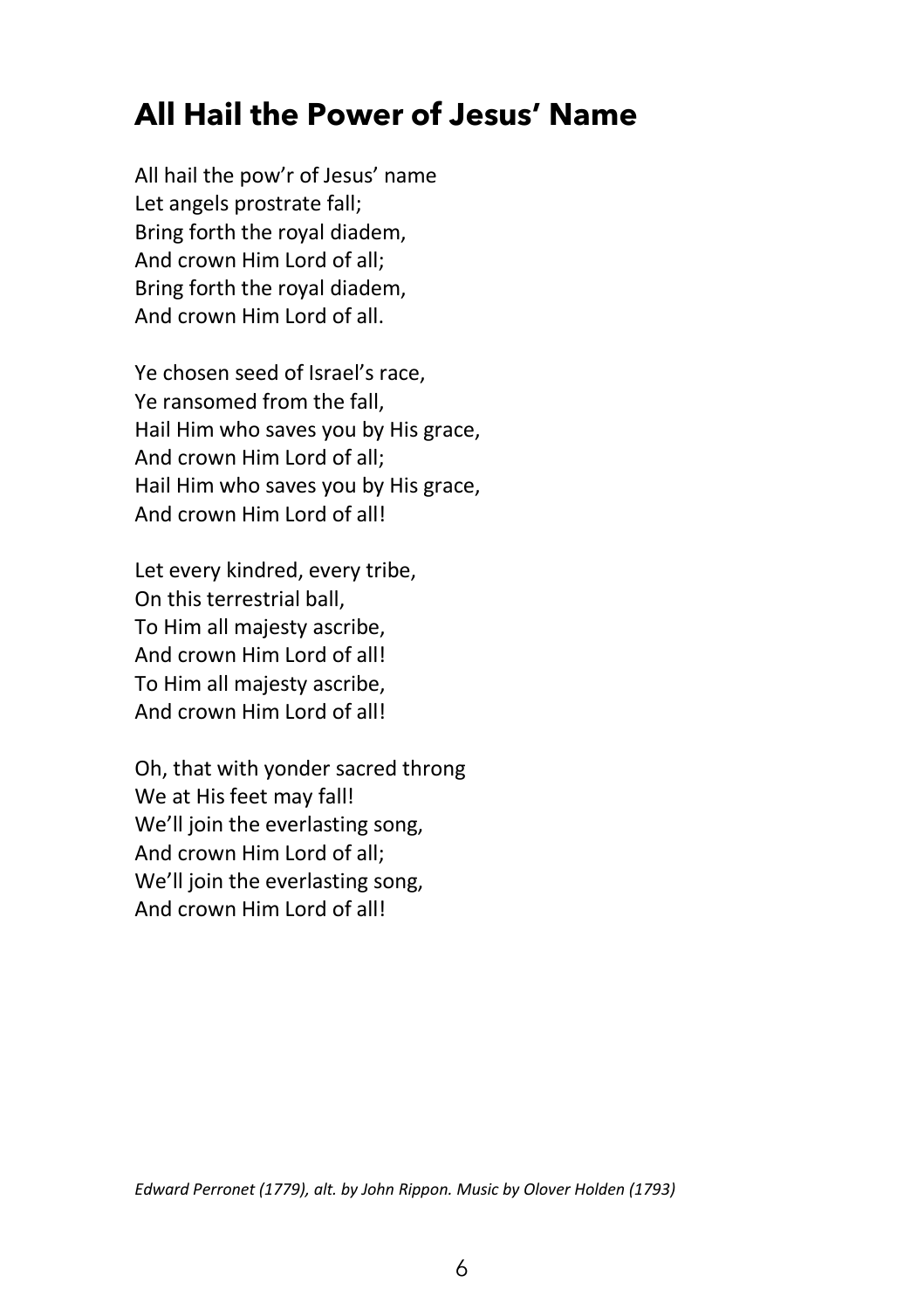## All Hail the Power of Jesus' Name

All hail the pow'r of Jesus' name  
Let angels prostrate fall;  
Bring forth the royal diadem,  
And crown Him Lord of all;  
Bring forth the royal diadem,  
And crown Him Lord of all.

Ye chosen seed of Israel's race,  
Ye ransomed from the fall,  
Hail Him who saves you by His grace,  
And crown Him Lord of all;  
Hail Him who saves you by His grace,  
And crown Him Lord of all!

Let every kindred, every tribe,  
On this terrestrial ball,  
To Him all majesty ascribe,  
And crown Him Lord of all!  
To Him all majesty ascribe,  
And crown Him Lord of all!

Oh, that with yonder sacred throng  
We at His feet may fall!  
We'll join the everlasting song,  
And crown Him Lord of all;  
We'll join the everlasting song,  
And crown Him Lord of all!

*Edward Perronet (1779), alt. by John Rippon. Music by Olover Holden (1793)*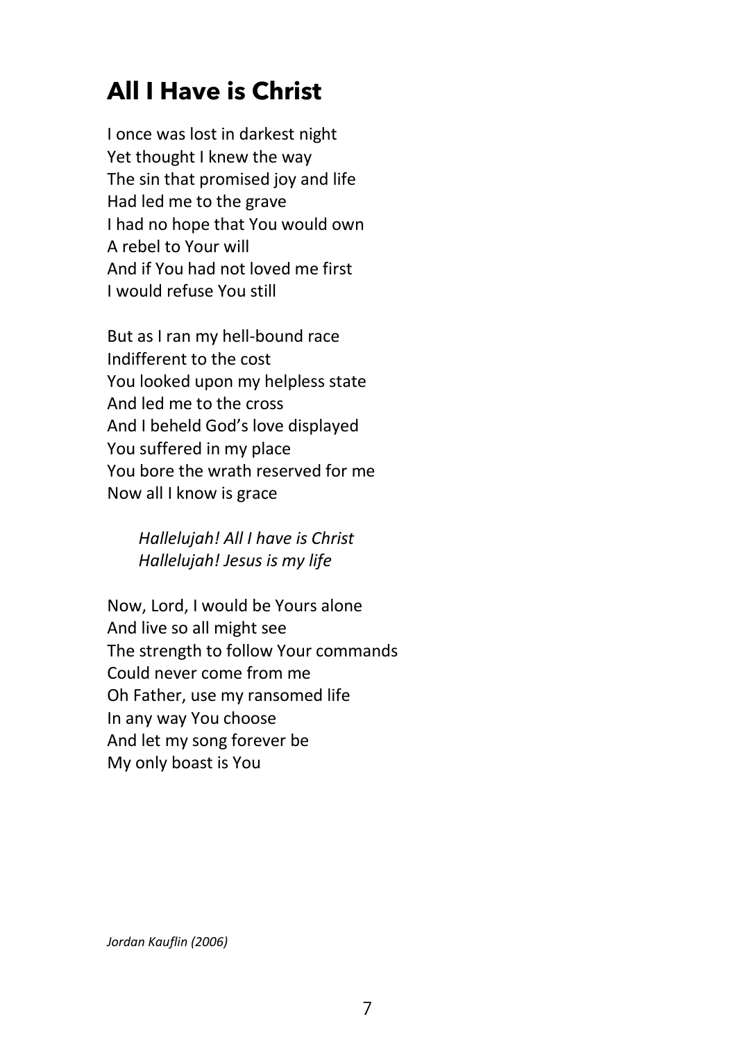# All I Have is Christ

I once was lost in darkest night
Yet thought I knew the way
The sin that promised joy and life
Had led me to the grave
I had no hope that You would own
A rebel to Your will
And if You had not loved me first
I would refuse You still

But as I ran my hell-bound race
Indifferent to the cost
You looked upon my helpless state
And led me to the cross
And I beheld God's love displayed
You suffered in my place
You bore the wrath reserved for me
Now all I know is grace

> *Hallelujah! All I have is Christ*
> *Hallelujah! Jesus is my life*

Now, Lord, I would be Yours alone
And live so all might see
The strength to follow Your commands
Could never come from me
Oh Father, use my ransomed life
In any way You choose
And let my song forever be
My only boast is You

*Jordan Kauflin (2006)*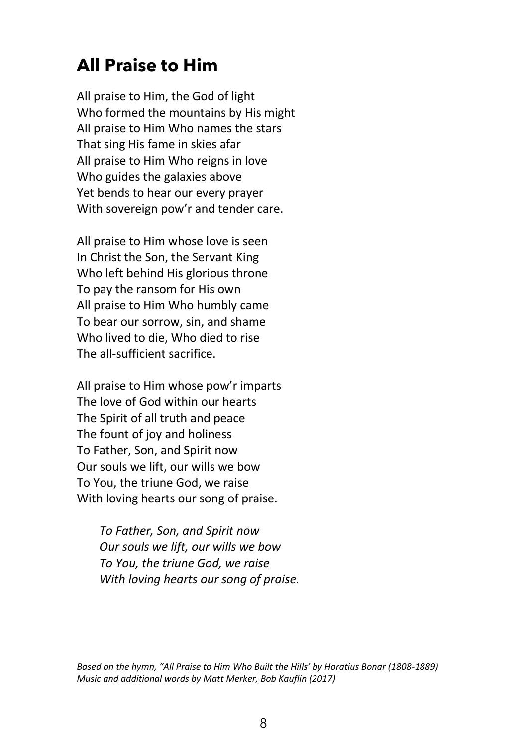# All Praise to Him

All praise to Him, the God of light
Who formed the mountains by His might
All praise to Him Who names the stars
That sing His fame in skies afar
All praise to Him Who reigns in love
Who guides the galaxies above
Yet bends to hear our every prayer
With sovereign pow'r and tender care.

All praise to Him whose love is seen
In Christ the Son, the Servant King
Who left behind His glorious throne
To pay the ransom for His own
All praise to Him Who humbly came
To bear our sorrow, sin, and shame
Who lived to die, Who died to rise
The all-sufficient sacrifice.

All praise to Him whose pow'r imparts
The love of God within our hearts
The Spirit of all truth and peace
The fount of joy and holiness
To Father, Son, and Spirit now
Our souls we lift, our wills we bow
To You, the triune God, we raise
With loving hearts our song of praise.

*To Father, Son, and Spirit now*
*Our souls we lift, our wills we bow*
*To You, the triune God, we raise*
*With loving hearts our song of praise.*

*Based on the hymn, "All Praise to Him Who Built the Hills' by Horatius Bonar (1808-1889)*
*Music and additional words by Matt Merker, Bob Kauflin (2017)*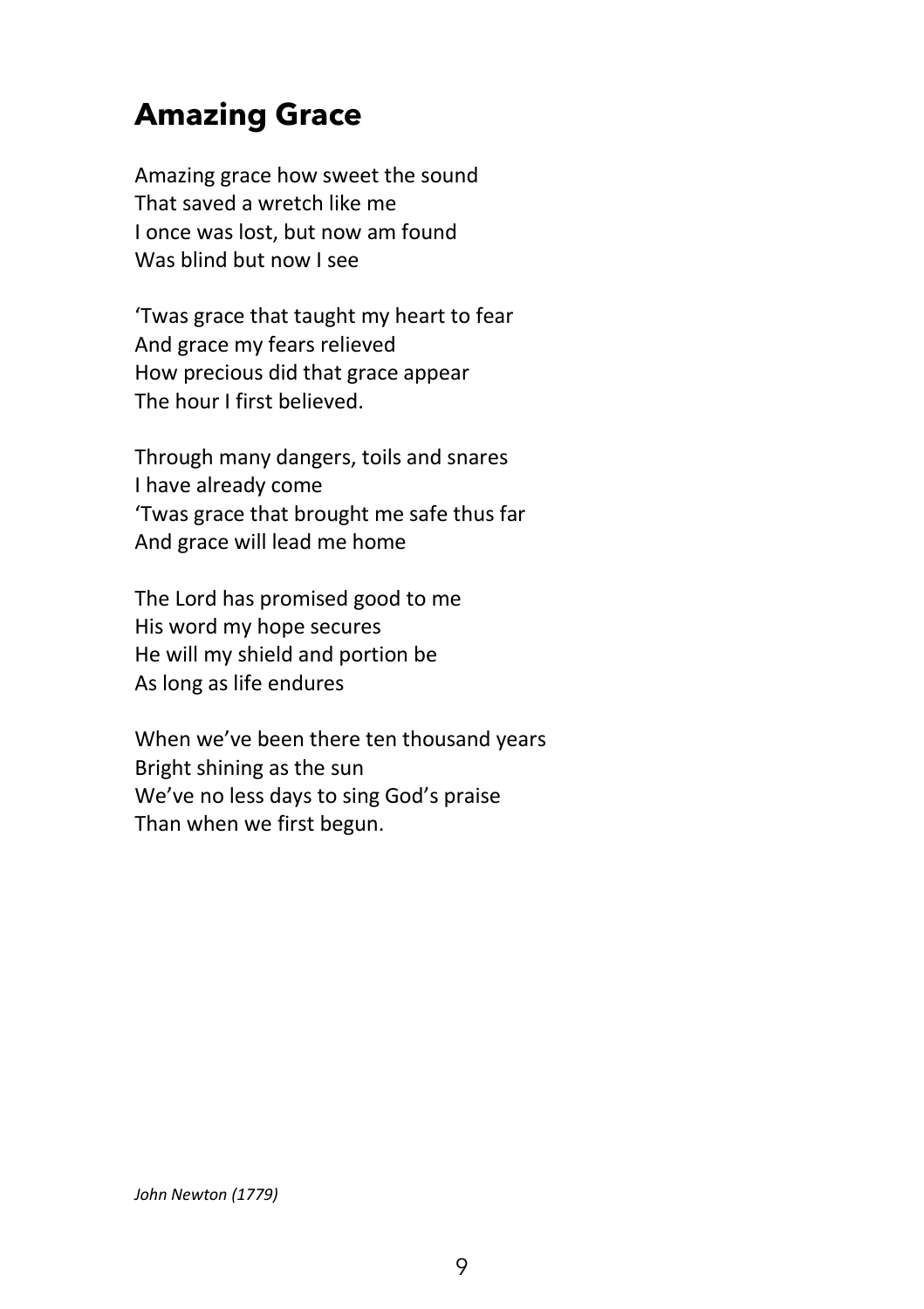# Amazing Grace

Amazing grace how sweet the sound
That saved a wretch like me
I once was lost, but now am found
Was blind but now I see

'Twas grace that taught my heart to fear
And grace my fears relieved
How precious did that grace appear
The hour I first believed.

Through many dangers, toils and snares
I have already come
'Twas grace that brought me safe thus far
And grace will lead me home

The Lord has promised good to me
His word my hope secures
He will my shield and portion be
As long as life endures

When we've been there ten thousand years
Bright shining as the sun
We've no less days to sing God's praise
Than when we first begun.

*John Newton (1779)*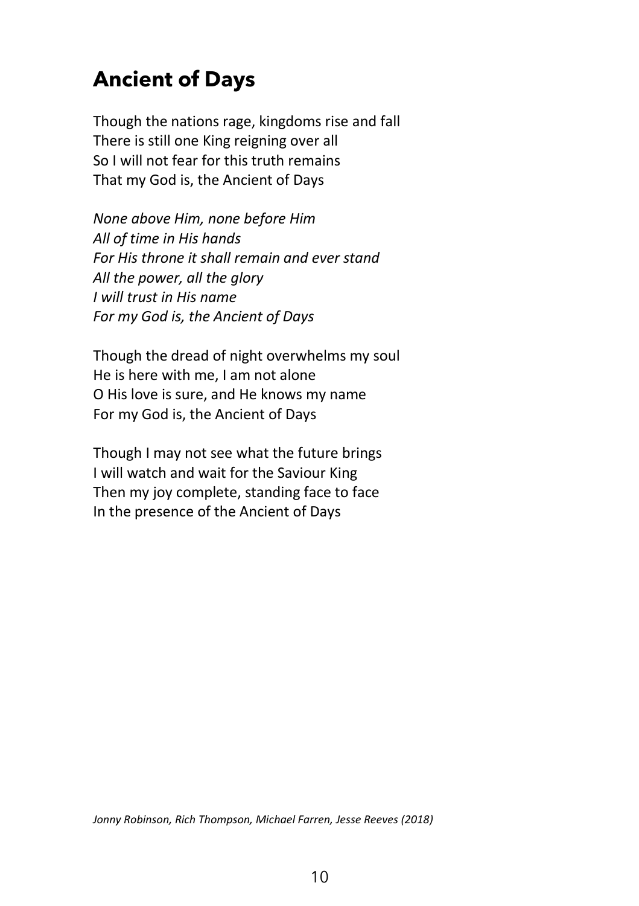## Ancient of Days

Though the nations rage, kingdoms rise and fall
There is still one King reigning over all
So I will not fear for this truth remains
That my God is, the Ancient of Days

*None above Him, none before Him*
*All of time in His hands*
*For His throne it shall remain and ever stand*
*All the power, all the glory*
*I will trust in His name*
*For my God is, the Ancient of Days*

Though the dread of night overwhelms my soul
He is here with me, I am not alone
O His love is sure, and He knows my name
For my God is, the Ancient of Days

Though I may not see what the future brings
I will watch and wait for the Saviour King
Then my joy complete, standing face to face
In the presence of the Ancient of Days

*Jonny Robinson, Rich Thompson, Michael Farren, Jesse Reeves (2018)*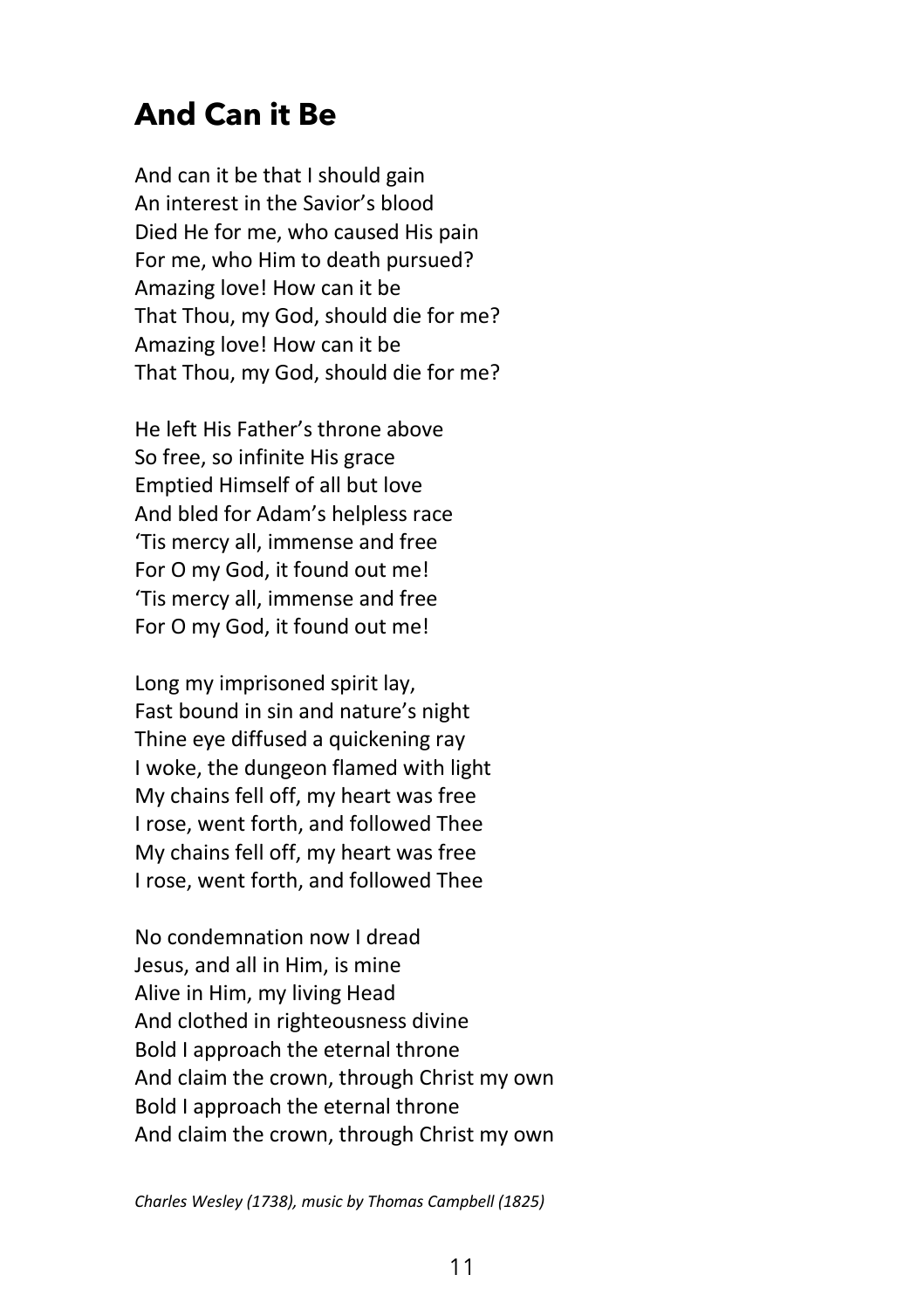## And Can it Be

And can it be that I should gain
An interest in the Savior's blood
Died He for me, who caused His pain
For me, who Him to death pursued?
Amazing love! How can it be
That Thou, my God, should die for me?
Amazing love! How can it be
That Thou, my God, should die for me?

He left His Father's throne above
So free, so infinite His grace
Emptied Himself of all but love
And bled for Adam's helpless race
'Tis mercy all, immense and free
For O my God, it found out me!
'Tis mercy all, immense and free
For O my God, it found out me!

Long my imprisoned spirit lay,
Fast bound in sin and nature's night
Thine eye diffused a quickening ray
I woke, the dungeon flamed with light
My chains fell off, my heart was free
I rose, went forth, and followed Thee
My chains fell off, my heart was free
I rose, went forth, and followed Thee

No condemnation now I dread
Jesus, and all in Him, is mine
Alive in Him, my living Head
And clothed in righteousness divine
Bold I approach the eternal throne
And claim the crown, through Christ my own
Bold I approach the eternal throne
And claim the crown, through Christ my own

*Charles Wesley (1738), music by Thomas Campbell (1825)*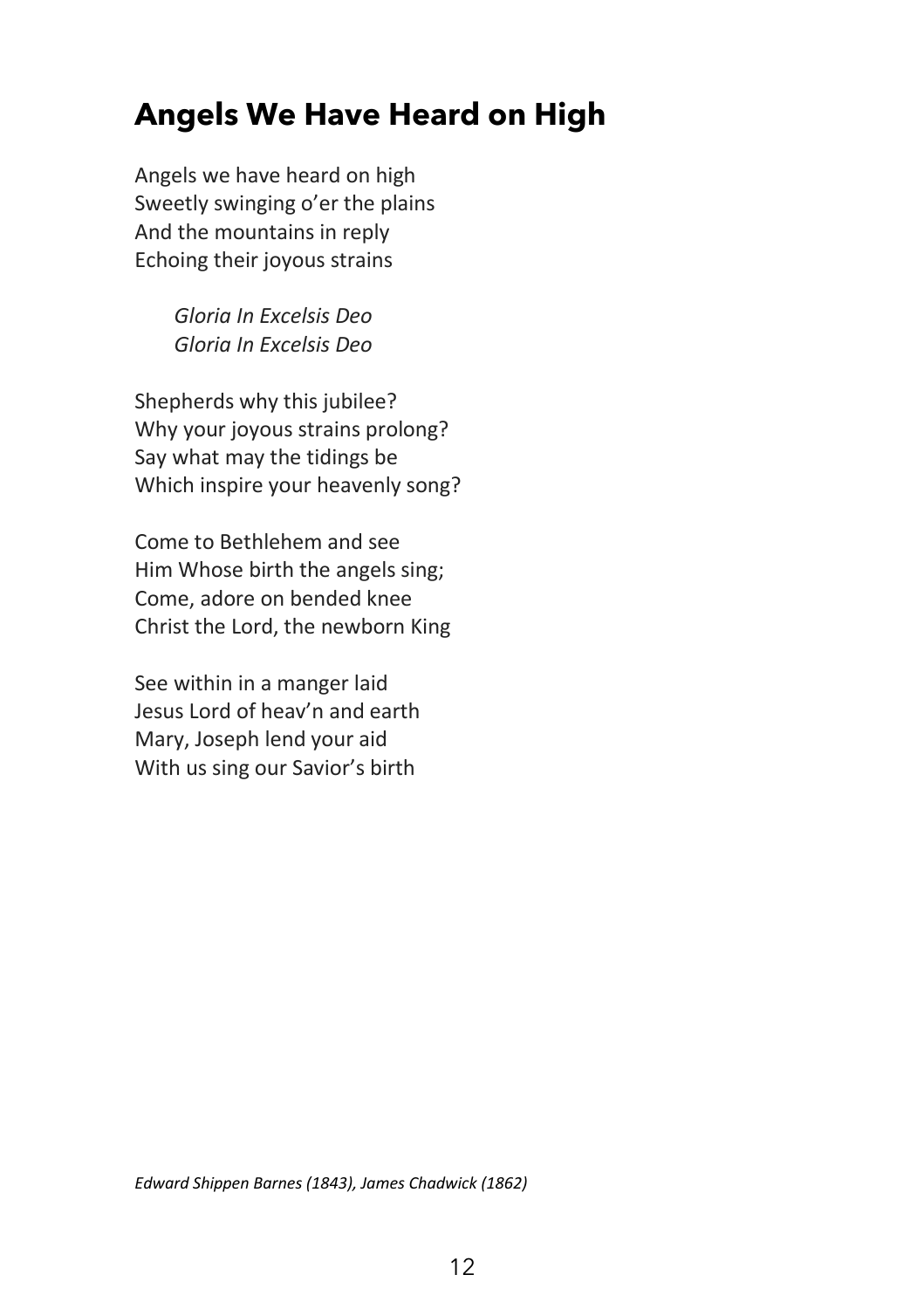# Angels We Have Heard on High

Angels we have heard on high
Sweetly swinging o'er the plains
And the mountains in reply
Echoing their joyous strains

*Gloria In Excelsis Deo*
*Gloria In Excelsis Deo*

Shepherds why this jubilee?
Why your joyous strains prolong?
Say what may the tidings be
Which inspire your heavenly song?

Come to Bethlehem and see
Him Whose birth the angels sing;
Come, adore on bended knee
Christ the Lord, the newborn King

See within in a manger laid
Jesus Lord of heav'n and earth
Mary, Joseph lend your aid
With us sing our Savior's birth

*Edward Shippen Barnes (1843), James Chadwick (1862)*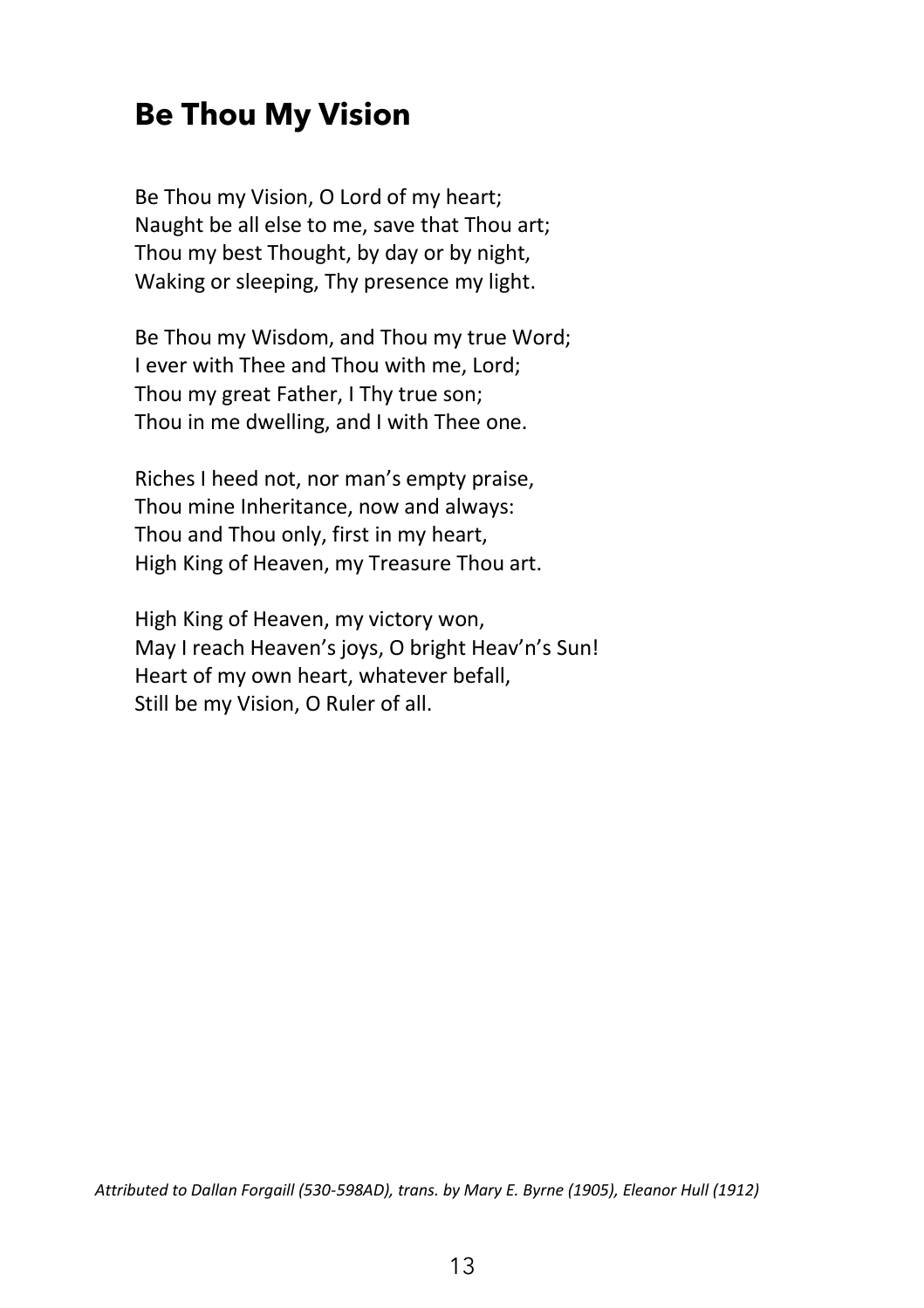# Be Thou My Vision

Be Thou my Vision, O Lord of my heart;
Naught be all else to me, save that Thou art;
Thou my best Thought, by day or by night,
Waking or sleeping, Thy presence my light.

Be Thou my Wisdom, and Thou my true Word;
I ever with Thee and Thou with me, Lord;
Thou my great Father, I Thy true son;
Thou in me dwelling, and I with Thee one.

Riches I heed not, nor man's empty praise,
Thou mine Inheritance, now and always:
Thou and Thou only, first in my heart,
High King of Heaven, my Treasure Thou art.

High King of Heaven, my victory won,
May I reach Heaven's joys, O bright Heav'n's Sun!
Heart of my own heart, whatever befall,
Still be my Vision, O Ruler of all.

*Attributed to Dallan Forgaill (530-598AD), trans. by Mary E. Byrne (1905), Eleanor Hull (1912)*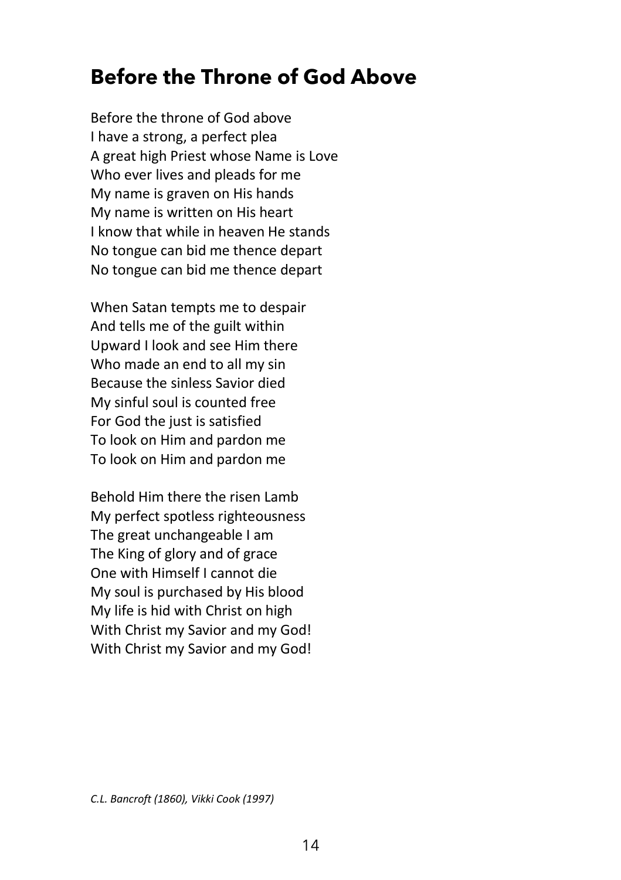# Before the Throne of God Above

Before the throne of God above  
I have a strong, a perfect plea  
A great high Priest whose Name is Love  
Who ever lives and pleads for me  
My name is graven on His hands  
My name is written on His heart  
I know that while in heaven He stands  
No tongue can bid me thence depart  
No tongue can bid me thence depart

When Satan tempts me to despair  
And tells me of the guilt within  
Upward I look and see Him there  
Who made an end to all my sin  
Because the sinless Savior died  
My sinful soul is counted free  
For God the just is satisfied  
To look on Him and pardon me  
To look on Him and pardon me

Behold Him there the risen Lamb  
My perfect spotless righteousness  
The great unchangeable I am  
The King of glory and of grace  
One with Himself I cannot die  
My soul is purchased by His blood  
My life is hid with Christ on high  
With Christ my Savior and my God!  
With Christ my Savior and my God!

*C.L. Bancroft (1860), Vikki Cook (1997)*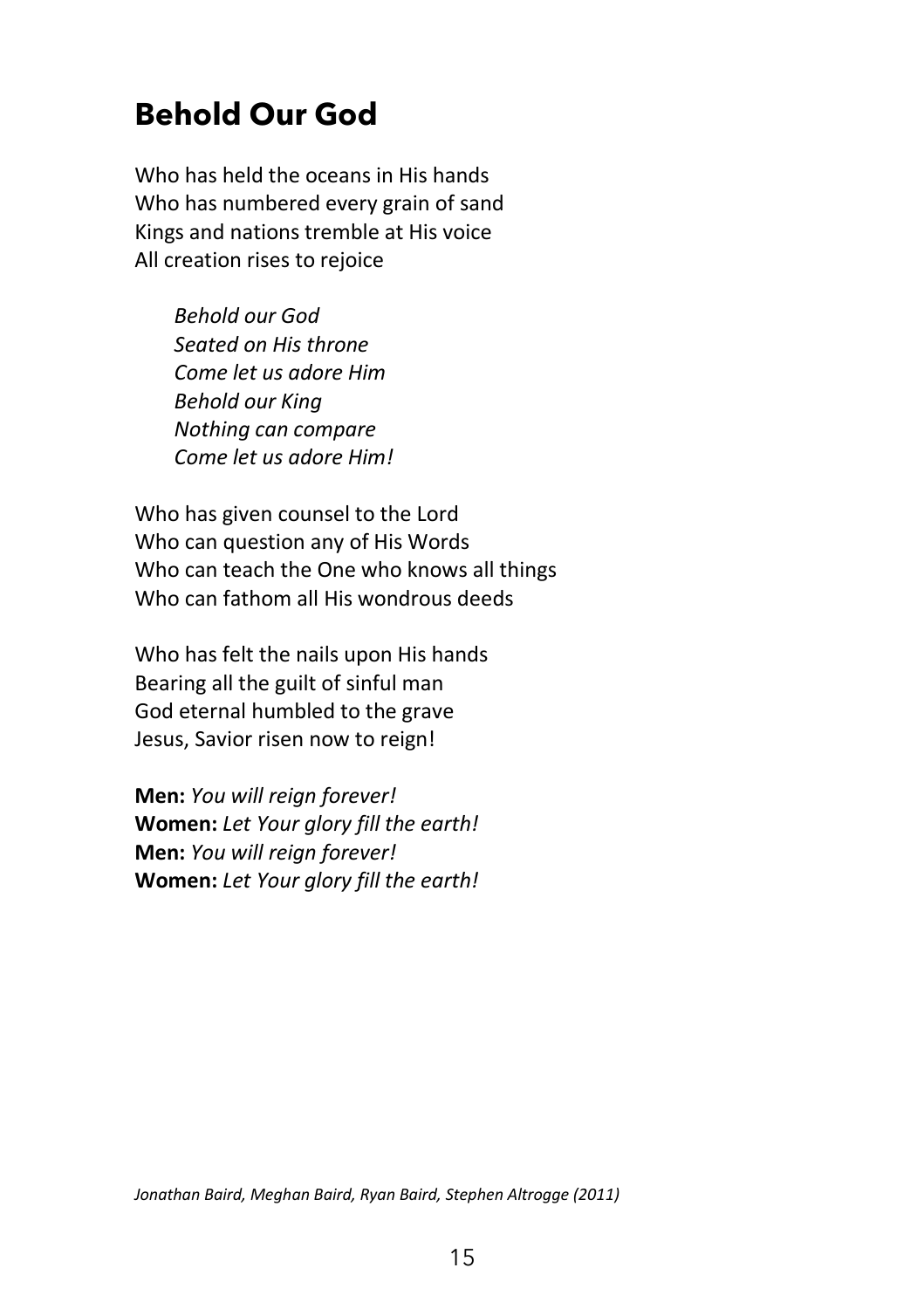# Behold Our God

Who has held the oceans in His hands
Who has numbered every grain of sand
Kings and nations tremble at His voice
All creation rises to rejoice

> *Behold our God*
> *Seated on His throne*
> *Come let us adore Him*
> *Behold our King*
> *Nothing can compare*
> *Come let us adore Him!*

Who has given counsel to the Lord
Who can question any of His Words
Who can teach the One who knows all things
Who can fathom all His wondrous deeds

Who has felt the nails upon His hands
Bearing all the guilt of sinful man
God eternal humbled to the grave
Jesus, Savior risen now to reign!

**Men:** *You will reign forever!*
**Women:** *Let Your glory fill the earth!*
**Men:** *You will reign forever!*
**Women:** *Let Your glory fill the earth!*

*Jonathan Baird, Meghan Baird, Ryan Baird, Stephen Altrogge (2011)*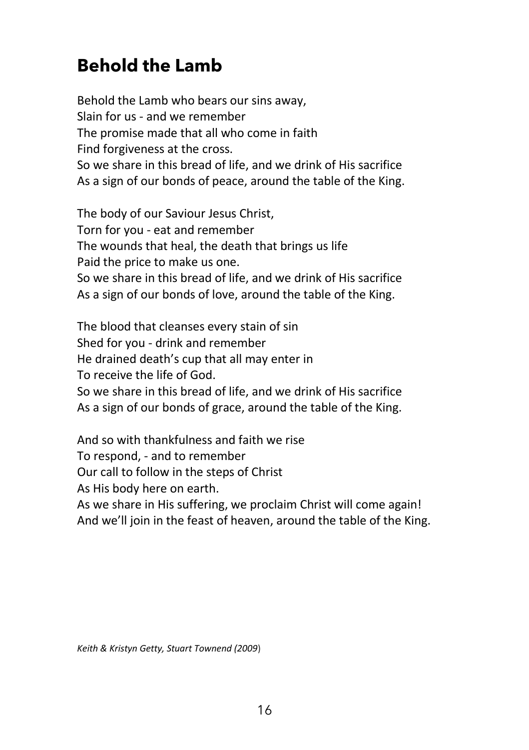# Behold the Lamb

Behold the Lamb who bears our sins away,
Slain for us - and we remember
The promise made that all who come in faith
Find forgiveness at the cross.
So we share in this bread of life, and we drink of His sacrifice
As a sign of our bonds of peace, around the table of the King.

The body of our Saviour Jesus Christ,
Torn for you - eat and remember
The wounds that heal, the death that brings us life
Paid the price to make us one.
So we share in this bread of life, and we drink of His sacrifice
As a sign of our bonds of love, around the table of the King.

The blood that cleanses every stain of sin
Shed for you - drink and remember
He drained death's cup that all may enter in
To receive the life of God.
So we share in this bread of life, and we drink of His sacrifice
As a sign of our bonds of grace, around the table of the King.

And so with thankfulness and faith we rise
To respond, - and to remember
Our call to follow in the steps of Christ
As His body here on earth.
As we share in His suffering, we proclaim Christ will come again!
And we'll join in the feast of heaven, around the table of the King.

*Keith & Kristyn Getty, Stuart Townend (2009*)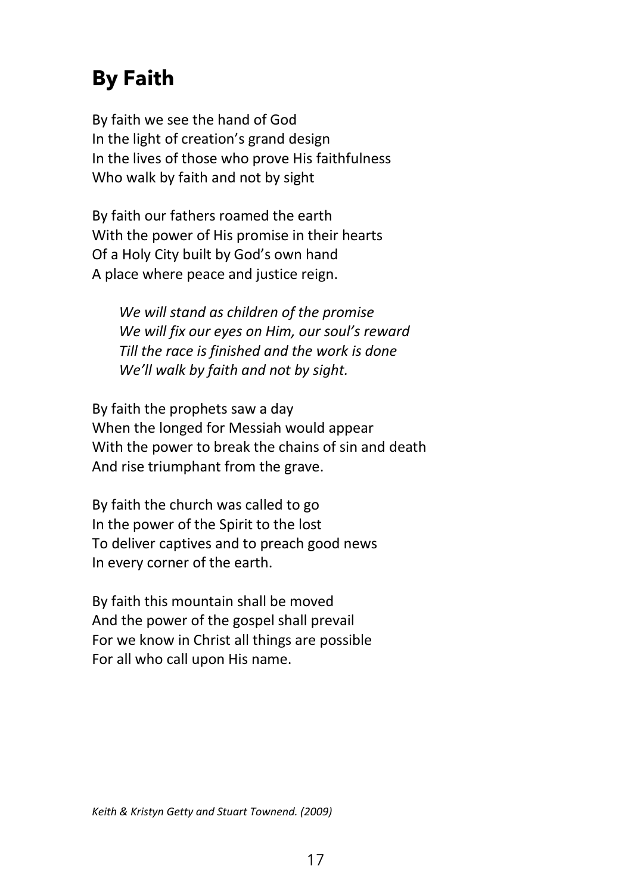# By Faith

By faith we see the hand of God
In the light of creation's grand design
In the lives of those who prove His faithfulness
Who walk by faith and not by sight

By faith our fathers roamed the earth
With the power of His promise in their hearts
Of a Holy City built by God's own hand
A place where peace and justice reign.

> *We will stand as children of the promise*
> *We will fix our eyes on Him, our soul's reward*
> *Till the race is finished and the work is done*
> *We'll walk by faith and not by sight.*

By faith the prophets saw a day
When the longed for Messiah would appear
With the power to break the chains of sin and death
And rise triumphant from the grave.

By faith the church was called to go
In the power of the Spirit to the lost
To deliver captives and to preach good news
In every corner of the earth.

By faith this mountain shall be moved
And the power of the gospel shall prevail
For we know in Christ all things are possible
For all who call upon His name.

*Keith & Kristyn Getty and Stuart Townend. (2009)*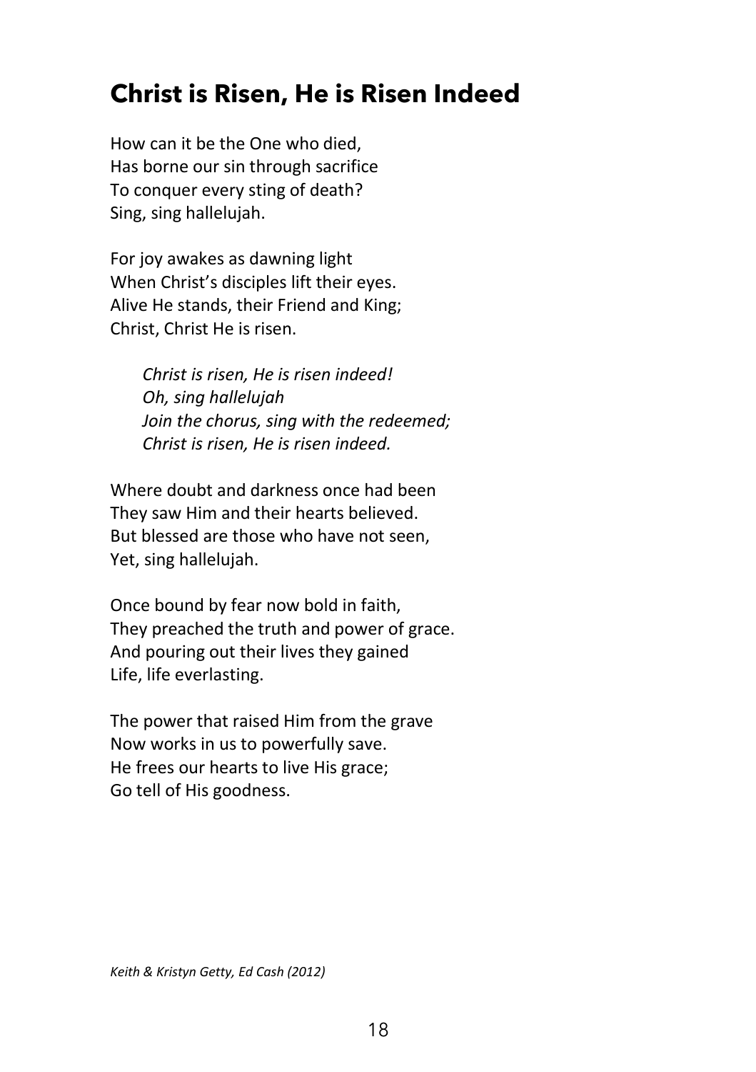## Christ is Risen, He is Risen Indeed

How can it be the One who died,
Has borne our sin through sacrifice
To conquer every sting of death?
Sing, sing hallelujah.

For joy awakes as dawning light
When Christ's disciples lift their eyes.
Alive He stands, their Friend and King;
Christ, Christ He is risen.

> *Christ is risen, He is risen indeed!*
> *Oh, sing hallelujah*
> *Join the chorus, sing with the redeemed;*
> *Christ is risen, He is risen indeed.*

Where doubt and darkness once had been
They saw Him and their hearts believed.
But blessed are those who have not seen,
Yet, sing hallelujah.

Once bound by fear now bold in faith,
They preached the truth and power of grace.
And pouring out their lives they gained
Life, life everlasting.

The power that raised Him from the grave
Now works in us to powerfully save.
He frees our hearts to live His grace;
Go tell of His goodness.

*Keith & Kristyn Getty, Ed Cash (2012)*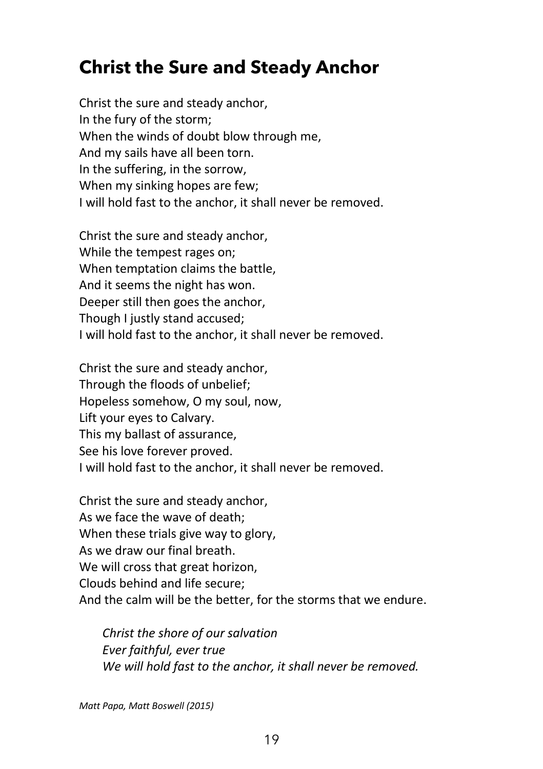## Christ the Sure and Steady Anchor

Christ the sure and steady anchor,
In the fury of the storm;
When the winds of doubt blow through me,
And my sails have all been torn.
In the suffering, in the sorrow,
When my sinking hopes are few;
I will hold fast to the anchor, it shall never be removed.

Christ the sure and steady anchor,
While the tempest rages on;
When temptation claims the battle,
And it seems the night has won.
Deeper still then goes the anchor,
Though I justly stand accused;
I will hold fast to the anchor, it shall never be removed.

Christ the sure and steady anchor,
Through the floods of unbelief;
Hopeless somehow, O my soul, now,
Lift your eyes to Calvary.
This my ballast of assurance,
See his love forever proved.
I will hold fast to the anchor, it shall never be removed.

Christ the sure and steady anchor,
As we face the wave of death;
When these trials give way to glory,
As we draw our final breath.
We will cross that great horizon,
Clouds behind and life secure;
And the calm will be the better, for the storms that we endure.

> *Christ the shore of our salvation*
> *Ever faithful, ever true*
> *We will hold fast to the anchor, it shall never be removed.*

*Matt Papa, Matt Boswell (2015)*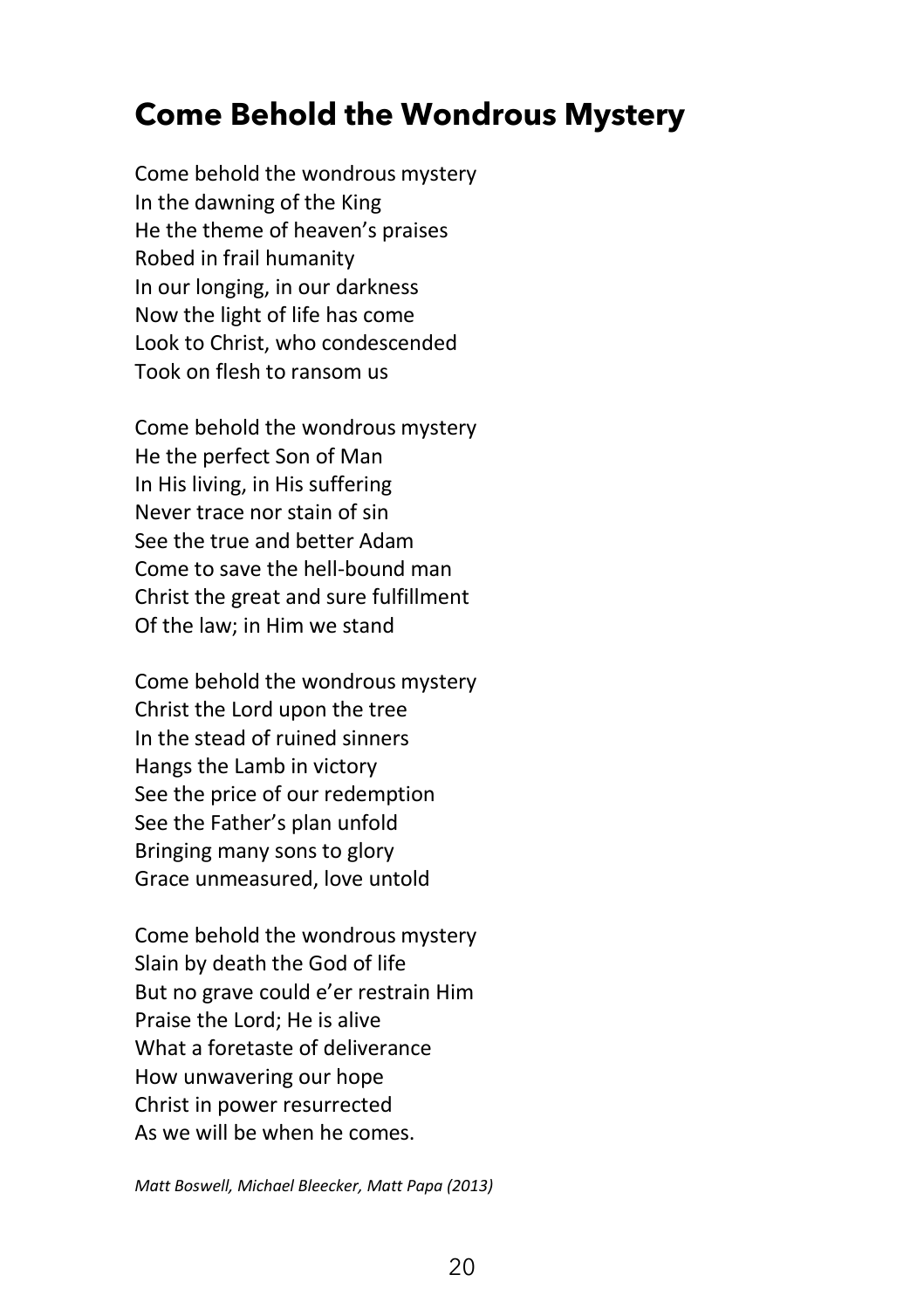# Come Behold the Wondrous Mystery

Come behold the wondrous mystery
In the dawning of the King
He the theme of heaven's praises
Robed in frail humanity
In our longing, in our darkness
Now the light of life has come
Look to Christ, who condescended
Took on flesh to ransom us

Come behold the wondrous mystery
He the perfect Son of Man
In His living, in His suffering
Never trace nor stain of sin
See the true and better Adam
Come to save the hell-bound man
Christ the great and sure fulfillment
Of the law; in Him we stand

Come behold the wondrous mystery
Christ the Lord upon the tree
In the stead of ruined sinners
Hangs the Lamb in victory
See the price of our redemption
See the Father's plan unfold
Bringing many sons to glory
Grace unmeasured, love untold

Come behold the wondrous mystery
Slain by death the God of life
But no grave could e'er restrain Him
Praise the Lord; He is alive
What a foretaste of deliverance
How unwavering our hope
Christ in power resurrected
As we will be when he comes.

*Matt Boswell, Michael Bleecker, Matt Papa (2013)*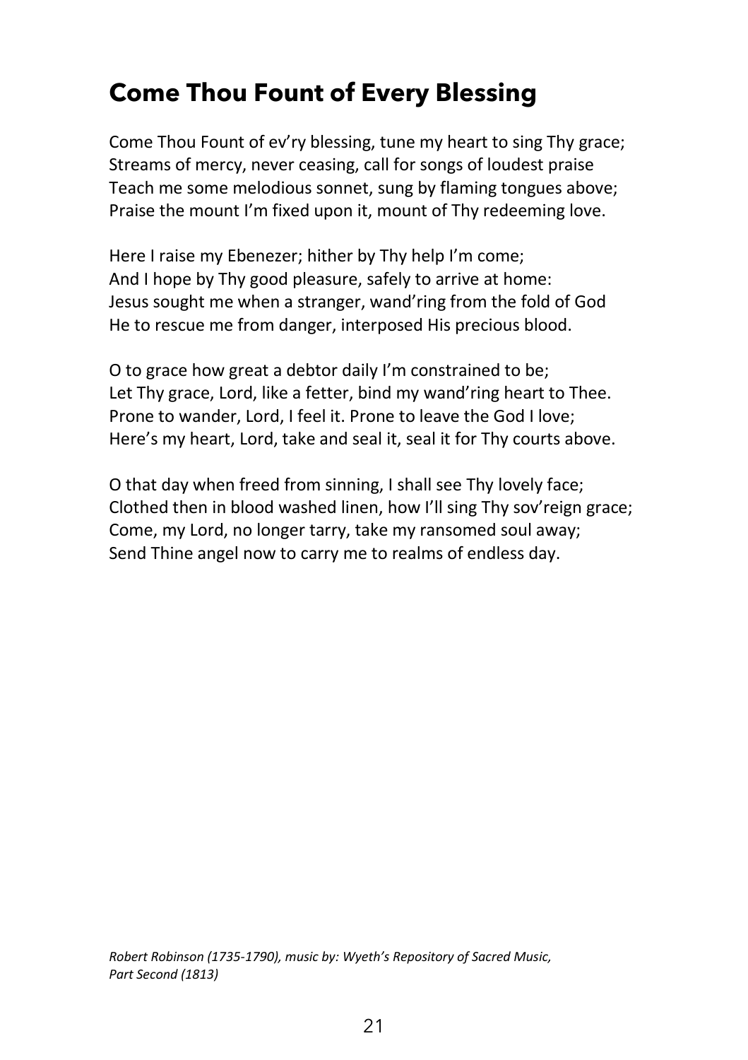# Come Thou Fount of Every Blessing

Come Thou Fount of ev'ry blessing, tune my heart to sing Thy grace;
Streams of mercy, never ceasing, call for songs of loudest praise
Teach me some melodious sonnet, sung by flaming tongues above;
Praise the mount I'm fixed upon it, mount of Thy redeeming love.

Here I raise my Ebenezer; hither by Thy help I'm come;
And I hope by Thy good pleasure, safely to arrive at home:
Jesus sought me when a stranger, wand'ring from the fold of God
He to rescue me from danger, interposed His precious blood.

O to grace how great a debtor daily I'm constrained to be;
Let Thy grace, Lord, like a fetter, bind my wand'ring heart to Thee.
Prone to wander, Lord, I feel it. Prone to leave the God I love;
Here's my heart, Lord, take and seal it, seal it for Thy courts above.

O that day when freed from sinning, I shall see Thy lovely face;
Clothed then in blood washed linen, how I'll sing Thy sov'reign grace;
Come, my Lord, no longer tarry, take my ransomed soul away;
Send Thine angel now to carry me to realms of endless day.

*Robert Robinson (1735-1790), music by: Wyeth's Repository of Sacred Music, Part Second (1813)*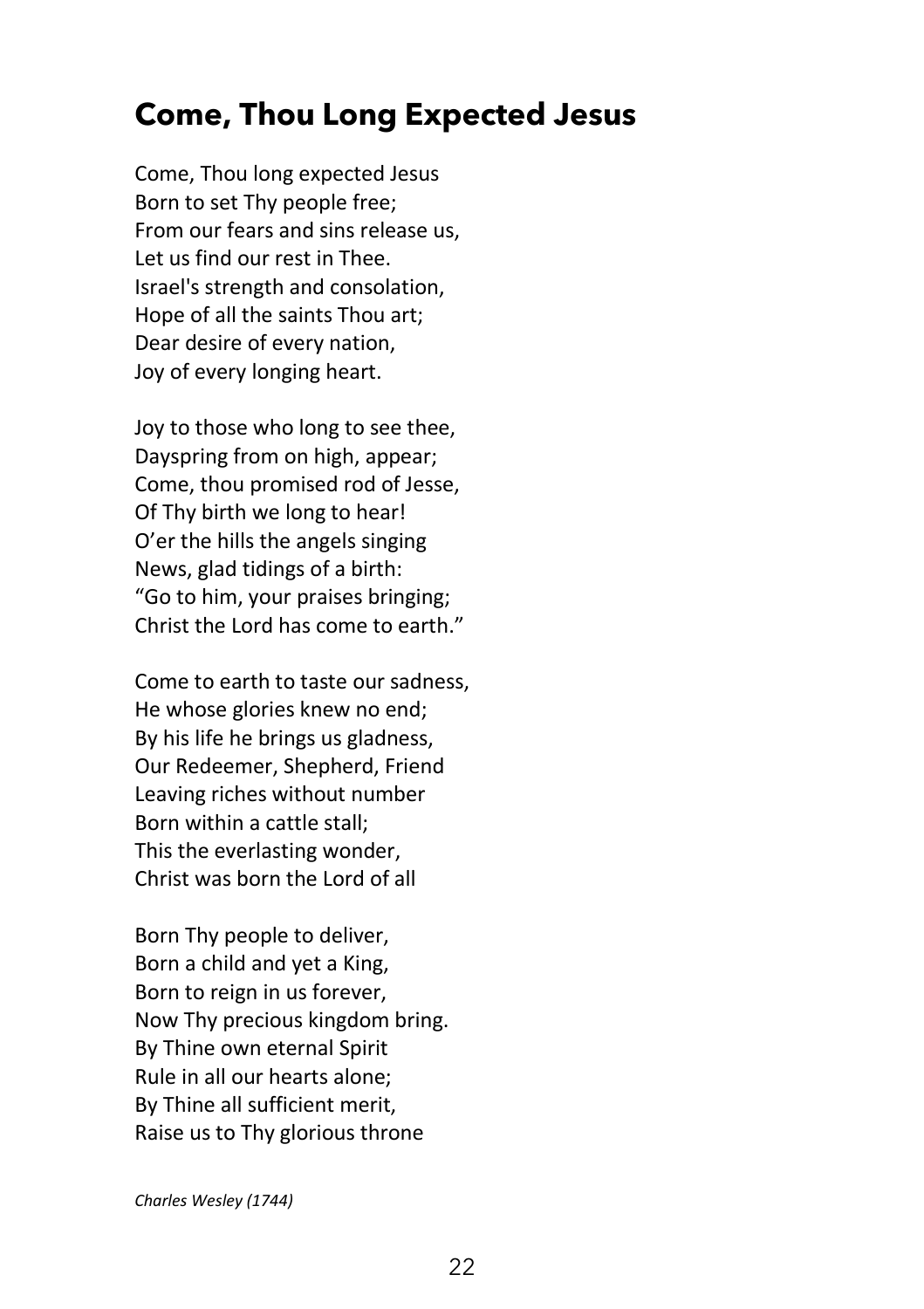# Come, Thou Long Expected Jesus

Come, Thou long expected Jesus  
Born to set Thy people free;  
From our fears and sins release us,  
Let us find our rest in Thee.  
Israel's strength and consolation,  
Hope of all the saints Thou art;  
Dear desire of every nation,  
Joy of every longing heart.

Joy to those who long to see thee,  
Dayspring from on high, appear;  
Come, thou promised rod of Jesse,  
Of Thy birth we long to hear!  
O'er the hills the angels singing  
News, glad tidings of a birth:  
"Go to him, your praises bringing;  
Christ the Lord has come to earth."

Come to earth to taste our sadness,  
He whose glories knew no end;  
By his life he brings us gladness,  
Our Redeemer, Shepherd, Friend  
Leaving riches without number  
Born within a cattle stall;  
This the everlasting wonder,  
Christ was born the Lord of all

Born Thy people to deliver,  
Born a child and yet a King,  
Born to reign in us forever,  
Now Thy precious kingdom bring.  
By Thine own eternal Spirit  
Rule in all our hearts alone;  
By Thine all sufficient merit,  
Raise us to Thy glorious throne

*Charles Wesley (1744)*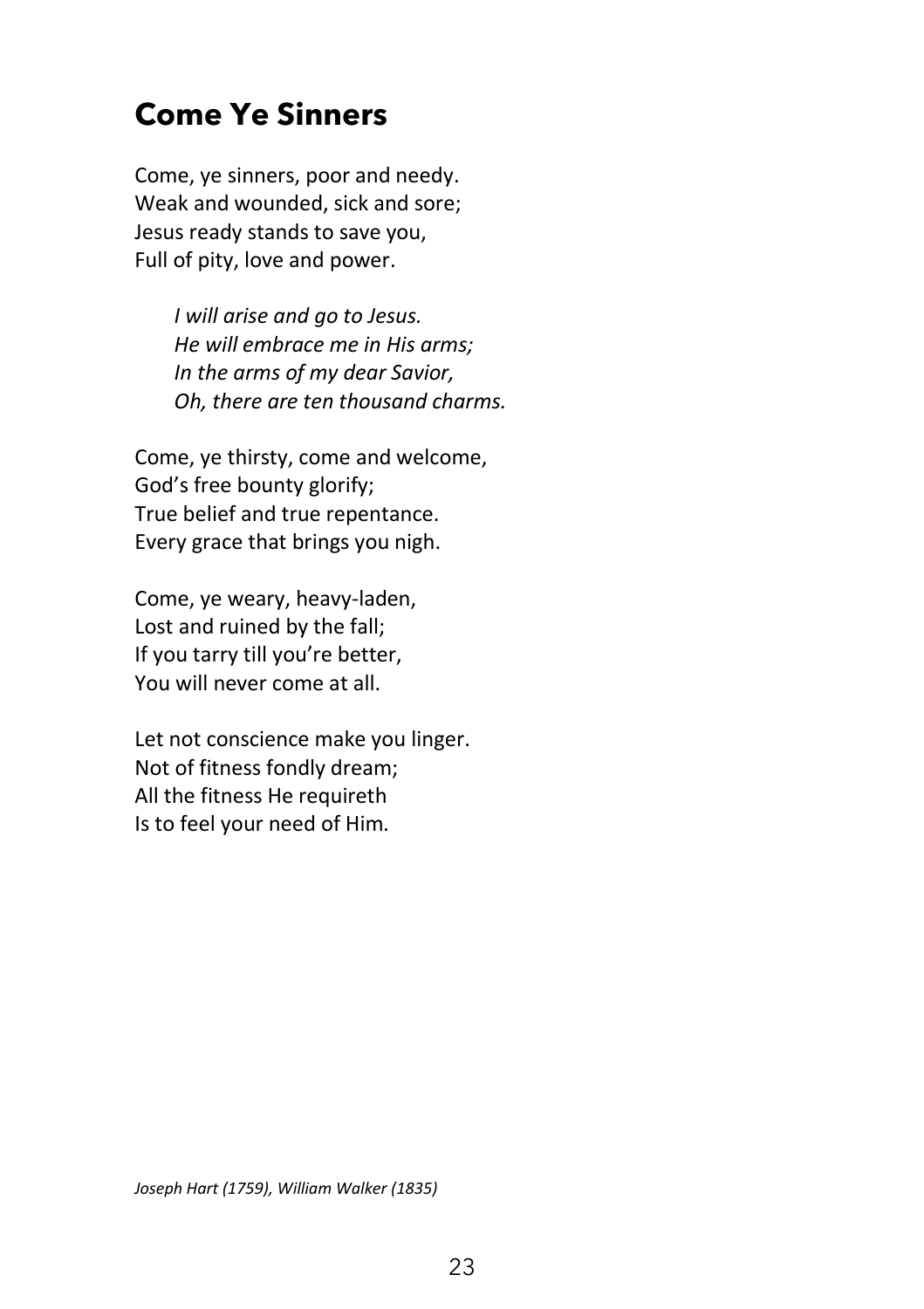## Come Ye Sinners

Come, ye sinners, poor and needy.
Weak and wounded, sick and sore;
Jesus ready stands to save you,
Full of pity, love and power.

*I will arise and go to Jesus.*
*He will embrace me in His arms;*
*In the arms of my dear Savior,*
*Oh, there are ten thousand charms.*

Come, ye thirsty, come and welcome,
God's free bounty glorify;
True belief and true repentance.
Every grace that brings you nigh.

Come, ye weary, heavy-laden,
Lost and ruined by the fall;
If you tarry till you're better,
You will never come at all.

Let not conscience make you linger.
Not of fitness fondly dream;
All the fitness He requireth
Is to feel your need of Him.

*Joseph Hart (1759), William Walker (1835)*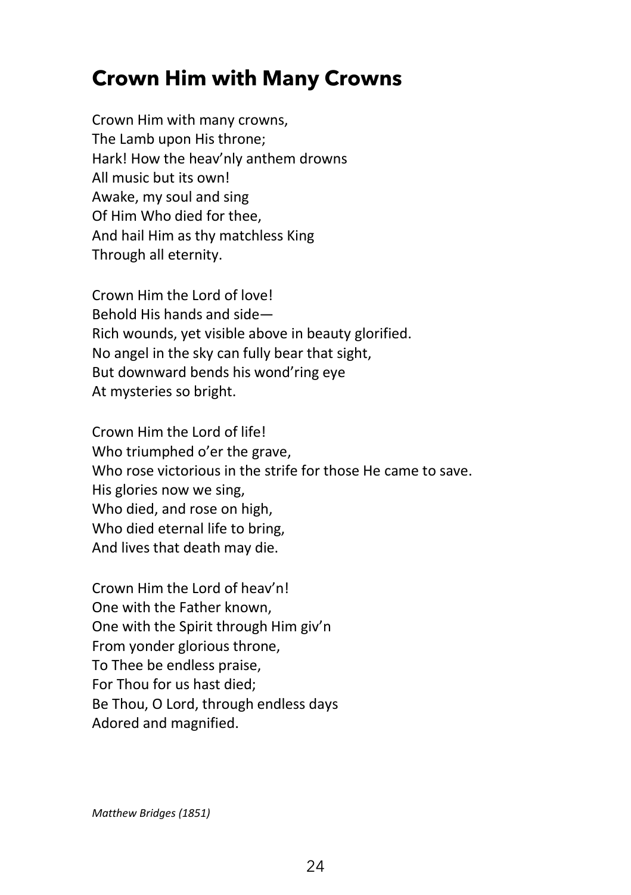## Crown Him with Many Crowns

Crown Him with many crowns,
The Lamb upon His throne;
Hark! How the heav'nly anthem drowns
All music but its own!
Awake, my soul and sing
Of Him Who died for thee,
And hail Him as thy matchless King
Through all eternity.

Crown Him the Lord of love!
Behold His hands and side—
Rich wounds, yet visible above in beauty glorified.
No angel in the sky can fully bear that sight,
But downward bends his wond'ring eye
At mysteries so bright.

Crown Him the Lord of life!
Who triumphed o'er the grave,
Who rose victorious in the strife for those He came to save.
His glories now we sing,
Who died, and rose on high,
Who died eternal life to bring,
And lives that death may die.

Crown Him the Lord of heav'n!
One with the Father known,
One with the Spirit through Him giv'n
From yonder glorious throne,
To Thee be endless praise,
For Thou for us hast died;
Be Thou, O Lord, through endless days
Adored and magnified.

*Matthew Bridges (1851)*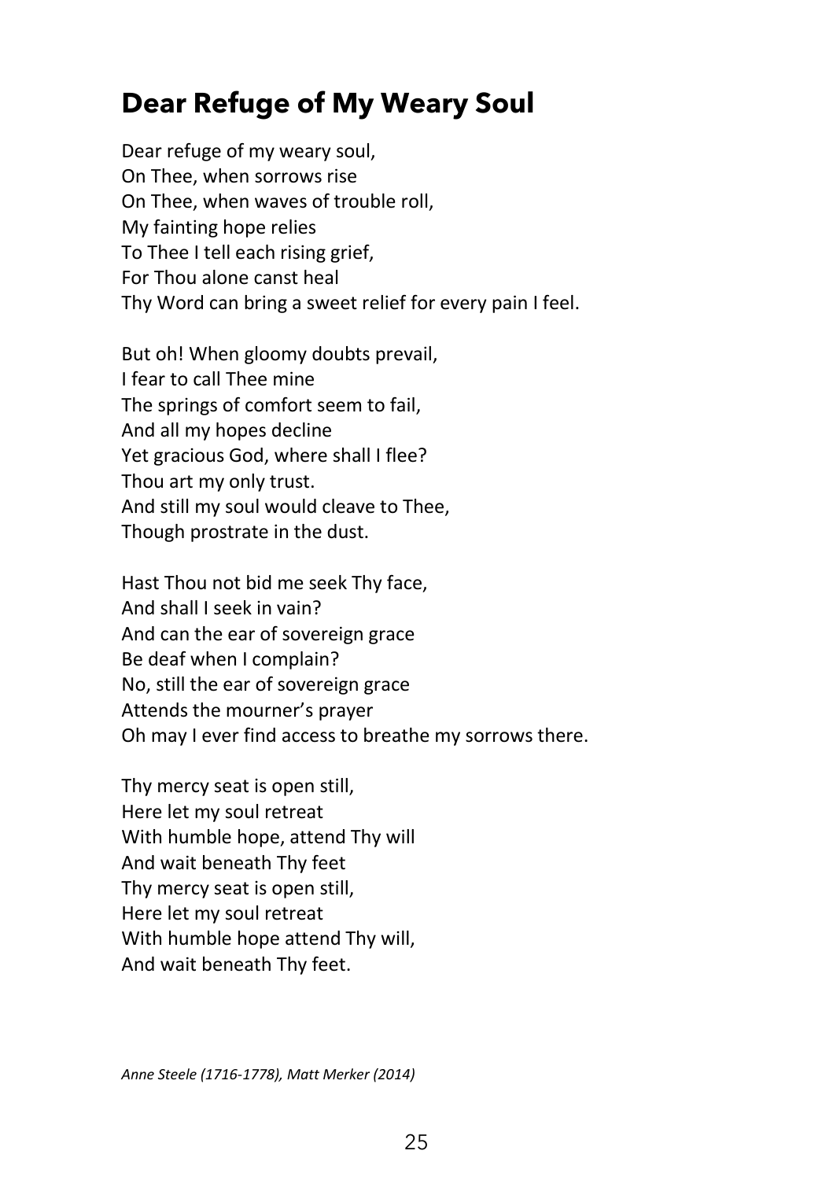## Dear Refuge of My Weary Soul

Dear refuge of my weary soul,
On Thee, when sorrows rise
On Thee, when waves of trouble roll,
My fainting hope relies
To Thee I tell each rising grief,
For Thou alone canst heal
Thy Word can bring a sweet relief for every pain I feel.

But oh! When gloomy doubts prevail,
I fear to call Thee mine
The springs of comfort seem to fail,
And all my hopes decline
Yet gracious God, where shall I flee?
Thou art my only trust.
And still my soul would cleave to Thee,
Though prostrate in the dust.

Hast Thou not bid me seek Thy face,
And shall I seek in vain?
And can the ear of sovereign grace
Be deaf when I complain?
No, still the ear of sovereign grace
Attends the mourner's prayer
Oh may I ever find access to breathe my sorrows there.

Thy mercy seat is open still,
Here let my soul retreat
With humble hope, attend Thy will
And wait beneath Thy feet
Thy mercy seat is open still,
Here let my soul retreat
With humble hope attend Thy will,
And wait beneath Thy feet.

*Anne Steele (1716-1778), Matt Merker (2014)*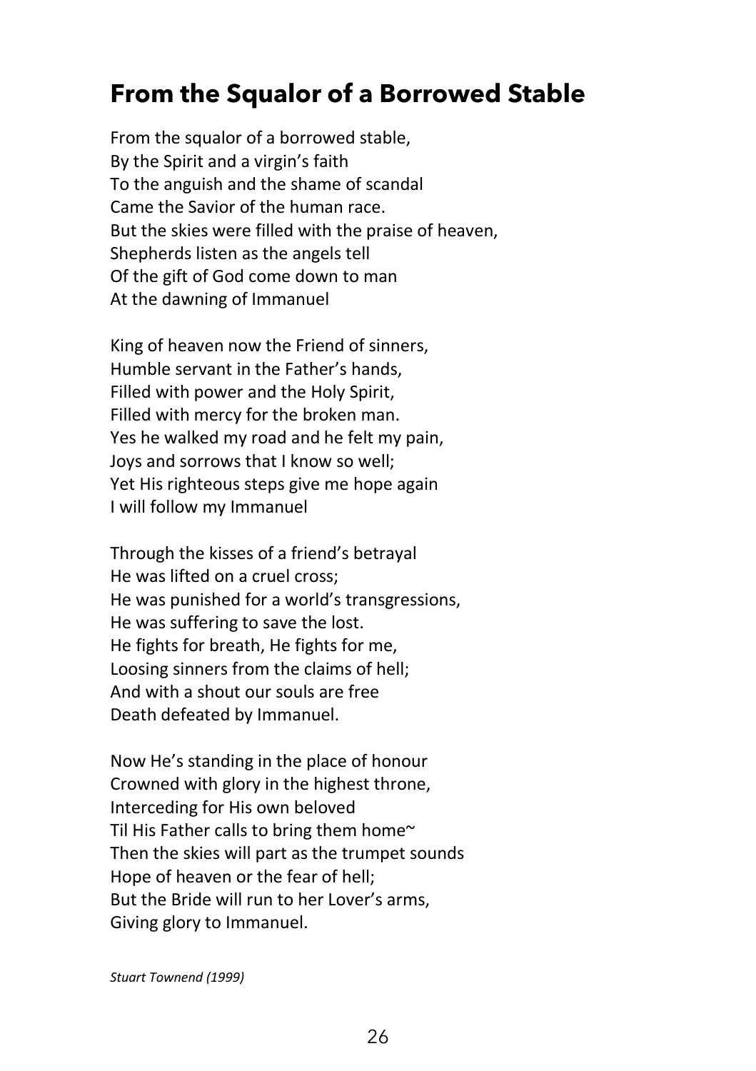## From the Squalor of a Borrowed Stable

From the squalor of a borrowed stable,
By the Spirit and a virgin's faith
To the anguish and the shame of scandal
Came the Savior of the human race.
But the skies were filled with the praise of heaven,
Shepherds listen as the angels tell
Of the gift of God come down to man
At the dawning of Immanuel

King of heaven now the Friend of sinners,
Humble servant in the Father's hands,
Filled with power and the Holy Spirit,
Filled with mercy for the broken man.
Yes he walked my road and he felt my pain,
Joys and sorrows that I know so well;
Yet His righteous steps give me hope again
I will follow my Immanuel

Through the kisses of a friend's betrayal
He was lifted on a cruel cross;
He was punished for a world's transgressions,
He was suffering to save the lost.
He fights for breath, He fights for me,
Loosing sinners from the claims of hell;
And with a shout our souls are free
Death defeated by Immanuel.

Now He's standing in the place of honour
Crowned with glory in the highest throne,
Interceding for His own beloved
Til His Father calls to bring them home~
Then the skies will part as the trumpet sounds
Hope of heaven or the fear of hell;
But the Bride will run to her Lover's arms,
Giving glory to Immanuel.

*Stuart Townend (1999)*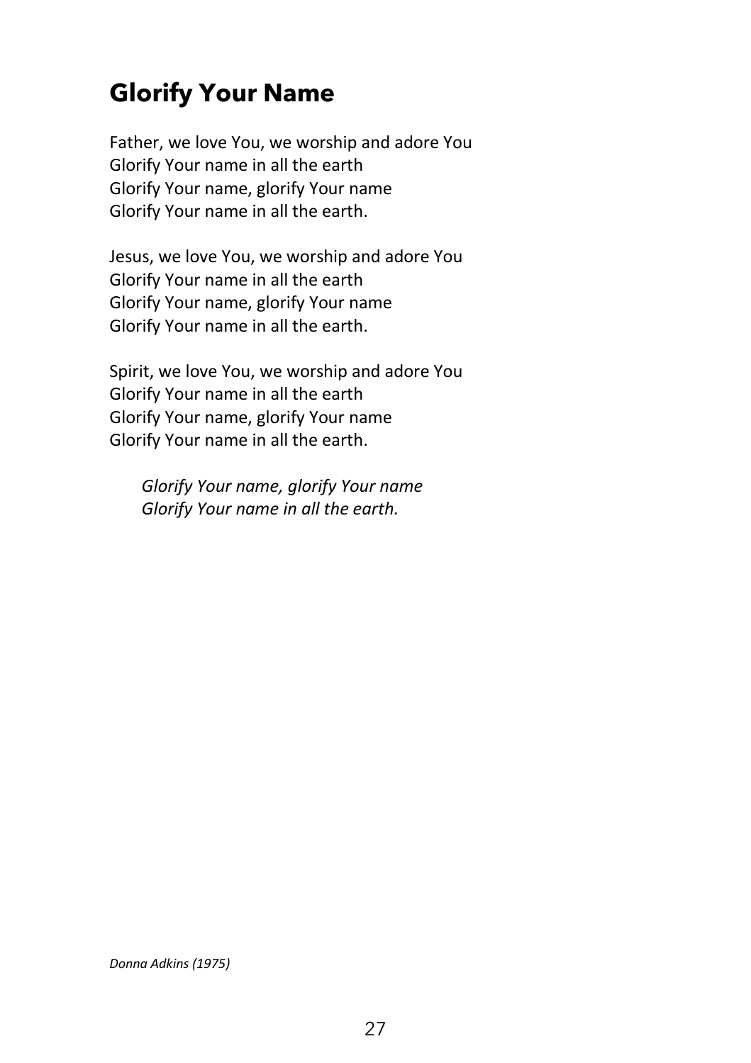## Glorify Your Name

Father, we love You, we worship and adore You
Glorify Your name in all the earth
Glorify Your name, glorify Your name
Glorify Your name in all the earth.

Jesus, we love You, we worship and adore You
Glorify Your name in all the earth
Glorify Your name, glorify Your name
Glorify Your name in all the earth.

Spirit, we love You, we worship and adore You
Glorify Your name in all the earth
Glorify Your name, glorify Your name
Glorify Your name in all the earth.

*Glorify Your name, glorify Your name*
*Glorify Your name in all the earth.*

*Donna Adkins (1975)*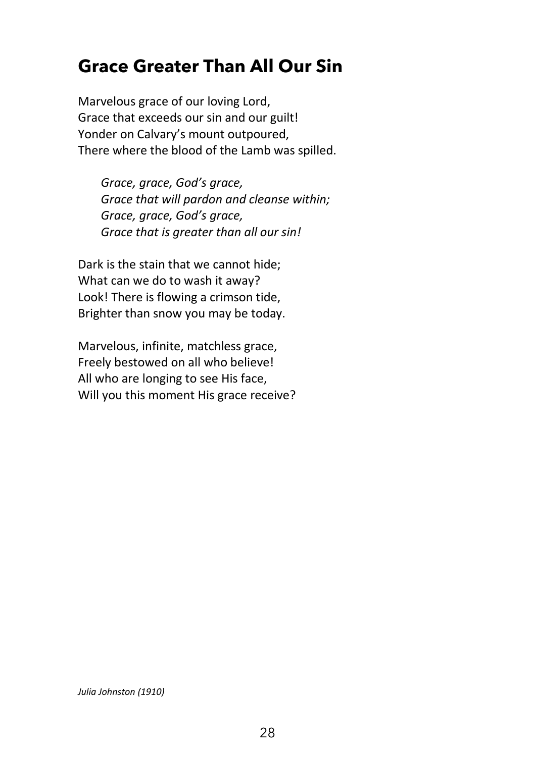## Grace Greater Than All Our Sin

Marvelous grace of our loving Lord,
Grace that exceeds our sin and our guilt!
Yonder on Calvary's mount outpoured,
There where the blood of the Lamb was spilled.

*Grace, grace, God's grace,*
*Grace that will pardon and cleanse within;*
*Grace, grace, God's grace,*
*Grace that is greater than all our sin!*

Dark is the stain that we cannot hide;
What can we do to wash it away?
Look! There is flowing a crimson tide,
Brighter than snow you may be today.

Marvelous, infinite, matchless grace,
Freely bestowed on all who believe!
All who are longing to see His face,
Will you this moment His grace receive?

*Julia Johnston (1910)*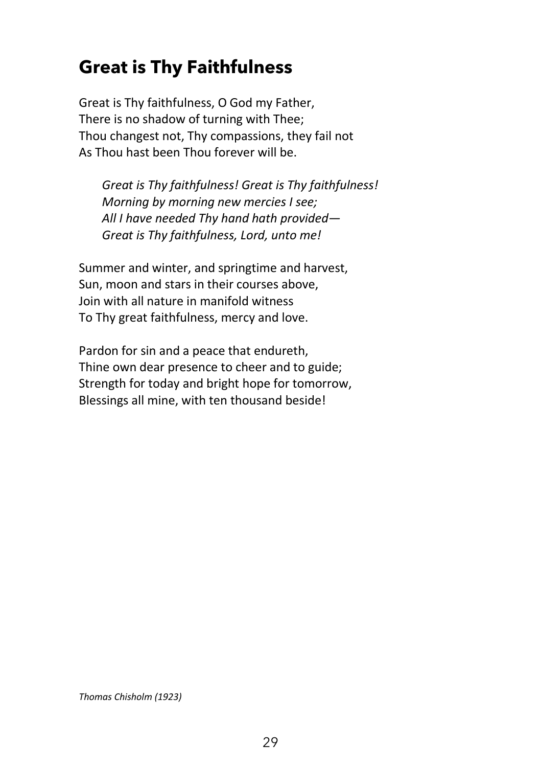# Great is Thy Faithfulness

Great is Thy faithfulness, O God my Father,
There is no shadow of turning with Thee;
Thou changest not, Thy compassions, they fail not
As Thou hast been Thou forever will be.

> *Great is Thy faithfulness! Great is Thy faithfulness!*
> *Morning by morning new mercies I see;*
> *All I have needed Thy hand hath provided—*
> *Great is Thy faithfulness, Lord, unto me!*

Summer and winter, and springtime and harvest,
Sun, moon and stars in their courses above,
Join with all nature in manifold witness
To Thy great faithfulness, mercy and love.

Pardon for sin and a peace that endureth,
Thine own dear presence to cheer and to guide;
Strength for today and bright hope for tomorrow,
Blessings all mine, with ten thousand beside!

*Thomas Chisholm (1923)*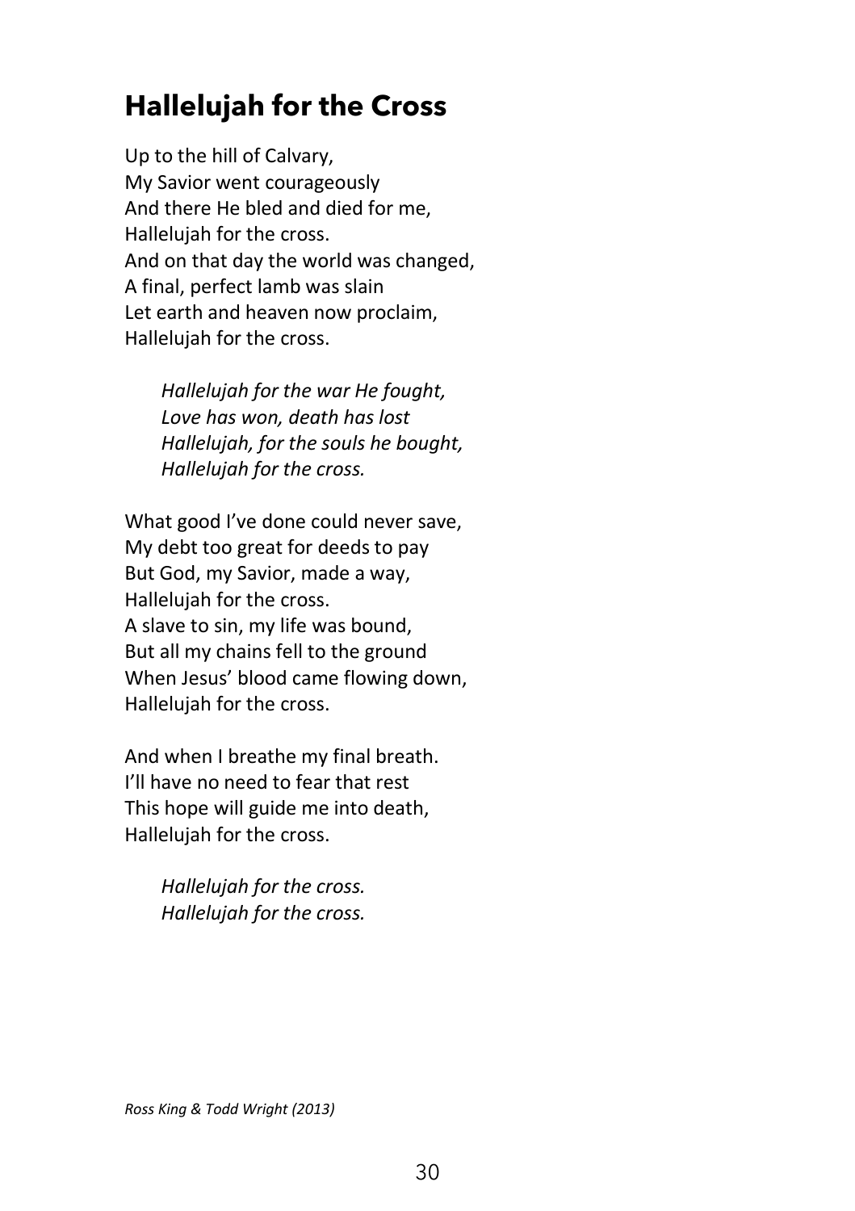## Hallelujah for the Cross

Up to the hill of Calvary,
My Savior went courageously
And there He bled and died for me,
Hallelujah for the cross.
And on that day the world was changed,
A final, perfect lamb was slain
Let earth and heaven now proclaim,
Hallelujah for the cross.

> *Hallelujah for the war He fought,*
> *Love has won, death has lost*
> *Hallelujah, for the souls he bought,*
> *Hallelujah for the cross.*

What good I've done could never save,
My debt too great for deeds to pay
But God, my Savior, made a way,
Hallelujah for the cross.
A slave to sin, my life was bound,
But all my chains fell to the ground
When Jesus' blood came flowing down,
Hallelujah for the cross.

And when I breathe my final breath.
I'll have no need to fear that rest
This hope will guide me into death,
Hallelujah for the cross.

> *Hallelujah for the cross.*
> *Hallelujah for the cross.*

*Ross King & Todd Wright (2013)*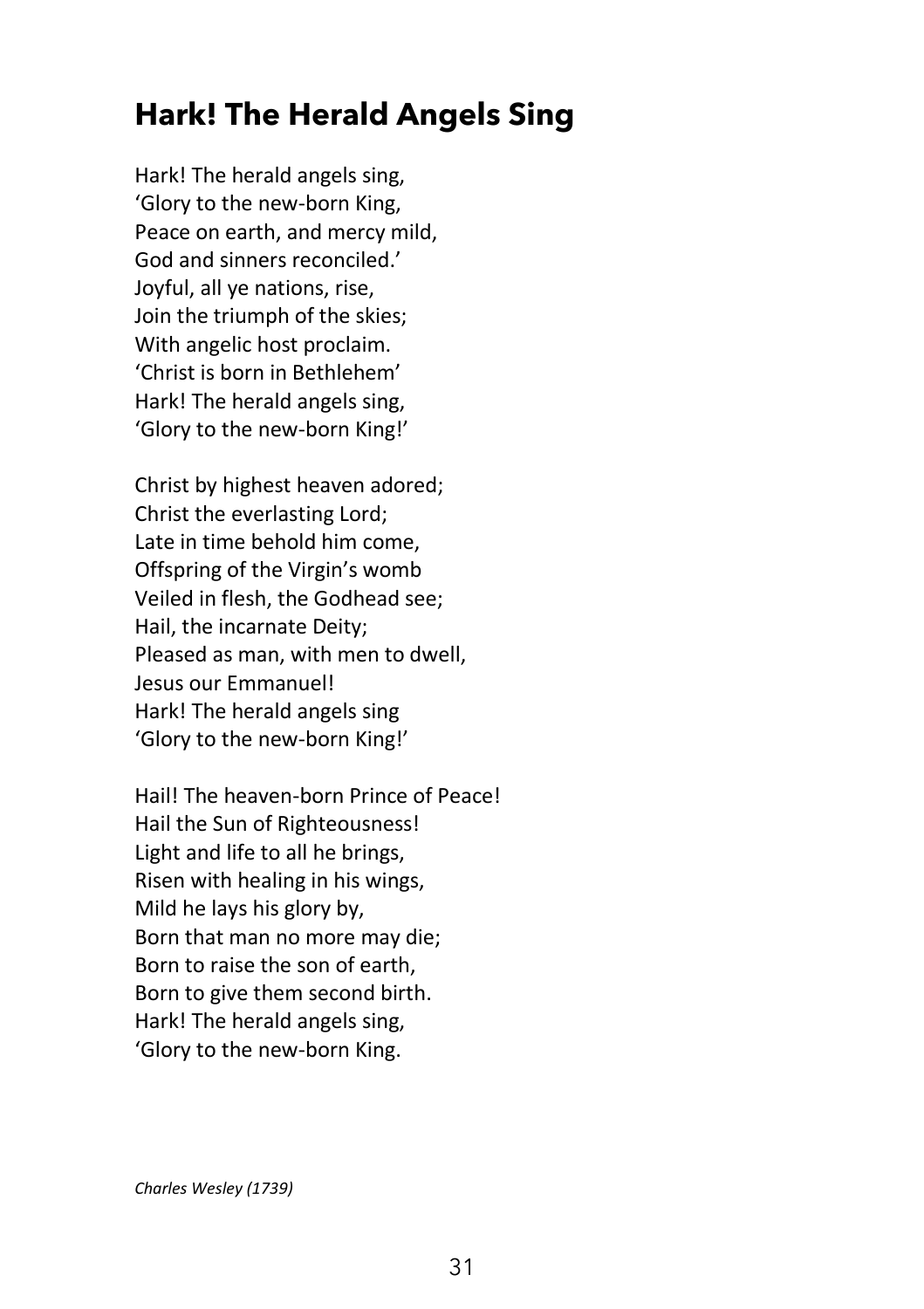## Hark! The Herald Angels Sing

Hark! The herald angels sing,
'Glory to the new-born King,
Peace on earth, and mercy mild,
God and sinners reconciled.'
Joyful, all ye nations, rise,
Join the triumph of the skies;
With angelic host proclaim.
'Christ is born in Bethlehem'
Hark! The herald angels sing,
'Glory to the new-born King!'

Christ by highest heaven adored;
Christ the everlasting Lord;
Late in time behold him come,
Offspring of the Virgin's womb
Veiled in flesh, the Godhead see;
Hail, the incarnate Deity;
Pleased as man, with men to dwell,
Jesus our Emmanuel!
Hark! The herald angels sing
'Glory to the new-born King!'

Hail! The heaven-born Prince of Peace!
Hail the Sun of Righteousness!
Light and life to all he brings,
Risen with healing in his wings,
Mild he lays his glory by,
Born that man no more may die;
Born to raise the son of earth,
Born to give them second birth.
Hark! The herald angels sing,
'Glory to the new-born King.

*Charles Wesley (1739)*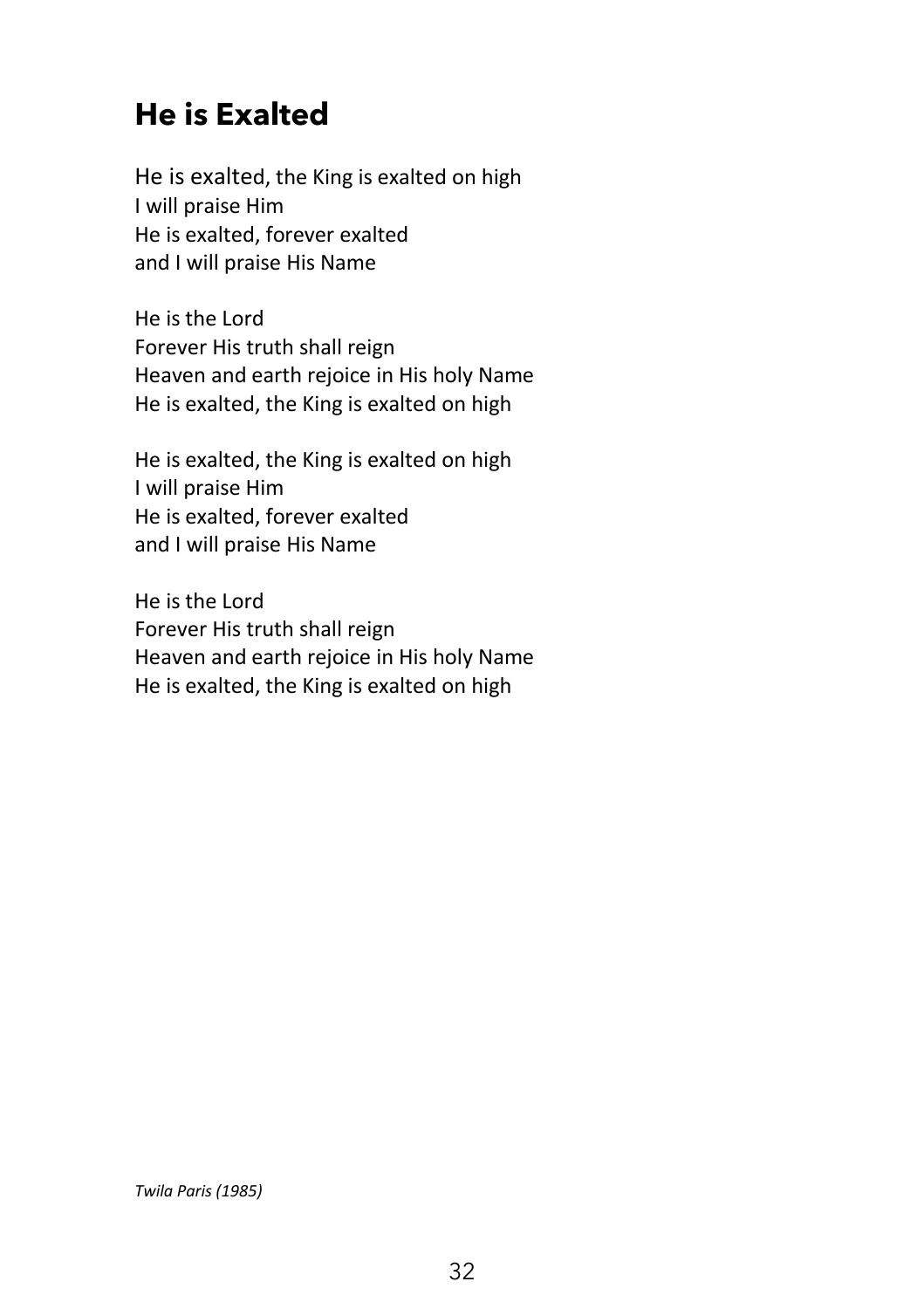## He is Exalted

He is exalted, the King is exalted on high
I will praise Him
He is exalted, forever exalted
and I will praise His Name

He is the Lord
Forever His truth shall reign
Heaven and earth rejoice in His holy Name
He is exalted, the King is exalted on high

He is exalted, the King is exalted on high
I will praise Him
He is exalted, forever exalted
and I will praise His Name

He is the Lord
Forever His truth shall reign
Heaven and earth rejoice in His holy Name
He is exalted, the King is exalted on high

*Twila Paris (1985)*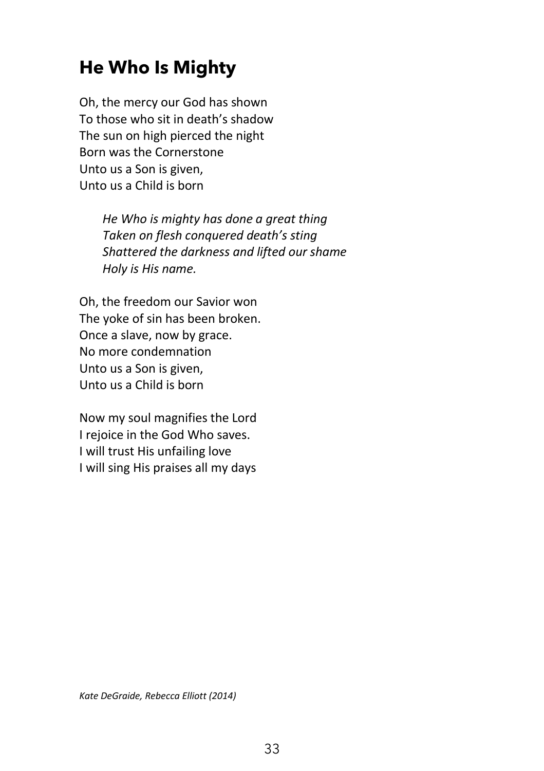## He Who Is Mighty

Oh, the mercy our God has shown  
To those who sit in death's shadow  
The sun on high pierced the night  
Born was the Cornerstone  
Unto us a Son is given,  
Unto us a Child is born

> *He Who is mighty has done a great thing*  
> *Taken on flesh conquered death's sting*  
> *Shattered the darkness and lifted our shame*  
> *Holy is His name.*

Oh, the freedom our Savior won  
The yoke of sin has been broken.  
Once a slave, now by grace.  
No more condemnation  
Unto us a Son is given,  
Unto us a Child is born

Now my soul magnifies the Lord  
I rejoice in the God Who saves.  
I will trust His unfailing love  
I will sing His praises all my days

*Kate DeGraide, Rebecca Elliott (2014)*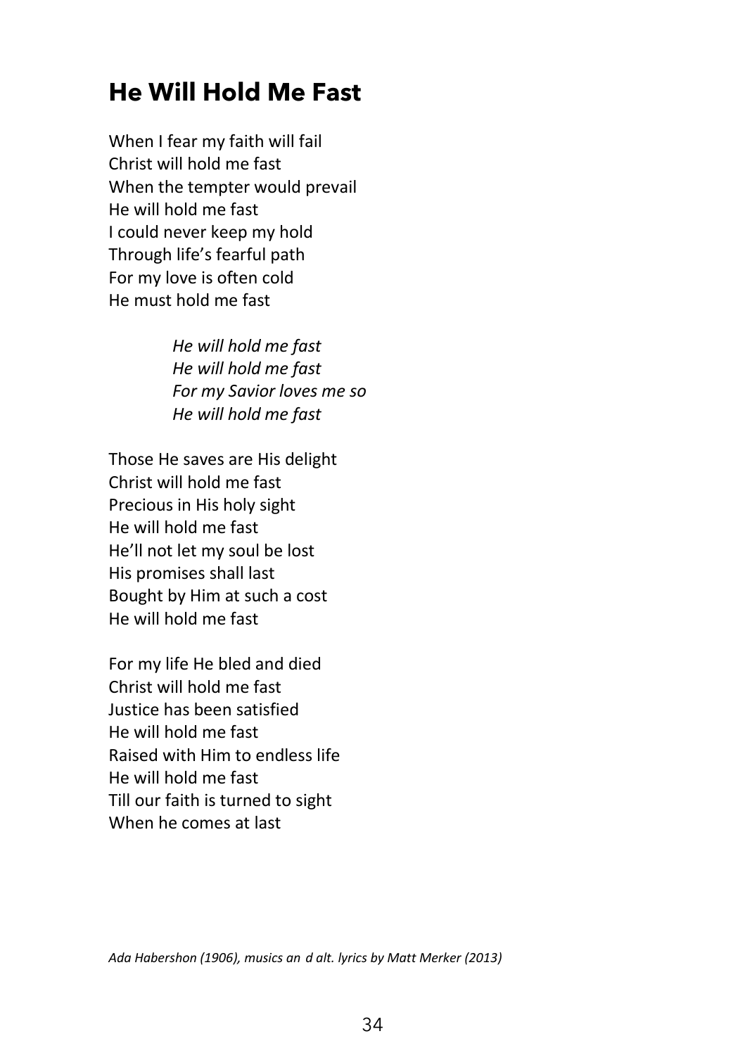## He Will Hold Me Fast

When I fear my faith will fail
Christ will hold me fast
When the tempter would prevail
He will hold me fast
I could never keep my hold
Through life's fearful path
For my love is often cold
He must hold me fast

> *He will hold me fast*
> *He will hold me fast*
> *For my Savior loves me so*
> *He will hold me fast*

Those He saves are His delight
Christ will hold me fast
Precious in His holy sight
He will hold me fast
He'll not let my soul be lost
His promises shall last
Bought by Him at such a cost
He will hold me fast

For my life He bled and died
Christ will hold me fast
Justice has been satisfied
He will hold me fast
Raised with Him to endless life
He will hold me fast
Till our faith is turned to sight
When he comes at last

*Ada Habershon (1906), musics an d alt. lyrics by Matt Merker (2013)*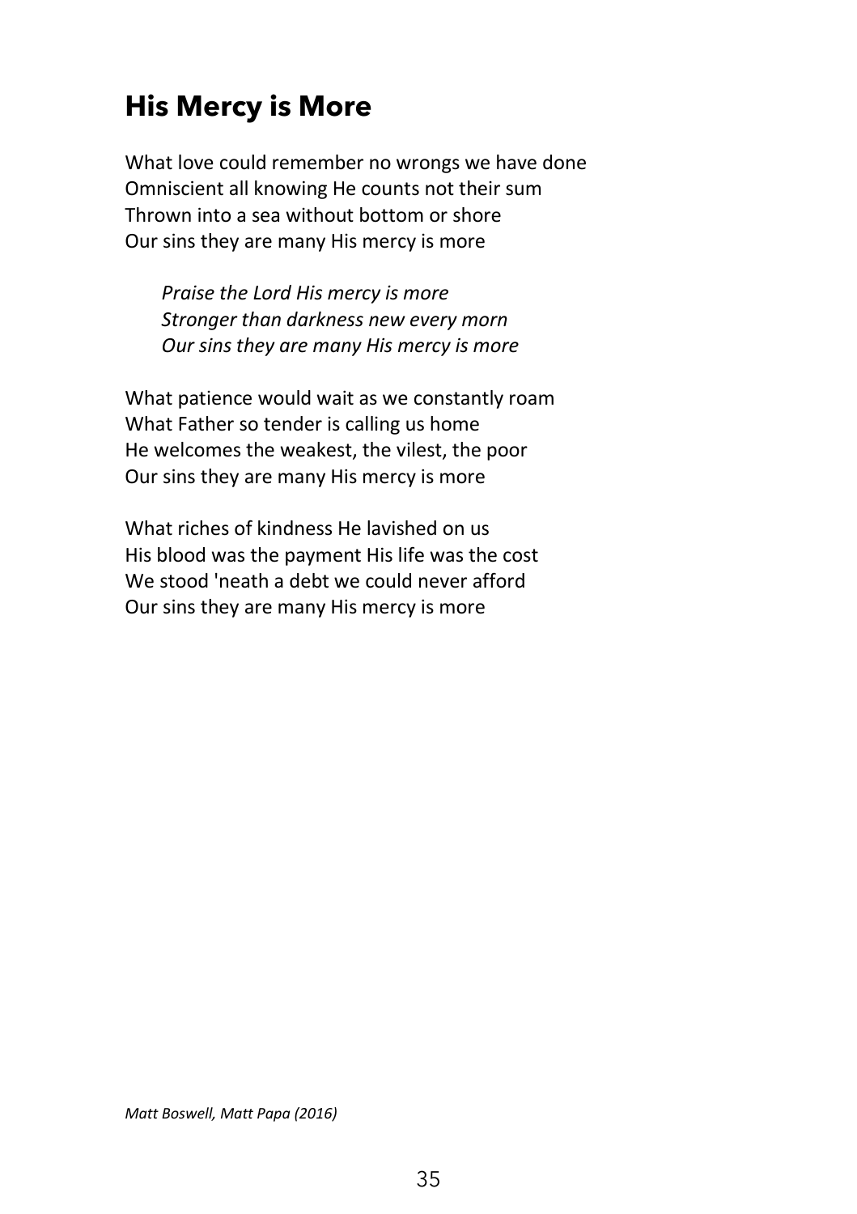## His Mercy is More

What love could remember no wrongs we have done
Omniscient all knowing He counts not their sum
Thrown into a sea without bottom or shore
Our sins they are many His mercy is more

*Praise the Lord His mercy is more*
*Stronger than darkness new every morn*
*Our sins they are many His mercy is more*

What patience would wait as we constantly roam
What Father so tender is calling us home
He welcomes the weakest, the vilest, the poor
Our sins they are many His mercy is more

What riches of kindness He lavished on us
His blood was the payment His life was the cost
We stood 'neath a debt we could never afford
Our sins they are many His mercy is more

*Matt Boswell, Matt Papa (2016)*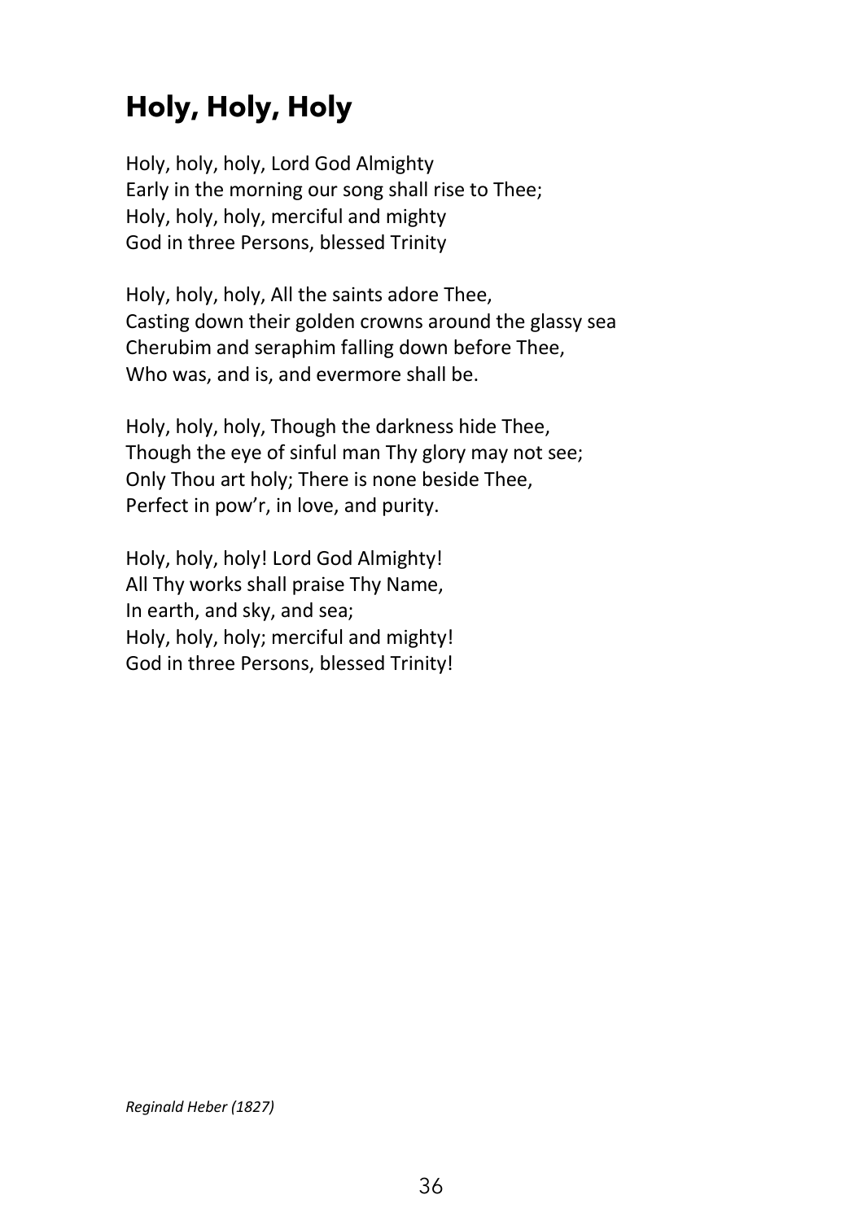# Holy, Holy, Holy

Holy, holy, holy, Lord God Almighty
Early in the morning our song shall rise to Thee;
Holy, holy, holy, merciful and mighty
God in three Persons, blessed Trinity

Holy, holy, holy, All the saints adore Thee,
Casting down their golden crowns around the glassy sea
Cherubim and seraphim falling down before Thee,
Who was, and is, and evermore shall be.

Holy, holy, holy, Though the darkness hide Thee,
Though the eye of sinful man Thy glory may not see;
Only Thou art holy; There is none beside Thee,
Perfect in pow'r, in love, and purity.

Holy, holy, holy! Lord God Almighty!
All Thy works shall praise Thy Name,
In earth, and sky, and sea;
Holy, holy, holy; merciful and mighty!
God in three Persons, blessed Trinity!

*Reginald Heber (1827)*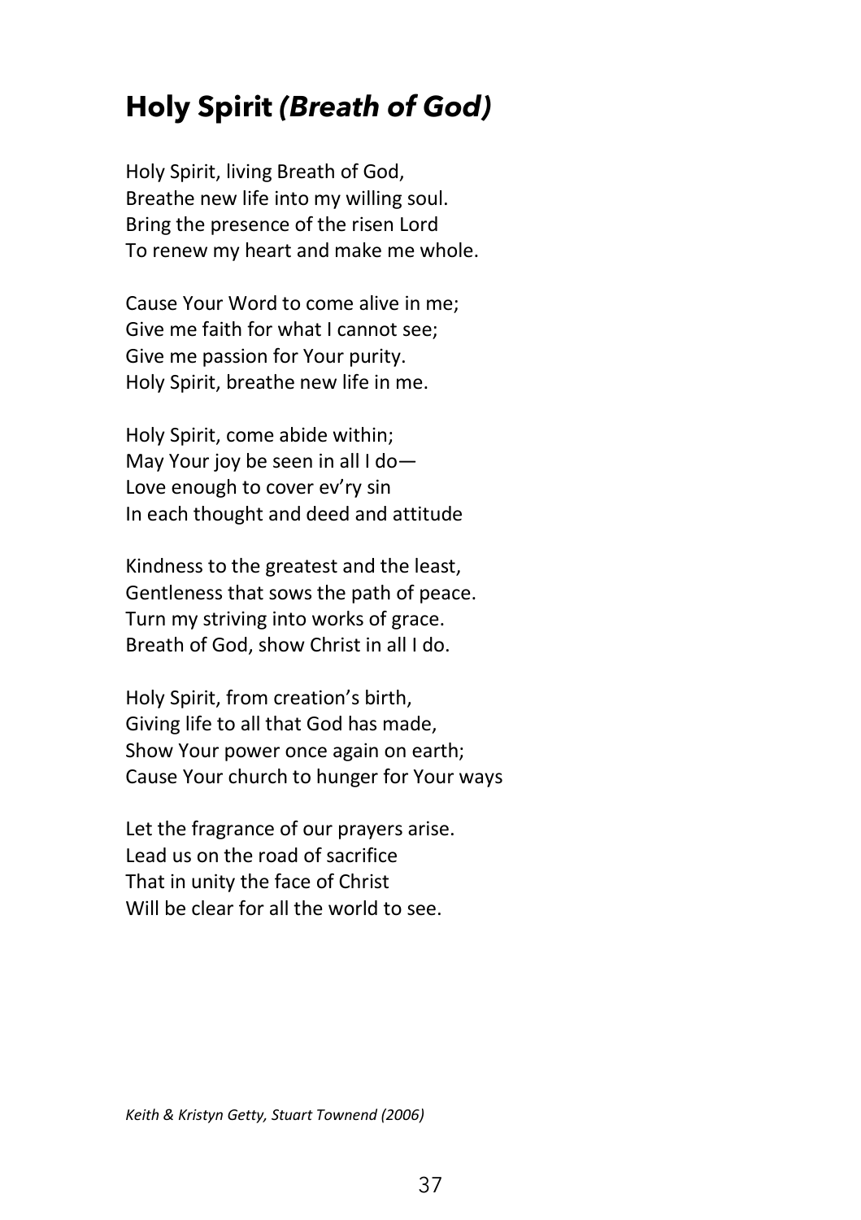## Holy Spirit *(Breath of God)*

Holy Spirit, living Breath of God,
Breathe new life into my willing soul.
Bring the presence of the risen Lord
To renew my heart and make me whole.

Cause Your Word to come alive in me;
Give me faith for what I cannot see;
Give me passion for Your purity.
Holy Spirit, breathe new life in me.

Holy Spirit, come abide within;
May Your joy be seen in all I do—
Love enough to cover ev'ry sin
In each thought and deed and attitude

Kindness to the greatest and the least,
Gentleness that sows the path of peace.
Turn my striving into works of grace.
Breath of God, show Christ in all I do.

Holy Spirit, from creation's birth,
Giving life to all that God has made,
Show Your power once again on earth;
Cause Your church to hunger for Your ways

Let the fragrance of our prayers arise.
Lead us on the road of sacrifice
That in unity the face of Christ
Will be clear for all the world to see.

*Keith & Kristyn Getty, Stuart Townend (2006)*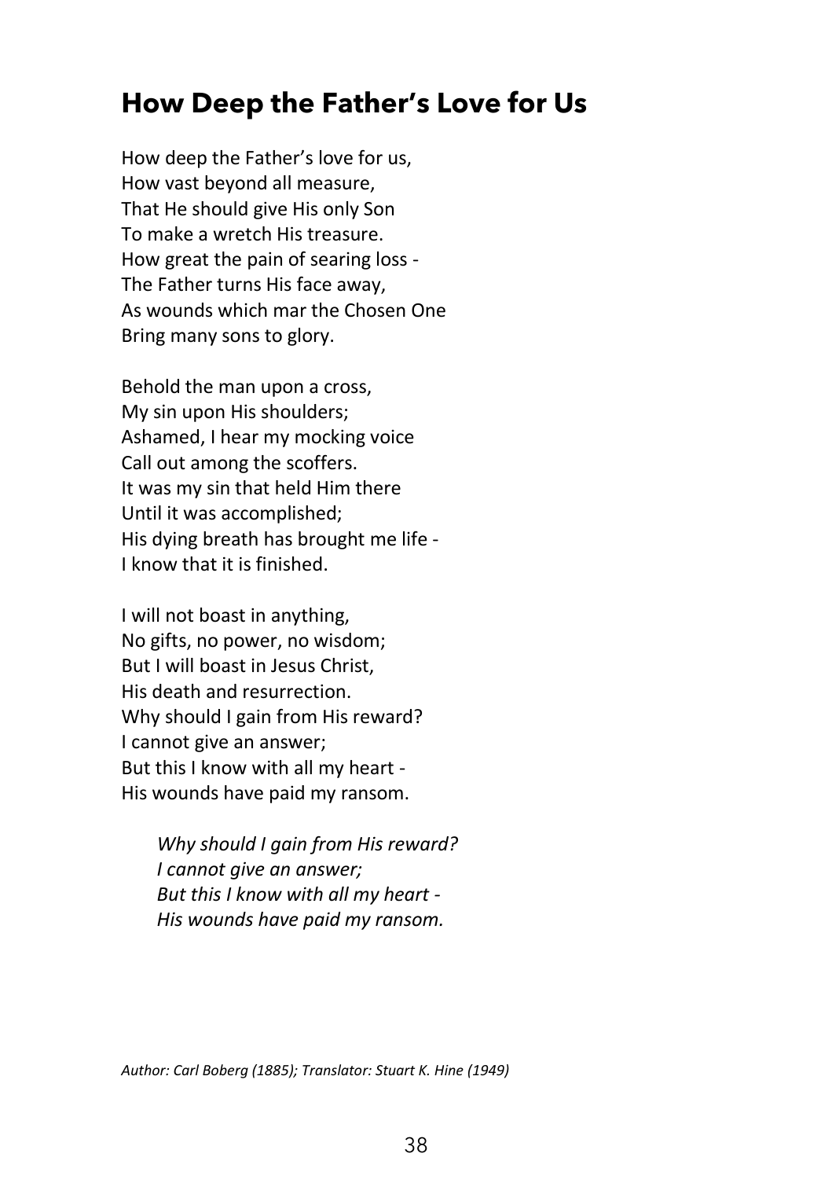# How Deep the Father's Love for Us

How deep the Father's love for us,
How vast beyond all measure,
That He should give His only Son
To make a wretch His treasure.
How great the pain of searing loss -
The Father turns His face away,
As wounds which mar the Chosen One
Bring many sons to glory.

Behold the man upon a cross,
My sin upon His shoulders;
Ashamed, I hear my mocking voice
Call out among the scoffers.
It was my sin that held Him there
Until it was accomplished;
His dying breath has brought me life -
I know that it is finished.

I will not boast in anything,
No gifts, no power, no wisdom;
But I will boast in Jesus Christ,
His death and resurrection.
Why should I gain from His reward?
I cannot give an answer;
But this I know with all my heart -
His wounds have paid my ransom.

*Why should I gain from His reward?*
*I cannot give an answer;*
*But this I know with all my heart -*
*His wounds have paid my ransom.*

*Author: Carl Boberg (1885); Translator: Stuart K. Hine (1949)*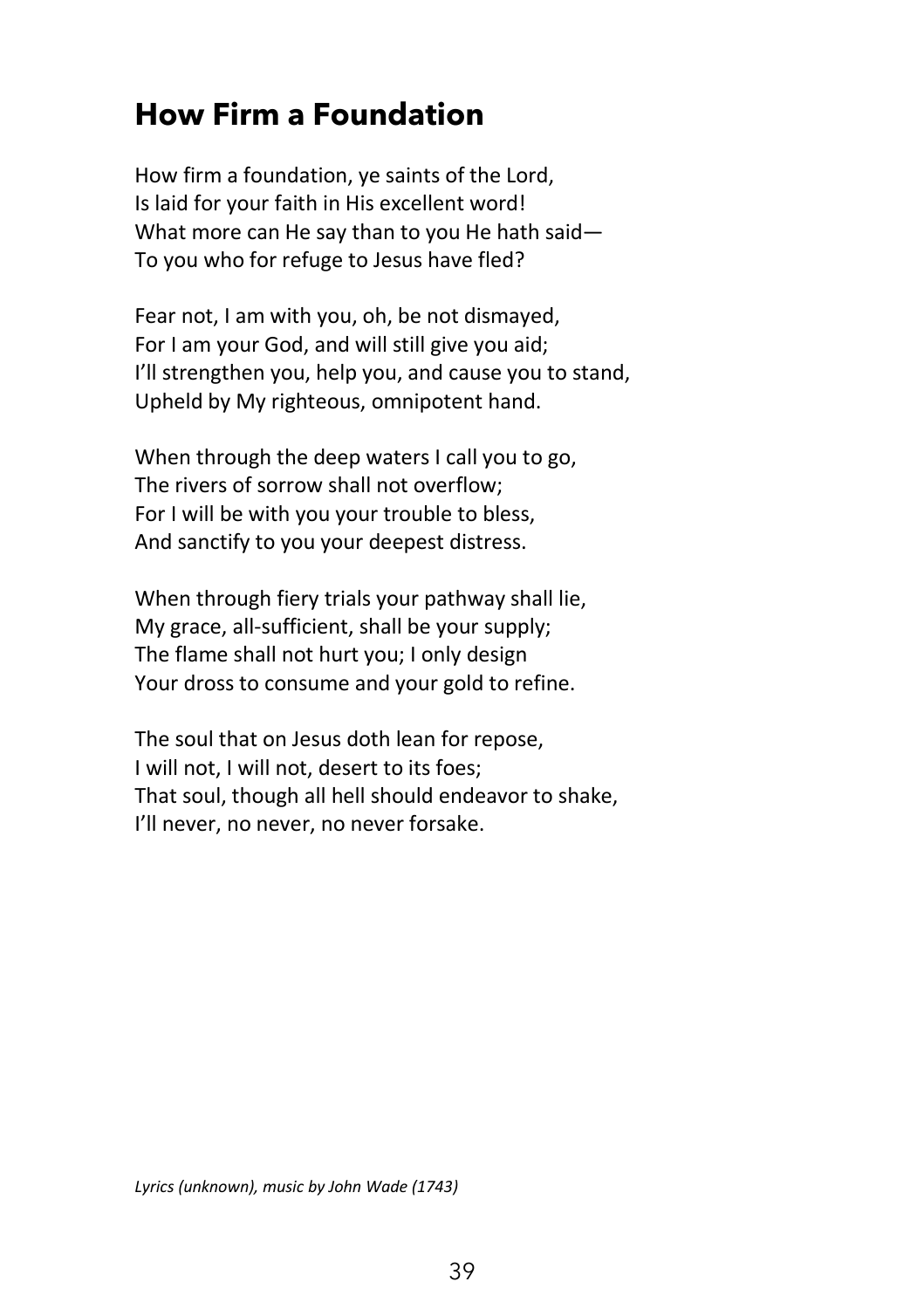## How Firm a Foundation

How firm a foundation, ye saints of the Lord,
Is laid for your faith in His excellent word!
What more can He say than to you He hath said—
To you who for refuge to Jesus have fled?

Fear not, I am with you, oh, be not dismayed,
For I am your God, and will still give you aid;
I'll strengthen you, help you, and cause you to stand,
Upheld by My righteous, omnipotent hand.

When through the deep waters I call you to go,
The rivers of sorrow shall not overflow;
For I will be with you your trouble to bless,
And sanctify to you your deepest distress.

When through fiery trials your pathway shall lie,
My grace, all-sufficient, shall be your supply;
The flame shall not hurt you; I only design
Your dross to consume and your gold to refine.

The soul that on Jesus doth lean for repose,
I will not, I will not, desert to its foes;
That soul, though all hell should endeavor to shake,
I'll never, no never, no never forsake.

*Lyrics (unknown), music by John Wade (1743)*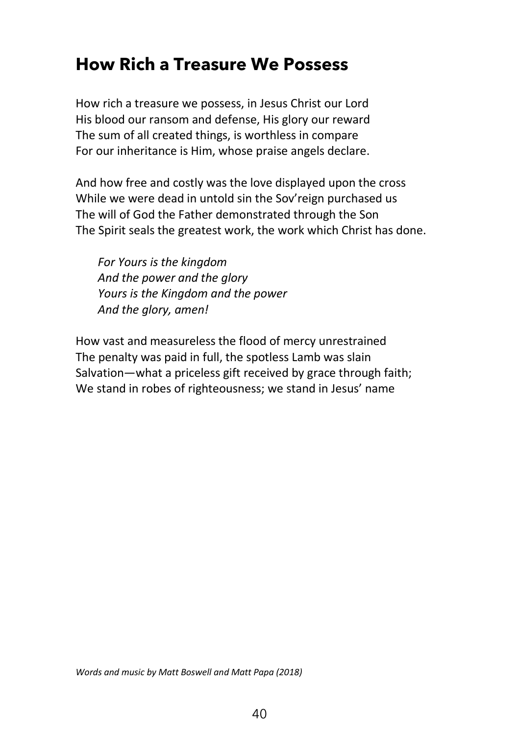## How Rich a Treasure We Possess

How rich a treasure we possess, in Jesus Christ our Lord
His blood our ransom and defense, His glory our reward
The sum of all created things, is worthless in compare
For our inheritance is Him, whose praise angels declare.

And how free and costly was the love displayed upon the cross
While we were dead in untold sin the Sov'reign purchased us
The will of God the Father demonstrated through the Son
The Spirit seals the greatest work, the work which Christ has done.

*For Yours is the kingdom*
*And the power and the glory*
*Yours is the Kingdom and the power*
*And the glory, amen!*

How vast and measureless the flood of mercy unrestrained
The penalty was paid in full, the spotless Lamb was slain
Salvation—what a priceless gift received by grace through faith;
We stand in robes of righteousness; we stand in Jesus' name

*Words and music by Matt Boswell and Matt Papa (2018)*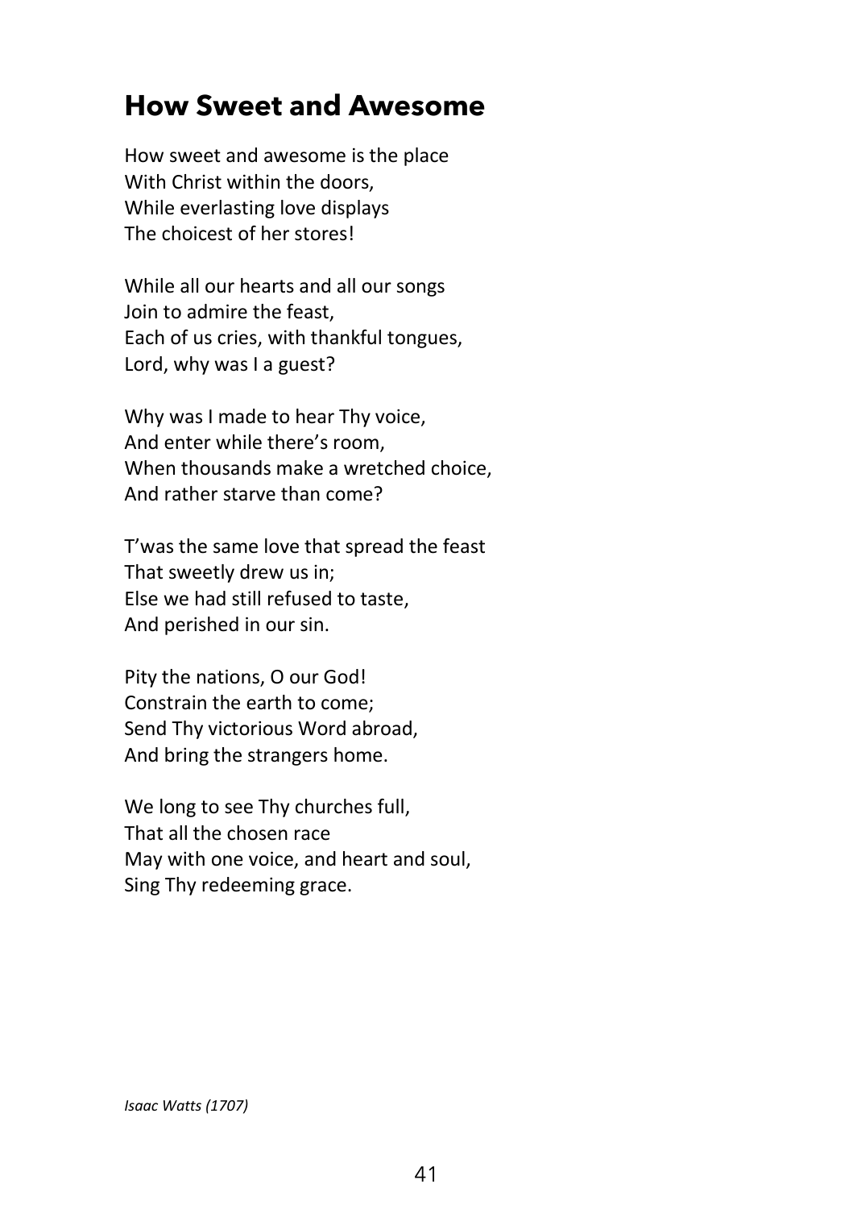## How Sweet and Awesome

How sweet and awesome is the place  
With Christ within the doors,  
While everlasting love displays  
The choicest of her stores!

While all our hearts and all our songs  
Join to admire the feast,  
Each of us cries, with thankful tongues,  
Lord, why was I a guest?

Why was I made to hear Thy voice,  
And enter while there's room,  
When thousands make a wretched choice,  
And rather starve than come?

T'was the same love that spread the feast  
That sweetly drew us in;  
Else we had still refused to taste,  
And perished in our sin.

Pity the nations, O our God!  
Constrain the earth to come;  
Send Thy victorious Word abroad,  
And bring the strangers home.

We long to see Thy churches full,  
That all the chosen race  
May with one voice, and heart and soul,  
Sing Thy redeeming grace.

*Isaac Watts (1707)*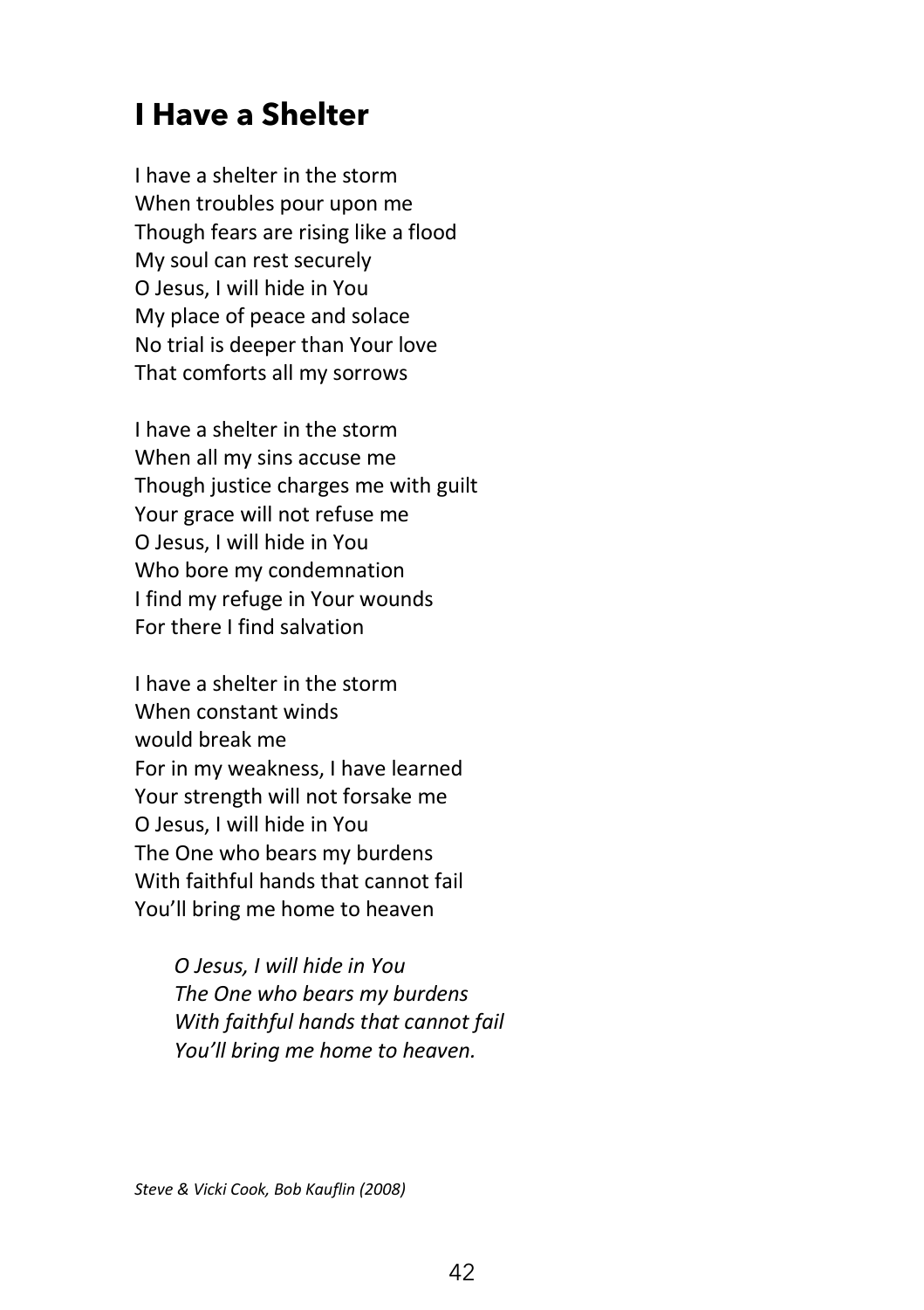## I Have a Shelter

I have a shelter in the storm
When troubles pour upon me
Though fears are rising like a flood
My soul can rest securely
O Jesus, I will hide in You
My place of peace and solace
No trial is deeper than Your love
That comforts all my sorrows

I have a shelter in the storm
When all my sins accuse me
Though justice charges me with guilt
Your grace will not refuse me
O Jesus, I will hide in You
Who bore my condemnation
I find my refuge in Your wounds
For there I find salvation

I have a shelter in the storm
When constant winds
would break me
For in my weakness, I have learned
Your strength will not forsake me
O Jesus, I will hide in You
The One who bears my burdens
With faithful hands that cannot fail
You'll bring me home to heaven

> *O Jesus, I will hide in You*
> *The One who bears my burdens*
> *With faithful hands that cannot fail*
> *You'll bring me home to heaven.*

*Steve & Vicki Cook, Bob Kauflin (2008)*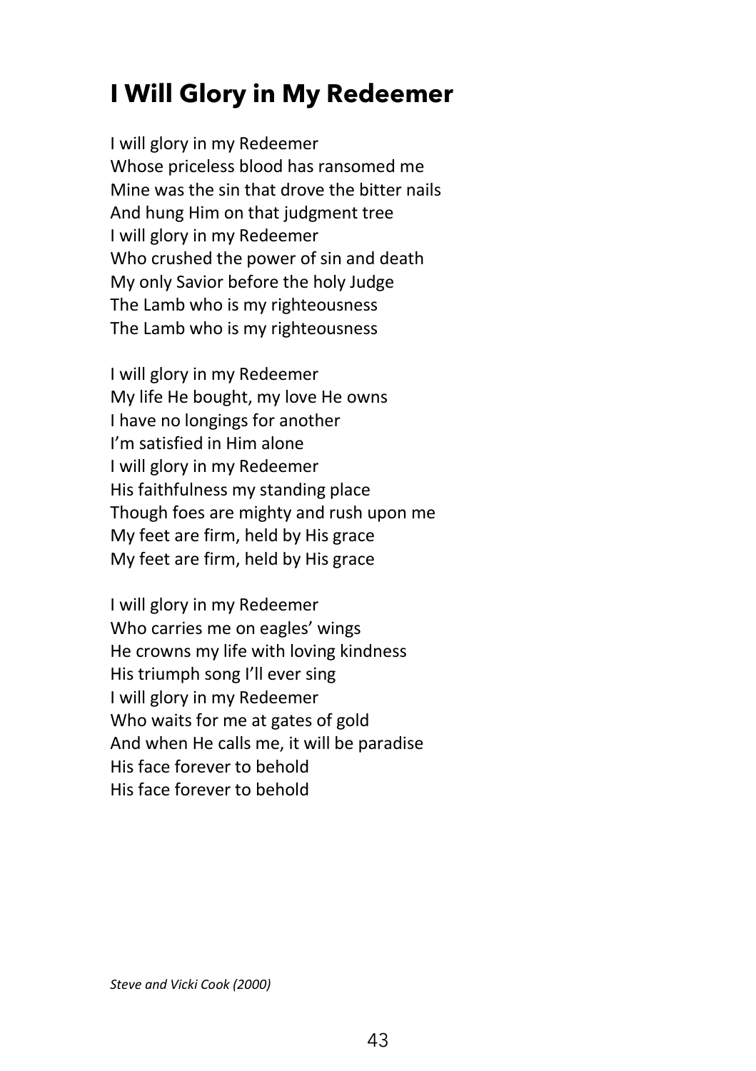# I Will Glory in My Redeemer

I will glory in my Redeemer
Whose priceless blood has ransomed me
Mine was the sin that drove the bitter nails
And hung Him on that judgment tree
I will glory in my Redeemer
Who crushed the power of sin and death
My only Savior before the holy Judge
The Lamb who is my righteousness
The Lamb who is my righteousness

I will glory in my Redeemer
My life He bought, my love He owns
I have no longings for another
I'm satisfied in Him alone
I will glory in my Redeemer
His faithfulness my standing place
Though foes are mighty and rush upon me
My feet are firm, held by His grace
My feet are firm, held by His grace

I will glory in my Redeemer
Who carries me on eagles' wings
He crowns my life with loving kindness
His triumph song I'll ever sing
I will glory in my Redeemer
Who waits for me at gates of gold
And when He calls me, it will be paradise
His face forever to behold
His face forever to behold

*Steve and Vicki Cook (2000)*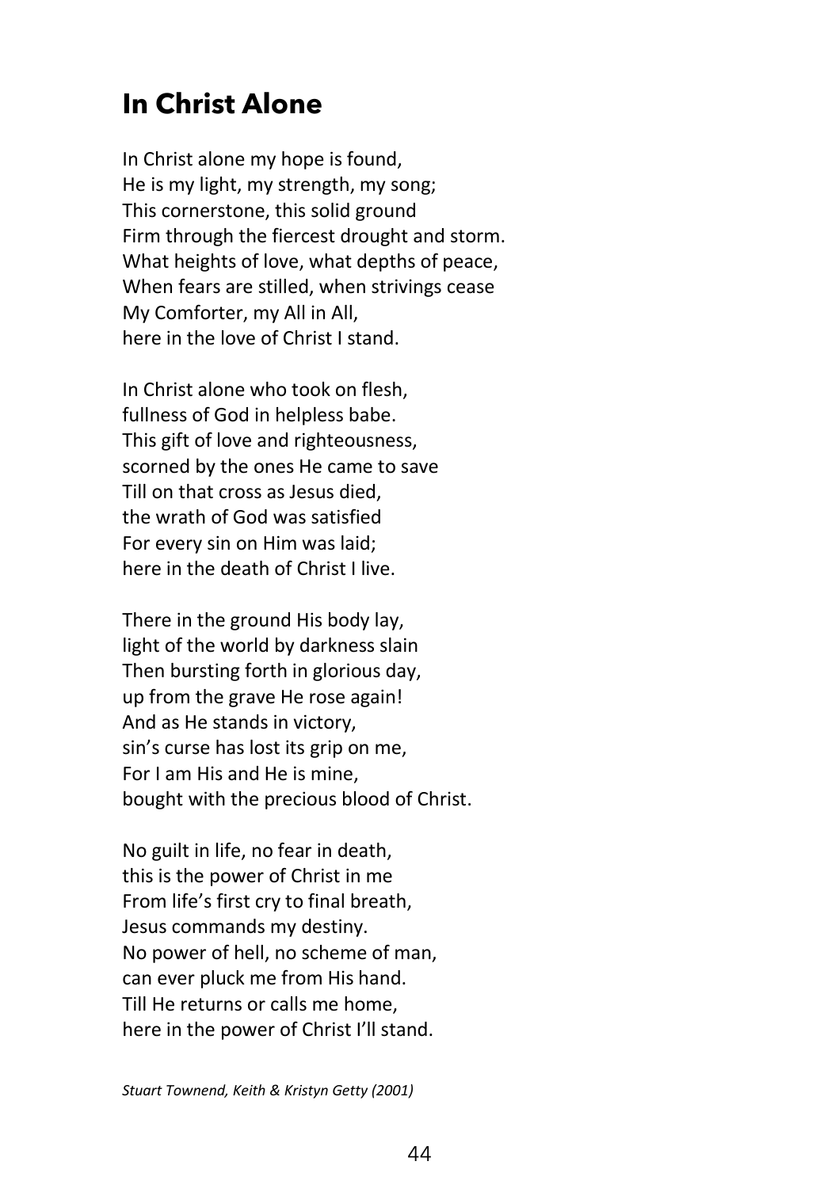## In Christ Alone

In Christ alone my hope is found,  
He is my light, my strength, my song;  
This cornerstone, this solid ground  
Firm through the fiercest drought and storm.  
What heights of love, what depths of peace,  
When fears are stilled, when strivings cease  
My Comforter, my All in All,  
here in the love of Christ I stand.

In Christ alone who took on flesh,  
fullness of God in helpless babe.  
This gift of love and righteousness,  
scorned by the ones He came to save  
Till on that cross as Jesus died,  
the wrath of God was satisfied  
For every sin on Him was laid;  
here in the death of Christ I live.

There in the ground His body lay,  
light of the world by darkness slain  
Then bursting forth in glorious day,  
up from the grave He rose again!  
And as He stands in victory,  
sin's curse has lost its grip on me,  
For I am His and He is mine,  
bought with the precious blood of Christ.

No guilt in life, no fear in death,  
this is the power of Christ in me  
From life's first cry to final breath,  
Jesus commands my destiny.  
No power of hell, no scheme of man,  
can ever pluck me from His hand.  
Till He returns or calls me home,  
here in the power of Christ I'll stand.

*Stuart Townend, Keith & Kristyn Getty (2001)*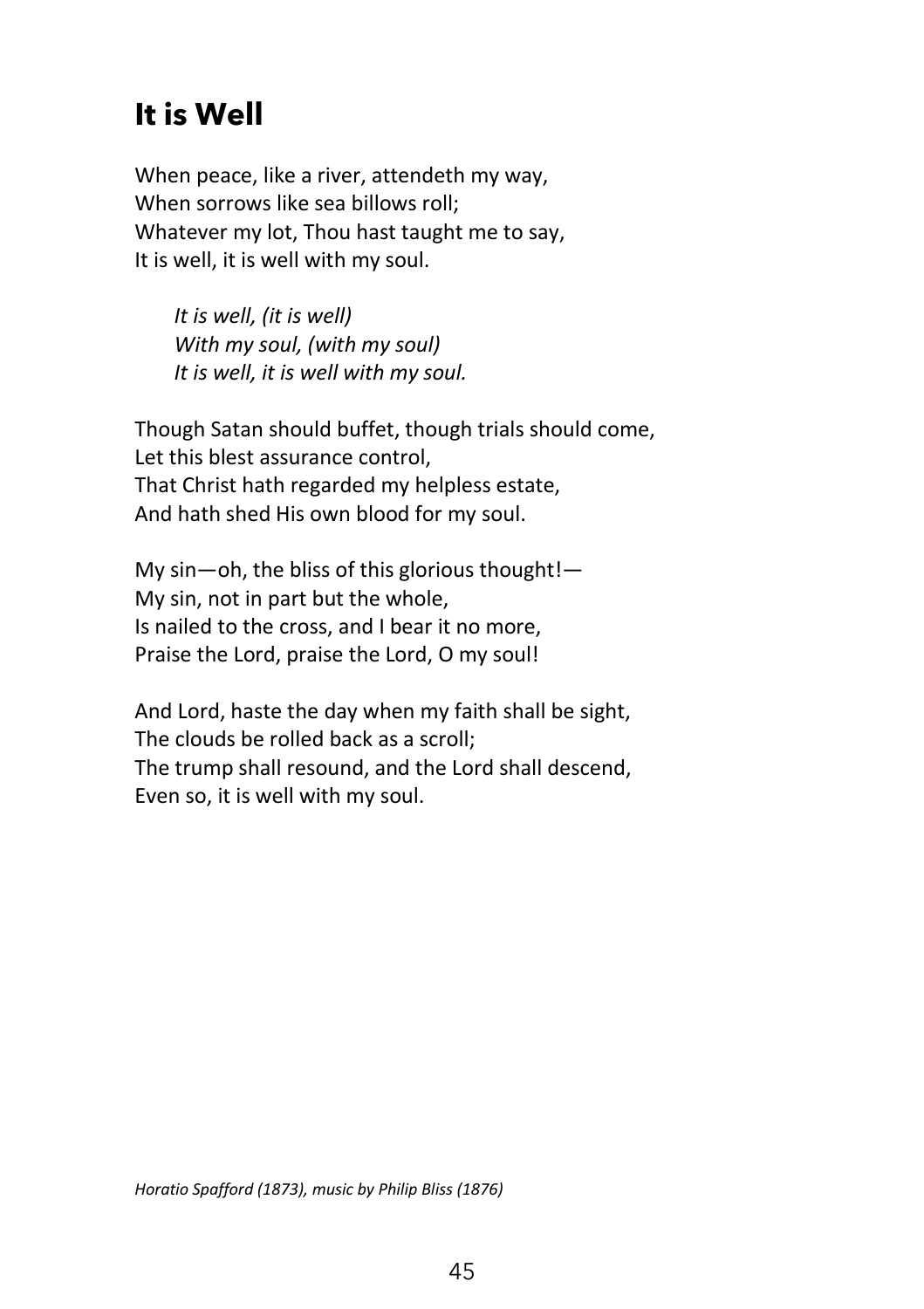## It is Well

When peace, like a river, attendeth my way,
When sorrows like sea billows roll;
Whatever my lot, Thou hast taught me to say,
It is well, it is well with my soul.

*It is well, (it is well)*
*With my soul, (with my soul)*
*It is well, it is well with my soul.*

Though Satan should buffet, though trials should come,
Let this blest assurance control,
That Christ hath regarded my helpless estate,
And hath shed His own blood for my soul.

My sin—oh, the bliss of this glorious thought!—
My sin, not in part but the whole,
Is nailed to the cross, and I bear it no more,
Praise the Lord, praise the Lord, O my soul!

And Lord, haste the day when my faith shall be sight,
The clouds be rolled back as a scroll;
The trump shall resound, and the Lord shall descend,
Even so, it is well with my soul.

*Horatio Spafford (1873), music by Philip Bliss (1876)*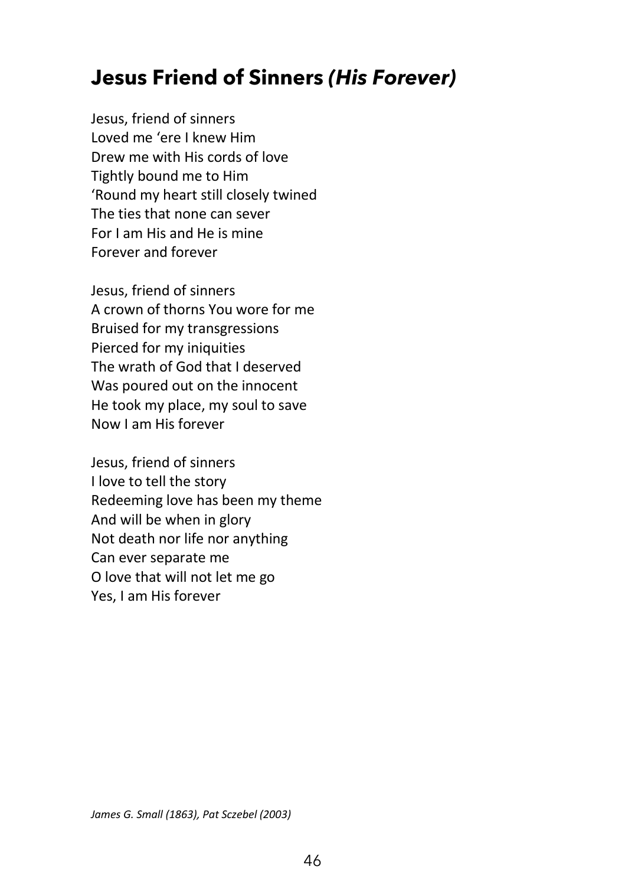## **Jesus Friend of Sinners *(His Forever)***

Jesus, friend of sinners
Loved me 'ere I knew Him
Drew me with His cords of love
Tightly bound me to Him
'Round my heart still closely twined
The ties that none can sever
For I am His and He is mine
Forever and forever

Jesus, friend of sinners
A crown of thorns You wore for me
Bruised for my transgressions
Pierced for my iniquities
The wrath of God that I deserved
Was poured out on the innocent
He took my place, my soul to save
Now I am His forever

Jesus, friend of sinners
I love to tell the story
Redeeming love has been my theme
And will be when in glory
Not death nor life nor anything
Can ever separate me
O love that will not let me go
Yes, I am His forever

*James G. Small (1863), Pat Sczebel (2003)*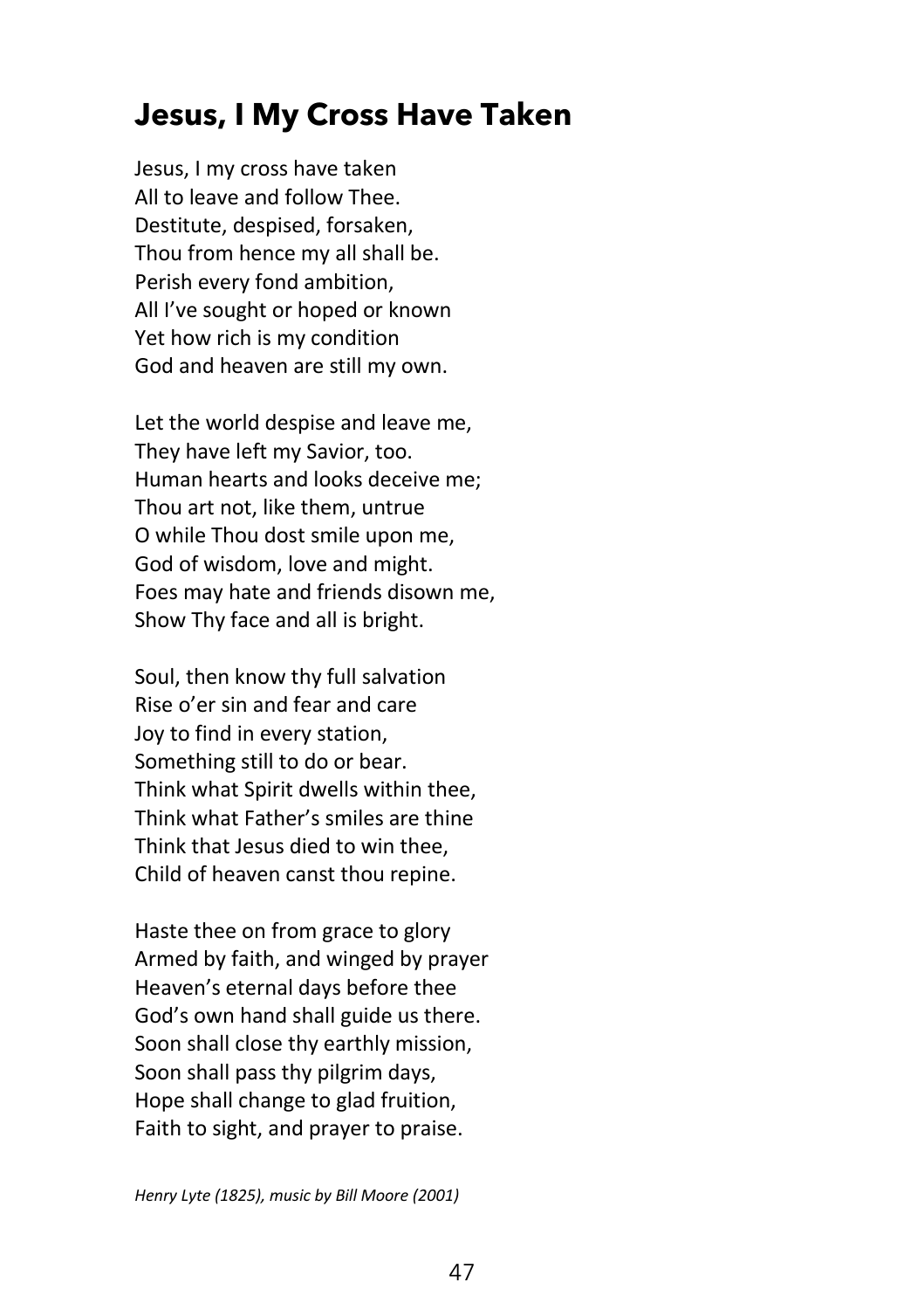# Jesus, I My Cross Have Taken

Jesus, I my cross have taken  
All to leave and follow Thee.  
Destitute, despised, forsaken,  
Thou from hence my all shall be.  
Perish every fond ambition,  
All I've sought or hoped or known  
Yet how rich is my condition  
God and heaven are still my own.

Let the world despise and leave me,  
They have left my Savior, too.  
Human hearts and looks deceive me;  
Thou art not, like them, untrue  
O while Thou dost smile upon me,  
God of wisdom, love and might.  
Foes may hate and friends disown me,  
Show Thy face and all is bright.

Soul, then know thy full salvation  
Rise o'er sin and fear and care  
Joy to find in every station,  
Something still to do or bear.  
Think what Spirit dwells within thee,  
Think what Father's smiles are thine  
Think that Jesus died to win thee,  
Child of heaven canst thou repine.

Haste thee on from grace to glory  
Armed by faith, and winged by prayer  
Heaven's eternal days before thee  
God's own hand shall guide us there.  
Soon shall close thy earthly mission,  
Soon shall pass thy pilgrim days,  
Hope shall change to glad fruition,  
Faith to sight, and prayer to praise.

*Henry Lyte (1825), music by Bill Moore (2001)*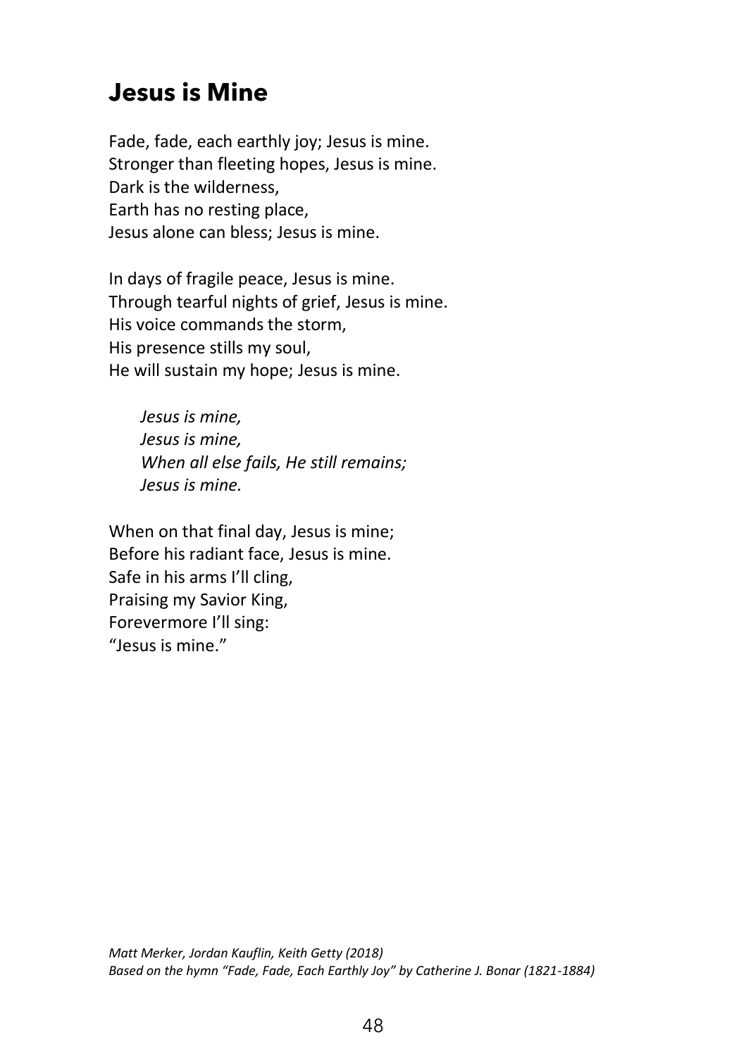## Jesus is Mine

Fade, fade, each earthly joy; Jesus is mine.
Stronger than fleeting hopes, Jesus is mine.
Dark is the wilderness,
Earth has no resting place,
Jesus alone can bless; Jesus is mine.

In days of fragile peace, Jesus is mine.
Through tearful nights of grief, Jesus is mine.
His voice commands the storm,
His presence stills my soul,
He will sustain my hope; Jesus is mine.

*Jesus is mine,*
*Jesus is mine,*
*When all else fails, He still remains;*
*Jesus is mine.*

When on that final day, Jesus is mine;
Before his radiant face, Jesus is mine.
Safe in his arms I'll cling,
Praising my Savior King,
Forevermore I'll sing:
"Jesus is mine."

*Matt Merker, Jordan Kauflin, Keith Getty (2018)*
*Based on the hymn "Fade, Fade, Each Earthly Joy" by Catherine J. Bonar (1821-1884)*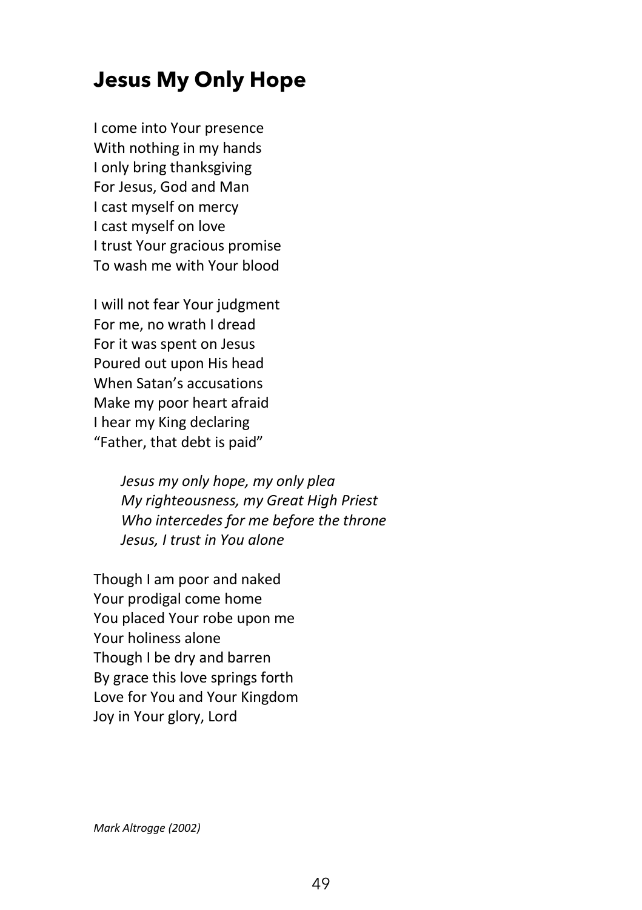# Jesus My Only Hope

I come into Your presence
With nothing in my hands
I only bring thanksgiving
For Jesus, God and Man
I cast myself on mercy
I cast myself on love
I trust Your gracious promise
To wash me with Your blood

I will not fear Your judgment
For me, no wrath I dread
For it was spent on Jesus
Poured out upon His head
When Satan's accusations
Make my poor heart afraid
I hear my King declaring
"Father, that debt is paid"

> *Jesus my only hope, my only plea*
> *My righteousness, my Great High Priest*
> *Who intercedes for me before the throne*
> *Jesus, I trust in You alone*

Though I am poor and naked
Your prodigal come home
You placed Your robe upon me
Your holiness alone
Though I be dry and barren
By grace this love springs forth
Love for You and Your Kingdom
Joy in Your glory, Lord

*Mark Altrogge (2002)*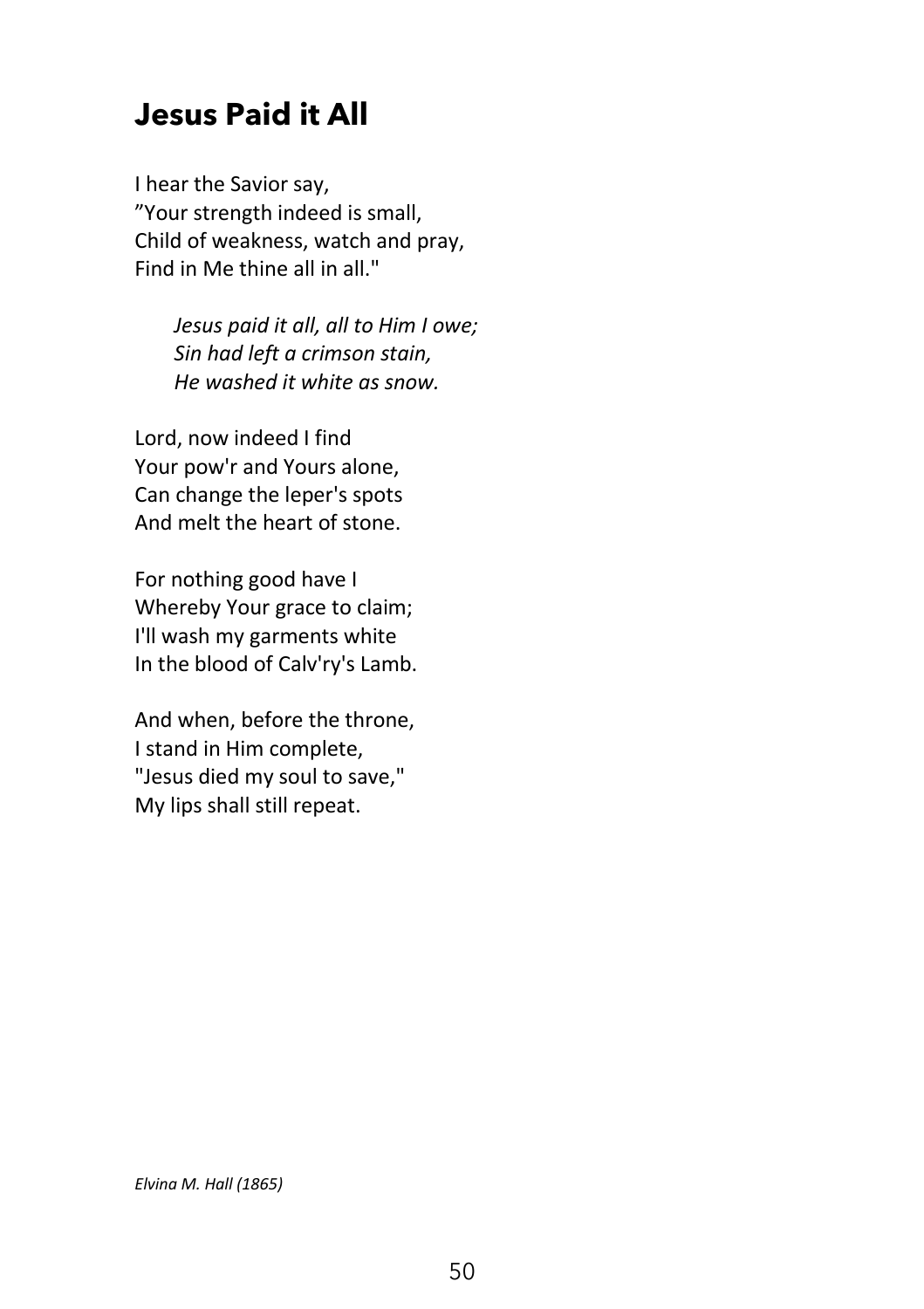## Jesus Paid it All

I hear the Savior say,  
”Your strength indeed is small,  
Child of weakness, watch and pray,  
Find in Me thine all in all."

*Jesus paid it all, all to Him I owe;*  
*Sin had left a crimson stain,*  
*He washed it white as snow.*

Lord, now indeed I find  
Your pow'r and Yours alone,  
Can change the leper's spots  
And melt the heart of stone.

For nothing good have I  
Whereby Your grace to claim;  
I'll wash my garments white  
In the blood of Calv'ry's Lamb.

And when, before the throne,  
I stand in Him complete,  
"Jesus died my soul to save,"  
My lips shall still repeat.

*Elvina M. Hall (1865)*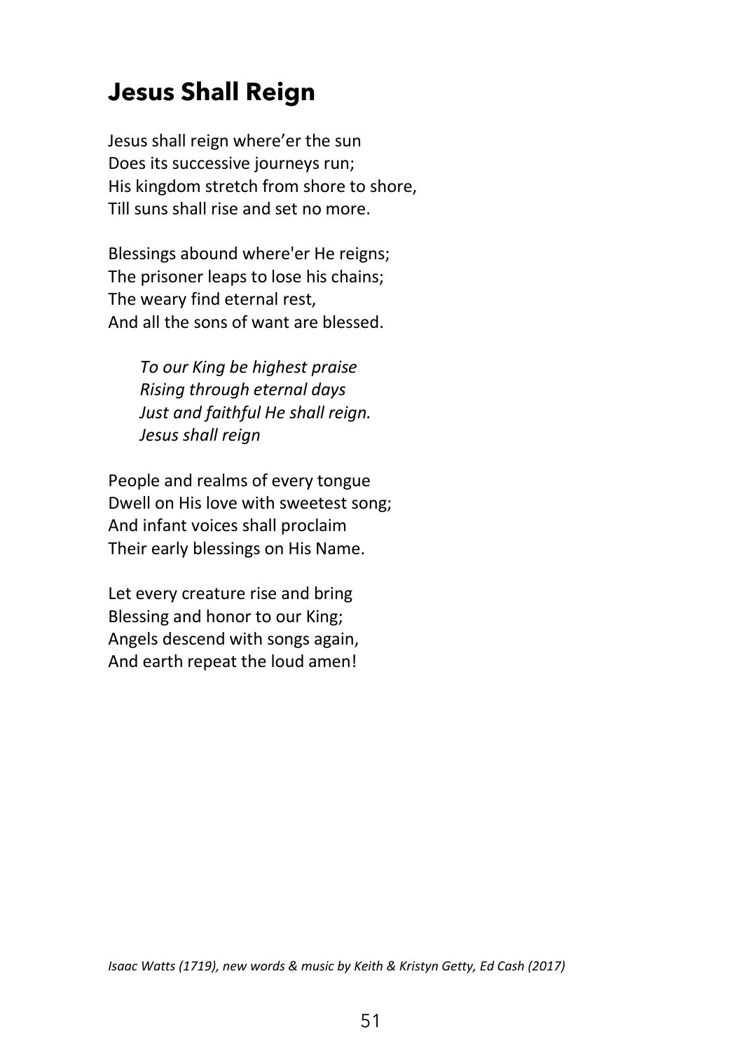# Jesus Shall Reign

Jesus shall reign where'er the sun
Does its successive journeys run;
His kingdom stretch from shore to shore,
Till suns shall rise and set no more.

Blessings abound where'er He reigns;
The prisoner leaps to lose his chains;
The weary find eternal rest,
And all the sons of want are blessed.

*To our King be highest praise*
*Rising through eternal days*
*Just and faithful He shall reign.*
*Jesus shall reign*

People and realms of every tongue
Dwell on His love with sweetest song;
And infant voices shall proclaim
Their early blessings on His Name.

Let every creature rise and bring
Blessing and honor to our King;
Angels descend with songs again,
And earth repeat the loud amen!

*Isaac Watts (1719), new words & music by Keith & Kristyn Getty, Ed Cash (2017)*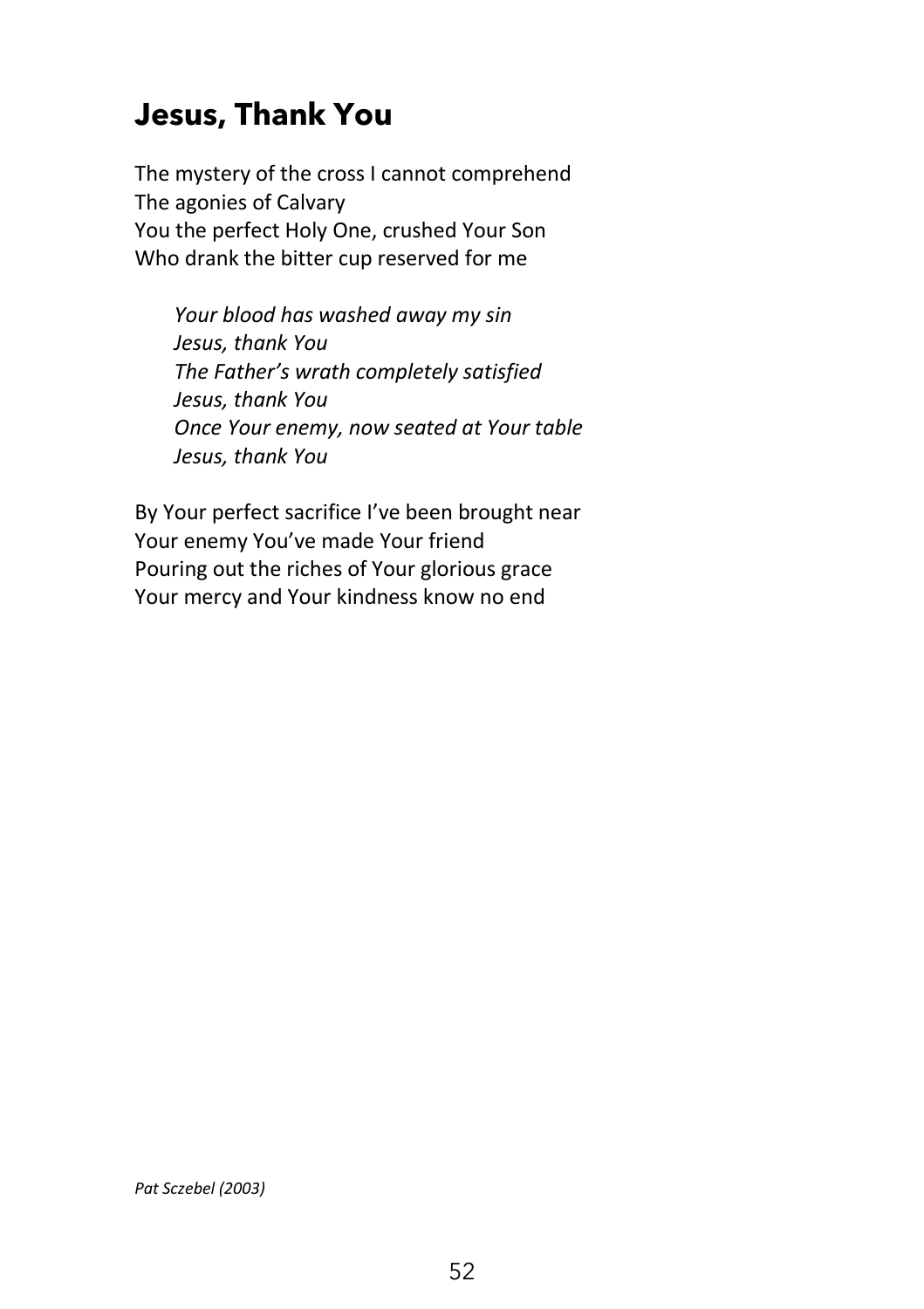## Jesus, Thank You

The mystery of the cross I cannot comprehend  
The agonies of Calvary  
You the perfect Holy One, crushed Your Son  
Who drank the bitter cup reserved for me

*Your blood has washed away my sin*  
*Jesus, thank You*  
*The Father's wrath completely satisfied*  
*Jesus, thank You*  
*Once Your enemy, now seated at Your table*  
*Jesus, thank You*

By Your perfect sacrifice I've been brought near  
Your enemy You've made Your friend  
Pouring out the riches of Your glorious grace  
Your mercy and Your kindness know no end

*Pat Sczebel (2003)*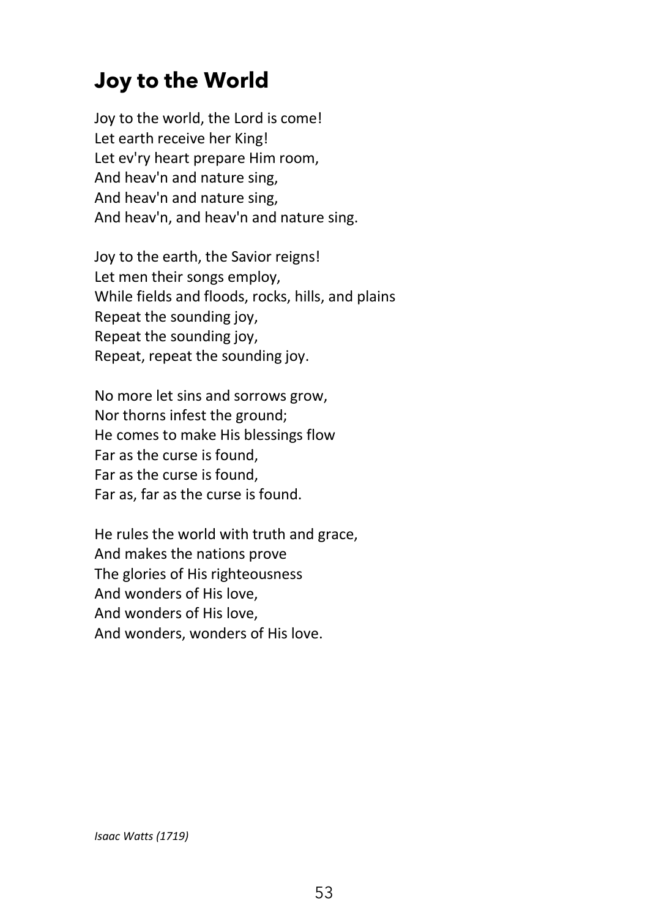# Joy to the World

Joy to the world, the Lord is come!
Let earth receive her King!
Let ev'ry heart prepare Him room,
And heav'n and nature sing,
And heav'n and nature sing,
And heav'n, and heav'n and nature sing.

Joy to the earth, the Savior reigns!
Let men their songs employ,
While fields and floods, rocks, hills, and plains
Repeat the sounding joy,
Repeat the sounding joy,
Repeat, repeat the sounding joy.

No more let sins and sorrows grow,
Nor thorns infest the ground;
He comes to make His blessings flow
Far as the curse is found,
Far as the curse is found,
Far as, far as the curse is found.

He rules the world with truth and grace,
And makes the nations prove
The glories of His righteousness
And wonders of His love,
And wonders of His love,
And wonders, wonders of His love.

*Isaac Watts (1719)*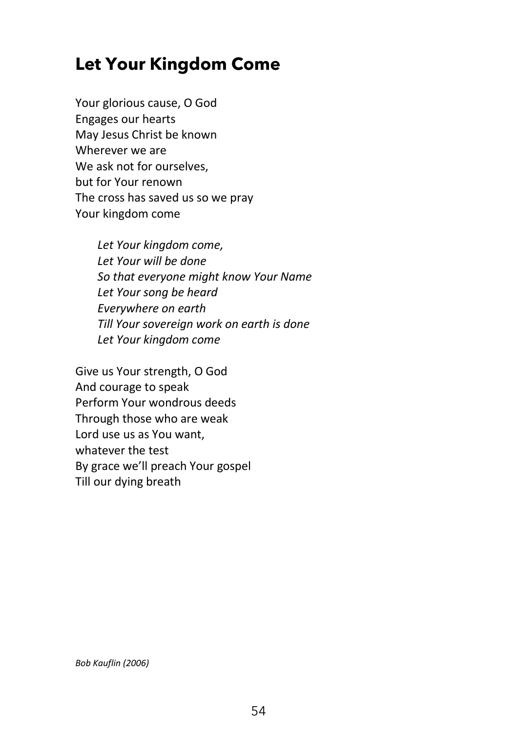## Let Your Kingdom Come

Your glorious cause, O God  
Engages our hearts  
May Jesus Christ be known  
Wherever we are  
We ask not for ourselves,  
but for Your renown  
The cross has saved us so we pray  
Your kingdom come

> *Let Your kingdom come,*  
> *Let Your will be done*  
> *So that everyone might know Your Name*  
> *Let Your song be heard*  
> *Everywhere on earth*  
> *Till Your sovereign work on earth is done*  
> *Let Your kingdom come*

Give us Your strength, O God  
And courage to speak  
Perform Your wondrous deeds  
Through those who are weak  
Lord use us as You want,  
whatever the test  
By grace we'll preach Your gospel  
Till our dying breath

*Bob Kauflin (2006)*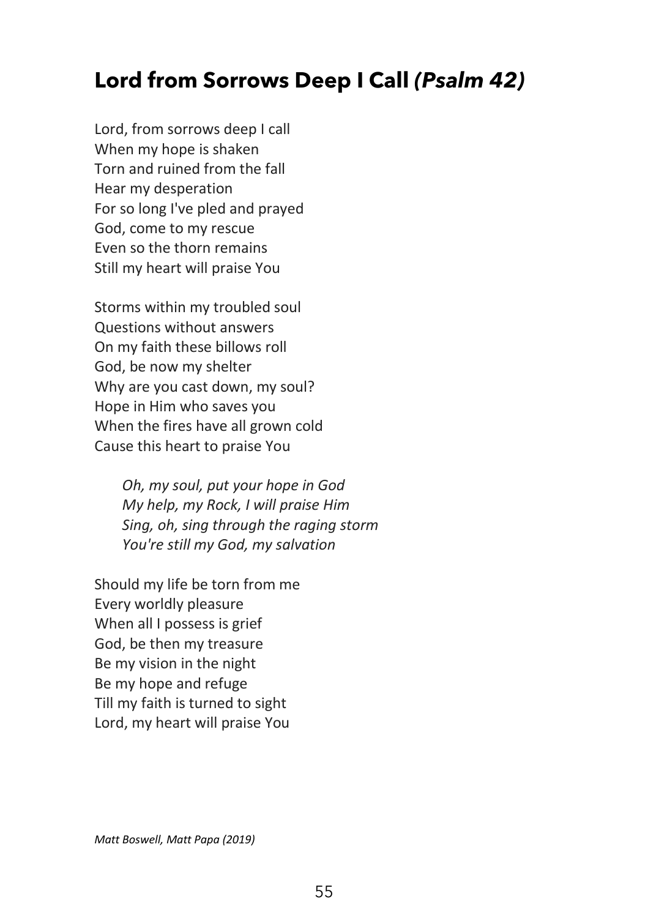## **Lord from Sorrows Deep I Call** ***(Psalm 42)***

Lord, from sorrows deep I call
When my hope is shaken
Torn and ruined from the fall
Hear my desperation
For so long I've pled and prayed
God, come to my rescue
Even so the thorn remains
Still my heart will praise You

Storms within my troubled soul
Questions without answers
On my faith these billows roll
God, be now my shelter
Why are you cast down, my soul?
Hope in Him who saves you
When the fires have all grown cold
Cause this heart to praise You

> *Oh, my soul, put your hope in God*
> *My help, my Rock, I will praise Him*
> *Sing, oh, sing through the raging storm*
> *You're still my God, my salvation*

Should my life be torn from me
Every worldly pleasure
When all I possess is grief
God, be then my treasure
Be my vision in the night
Be my hope and refuge
Till my faith is turned to sight
Lord, my heart will praise You

*Matt Boswell, Matt Papa (2019)*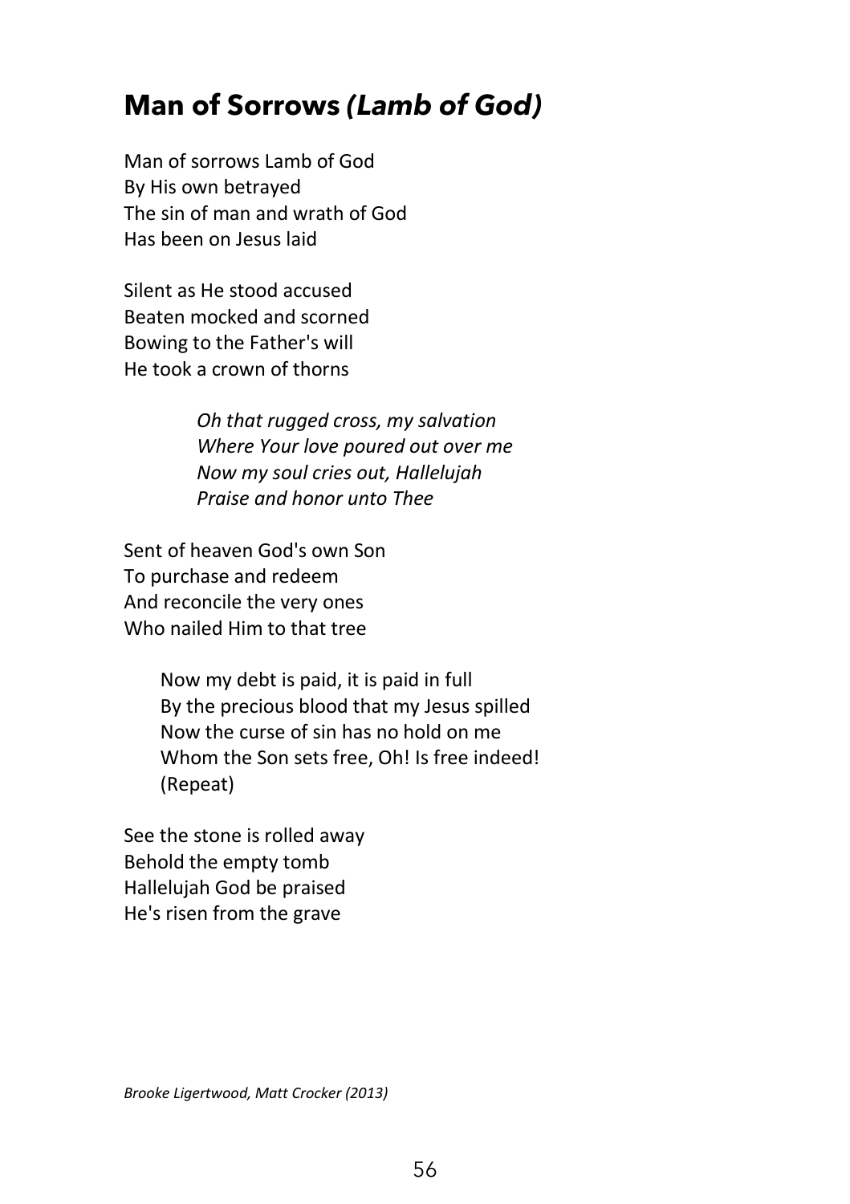# **Man of Sorrows** ***(Lamb of God)***

Man of sorrows Lamb of God
By His own betrayed
The sin of man and wrath of God
Has been on Jesus laid

Silent as He stood accused
Beaten mocked and scorned
Bowing to the Father's will
He took a crown of thorns

> *Oh that rugged cross, my salvation*
> *Where Your love poured out over me*
> *Now my soul cries out, Hallelujah*
> *Praise and honor unto Thee*

Sent of heaven God's own Son
To purchase and redeem
And reconcile the very ones
Who nailed Him to that tree

> Now my debt is paid, it is paid in full
> By the precious blood that my Jesus spilled
> Now the curse of sin has no hold on me
> Whom the Son sets free, Oh! Is free indeed!
> (Repeat)

See the stone is rolled away
Behold the empty tomb
Hallelujah God be praised
He's risen from the grave

*Brooke Ligertwood, Matt Crocker (2013)*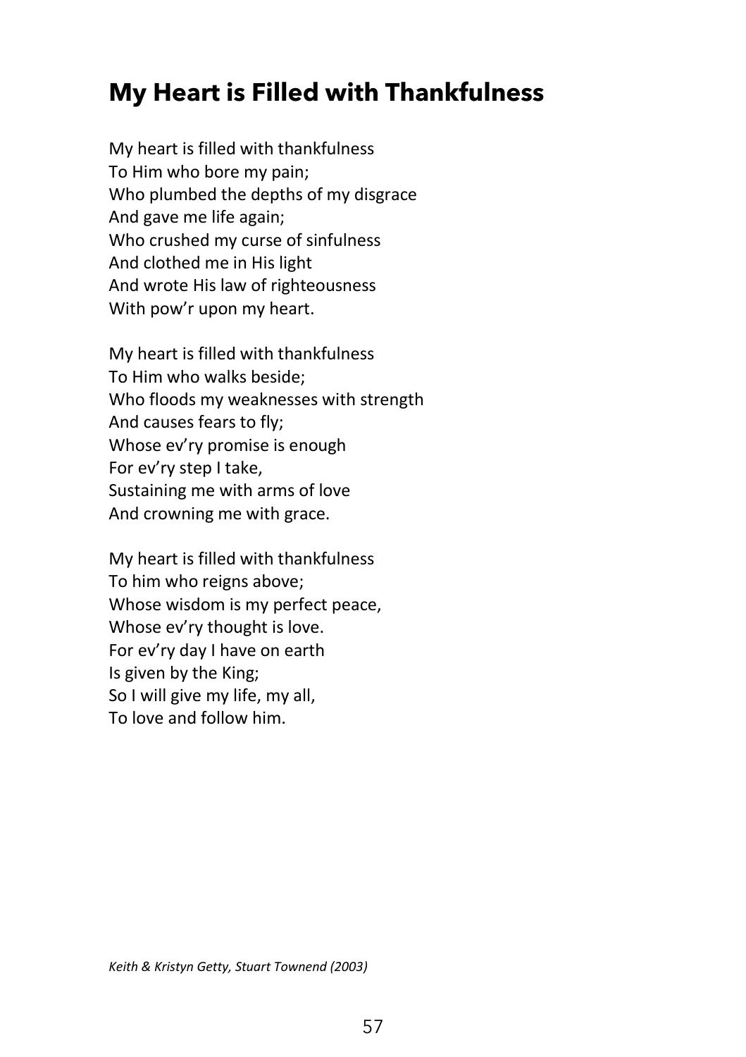# My Heart is Filled with Thankfulness

My heart is filled with thankfulness
To Him who bore my pain;
Who plumbed the depths of my disgrace
And gave me life again;
Who crushed my curse of sinfulness
And clothed me in His light
And wrote His law of righteousness
With pow'r upon my heart.

My heart is filled with thankfulness
To Him who walks beside;
Who floods my weaknesses with strength
And causes fears to fly;
Whose ev'ry promise is enough
For ev'ry step I take,
Sustaining me with arms of love
And crowning me with grace.

My heart is filled with thankfulness
To him who reigns above;
Whose wisdom is my perfect peace,
Whose ev'ry thought is love.
For ev'ry day I have on earth
Is given by the King;
So I will give my life, my all,
To love and follow him.

*Keith & Kristyn Getty, Stuart Townend (2003)*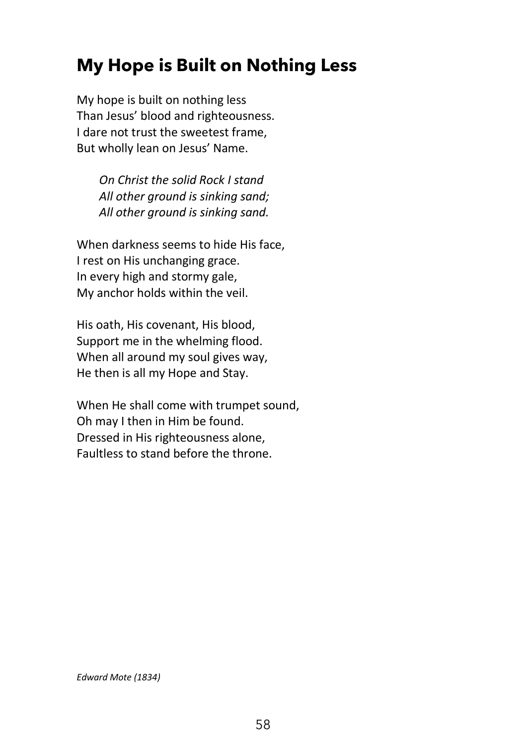## My Hope is Built on Nothing Less

My hope is built on nothing less
Than Jesus' blood and righteousness.
I dare not trust the sweetest frame,
But wholly lean on Jesus' Name.

> *On Christ the solid Rock I stand*
> *All other ground is sinking sand;*
> *All other ground is sinking sand.*

When darkness seems to hide His face,
I rest on His unchanging grace.
In every high and stormy gale,
My anchor holds within the veil.

His oath, His covenant, His blood,
Support me in the whelming flood.
When all around my soul gives way,
He then is all my Hope and Stay.

When He shall come with trumpet sound,
Oh may I then in Him be found.
Dressed in His righteousness alone,
Faultless to stand before the throne.

*Edward Mote (1834)*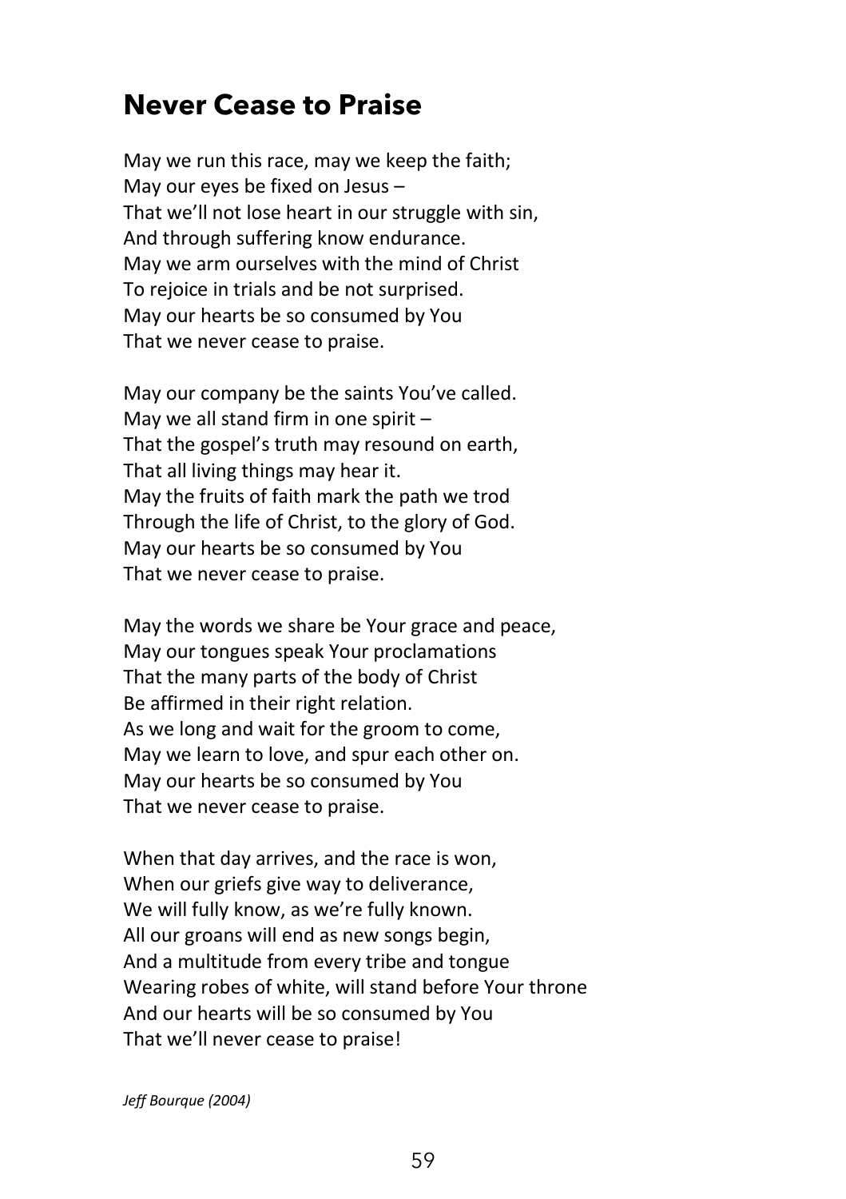## Never Cease to Praise

May we run this race, may we keep the faith;
May our eyes be fixed on Jesus –
That we'll not lose heart in our struggle with sin,
And through suffering know endurance.
May we arm ourselves with the mind of Christ
To rejoice in trials and be not surprised.
May our hearts be so consumed by You
That we never cease to praise.

May our company be the saints You've called.
May we all stand firm in one spirit –
That the gospel's truth may resound on earth,
That all living things may hear it.
May the fruits of faith mark the path we trod
Through the life of Christ, to the glory of God.
May our hearts be so consumed by You
That we never cease to praise.

May the words we share be Your grace and peace,
May our tongues speak Your proclamations
That the many parts of the body of Christ
Be affirmed in their right relation.
As we long and wait for the groom to come,
May we learn to love, and spur each other on.
May our hearts be so consumed by You
That we never cease to praise.

When that day arrives, and the race is won,
When our griefs give way to deliverance,
We will fully know, as we're fully known.
All our groans will end as new songs begin,
And a multitude from every tribe and tongue
Wearing robes of white, will stand before Your throne
And our hearts will be so consumed by You
That we'll never cease to praise!

*Jeff Bourque (2004)*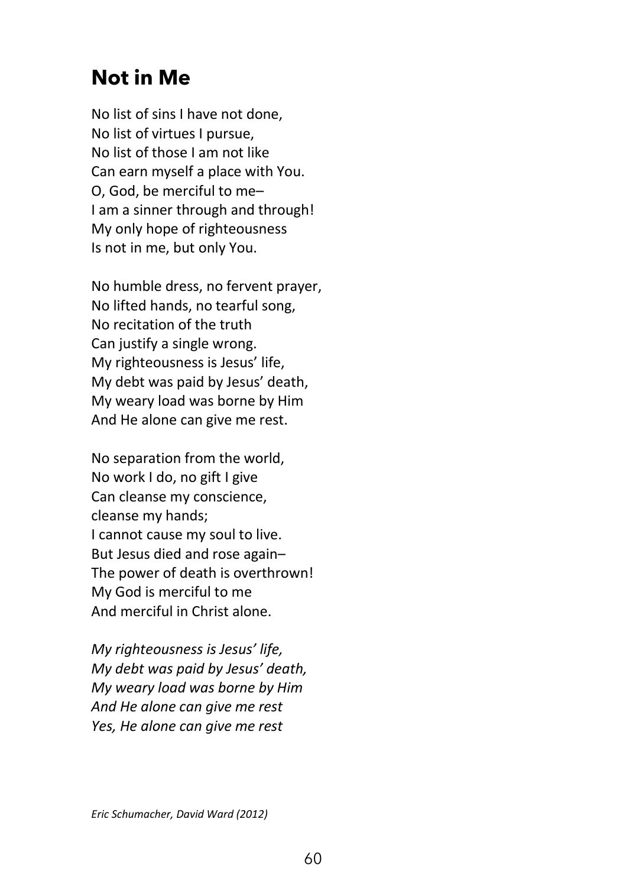## Not in Me

No list of sins I have not done,  
No list of virtues I pursue,  
No list of those I am not like  
Can earn myself a place with You.  
O, God, be merciful to me–  
I am a sinner through and through!  
My only hope of righteousness  
Is not in me, but only You.

No humble dress, no fervent prayer,  
No lifted hands, no tearful song,  
No recitation of the truth  
Can justify a single wrong.  
My righteousness is Jesus' life,  
My debt was paid by Jesus' death,  
My weary load was borne by Him  
And He alone can give me rest.

No separation from the world,  
No work I do, no gift I give  
Can cleanse my conscience,  
cleanse my hands;  
I cannot cause my soul to live.  
But Jesus died and rose again–  
The power of death is overthrown!  
My God is merciful to me  
And merciful in Christ alone.

*My righteousness is Jesus' life,*  
*My debt was paid by Jesus' death,*  
*My weary load was borne by Him*  
*And He alone can give me rest*  
*Yes, He alone can give me rest*

*Eric Schumacher, David Ward (2012)*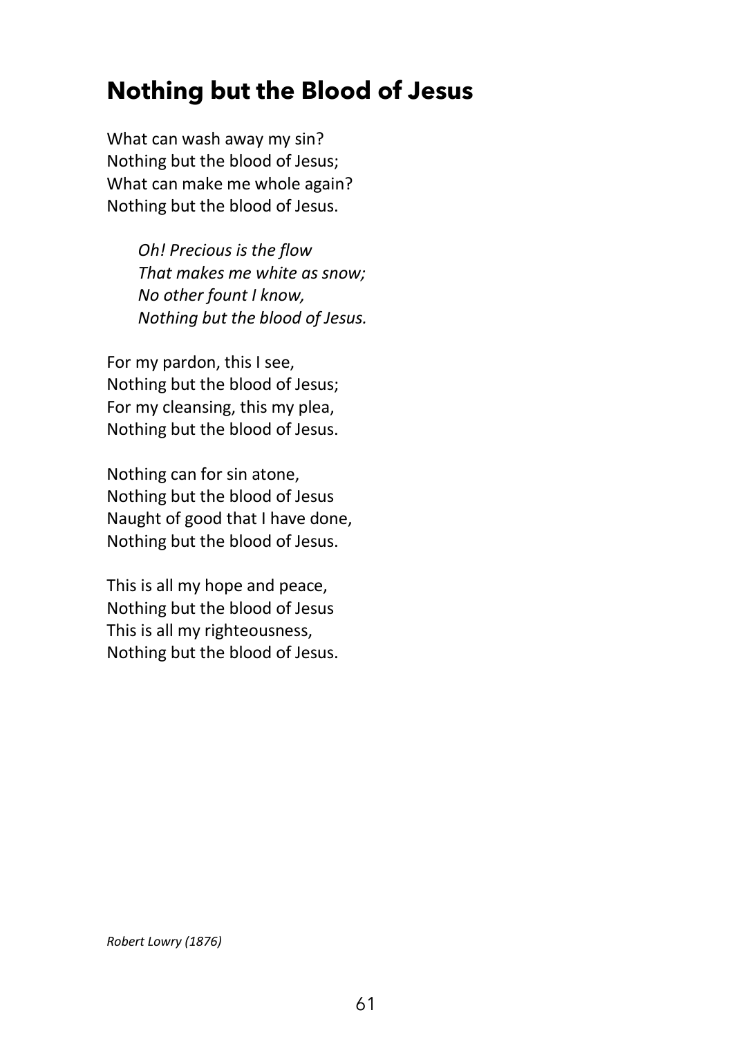# Nothing but the Blood of Jesus

What can wash away my sin?
Nothing but the blood of Jesus;
What can make me whole again?
Nothing but the blood of Jesus.

> *Oh! Precious is the flow*
> *That makes me white as snow;*
> *No other fount I know,*
> *Nothing but the blood of Jesus.*

For my pardon, this I see,
Nothing but the blood of Jesus;
For my cleansing, this my plea,
Nothing but the blood of Jesus.

Nothing can for sin atone,
Nothing but the blood of Jesus
Naught of good that I have done,
Nothing but the blood of Jesus.

This is all my hope and peace,
Nothing but the blood of Jesus
This is all my righteousness,
Nothing but the blood of Jesus.

*Robert Lowry (1876)*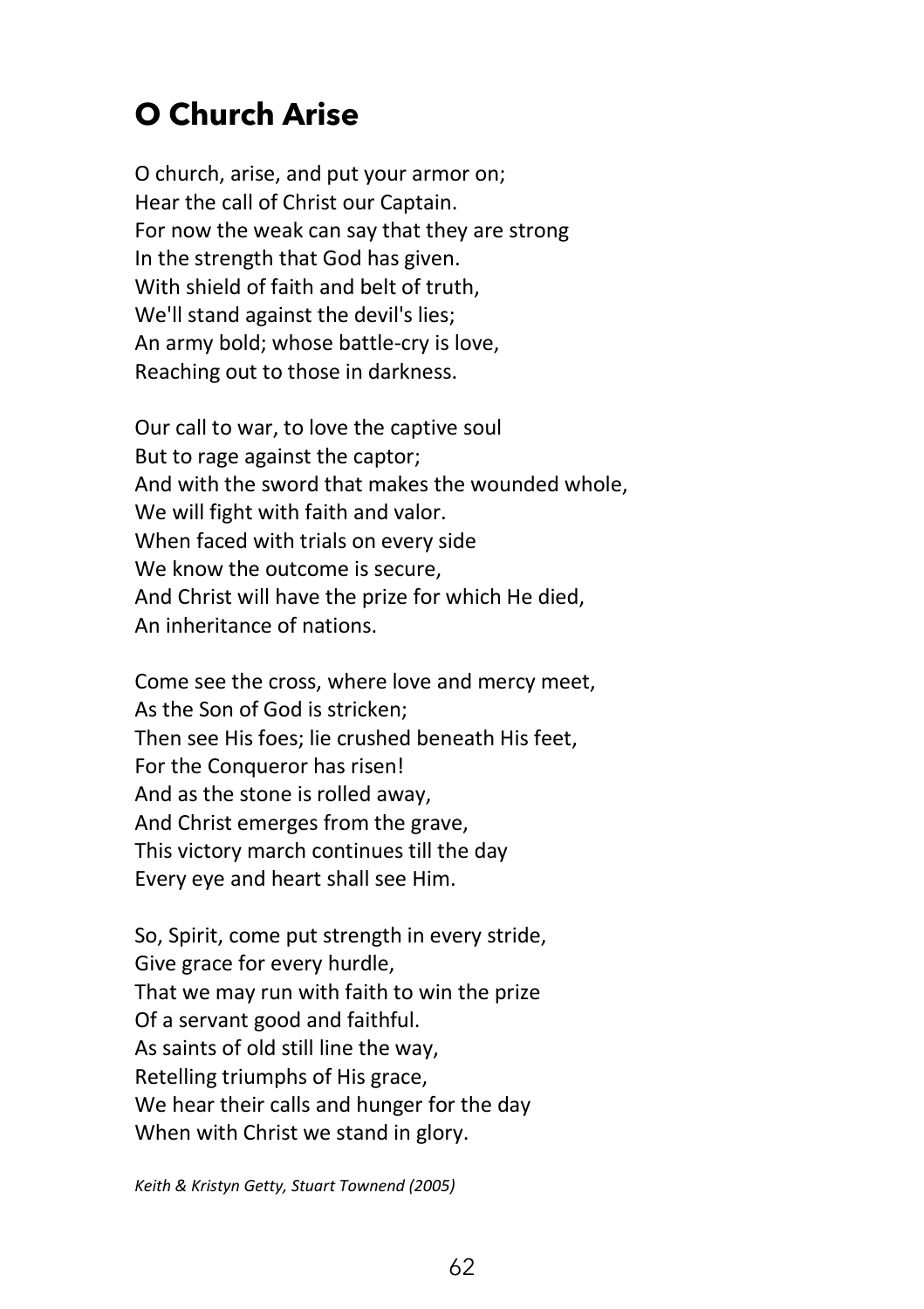# O Church Arise

O church, arise, and put your armor on;
Hear the call of Christ our Captain.
For now the weak can say that they are strong
In the strength that God has given.
With shield of faith and belt of truth,
We'll stand against the devil's lies;
An army bold; whose battle-cry is love,
Reaching out to those in darkness.

Our call to war, to love the captive soul
But to rage against the captor;
And with the sword that makes the wounded whole,
We will fight with faith and valor.
When faced with trials on every side
We know the outcome is secure,
And Christ will have the prize for which He died,
An inheritance of nations.

Come see the cross, where love and mercy meet,
As the Son of God is stricken;
Then see His foes; lie crushed beneath His feet,
For the Conqueror has risen!
And as the stone is rolled away,
And Christ emerges from the grave,
This victory march continues till the day
Every eye and heart shall see Him.

So, Spirit, come put strength in every stride,
Give grace for every hurdle,
That we may run with faith to win the prize
Of a servant good and faithful.
As saints of old still line the way,
Retelling triumphs of His grace,
We hear their calls and hunger for the day
When with Christ we stand in glory.

*Keith & Kristyn Getty, Stuart Townend (2005)*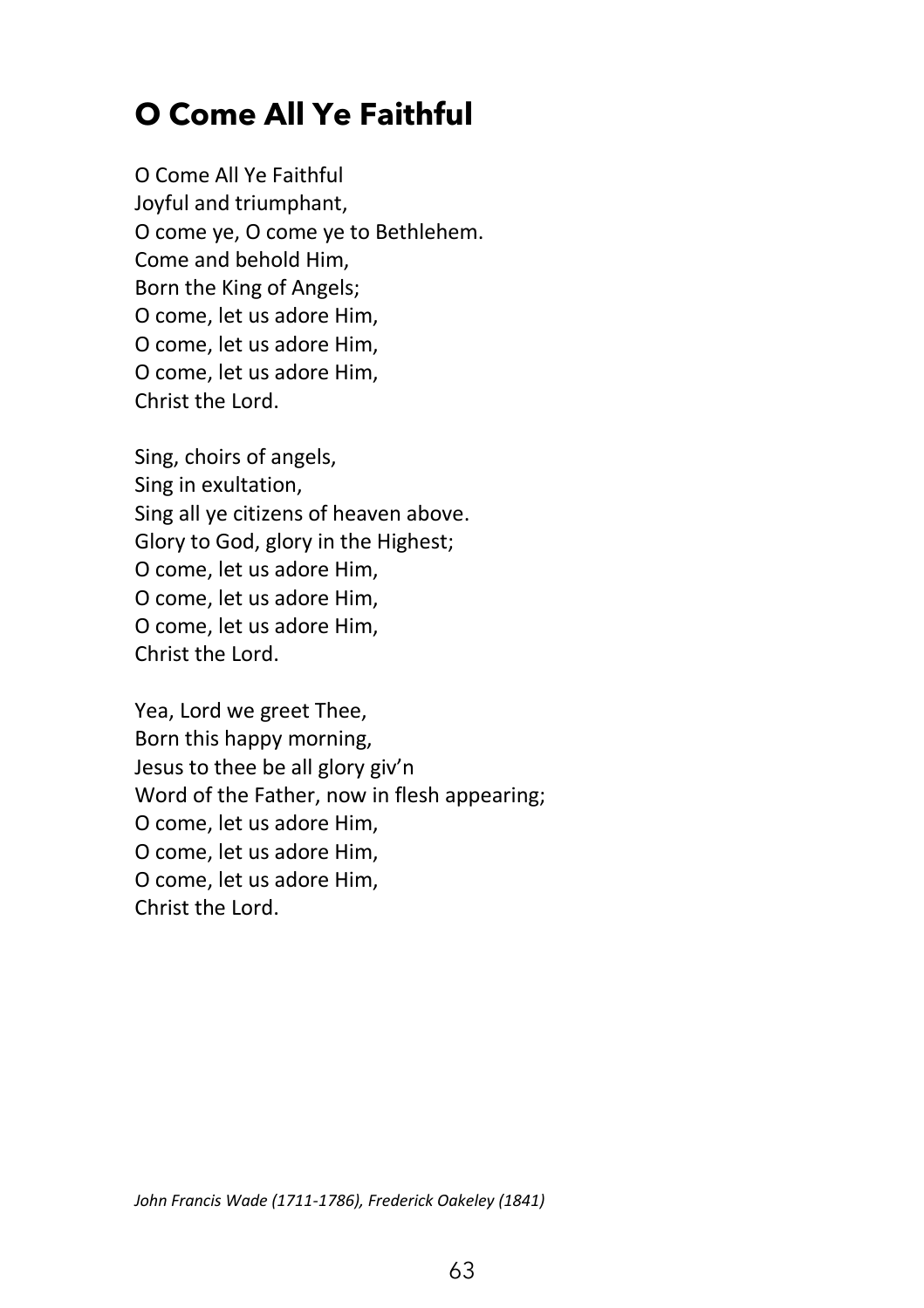# O Come All Ye Faithful

O Come All Ye Faithful  
Joyful and triumphant,  
O come ye, O come ye to Bethlehem.  
Come and behold Him,  
Born the King of Angels;  
O come, let us adore Him,  
O come, let us adore Him,  
O come, let us adore Him,  
Christ the Lord.

Sing, choirs of angels,  
Sing in exultation,  
Sing all ye citizens of heaven above.  
Glory to God, glory in the Highest;  
O come, let us adore Him,  
O come, let us adore Him,  
O come, let us adore Him,  
Christ the Lord.

Yea, Lord we greet Thee,  
Born this happy morning,  
Jesus to thee be all glory giv'n  
Word of the Father, now in flesh appearing;  
O come, let us adore Him,  
O come, let us adore Him,  
O come, let us adore Him,  
Christ the Lord.

*John Francis Wade (1711-1786), Frederick Oakeley (1841)*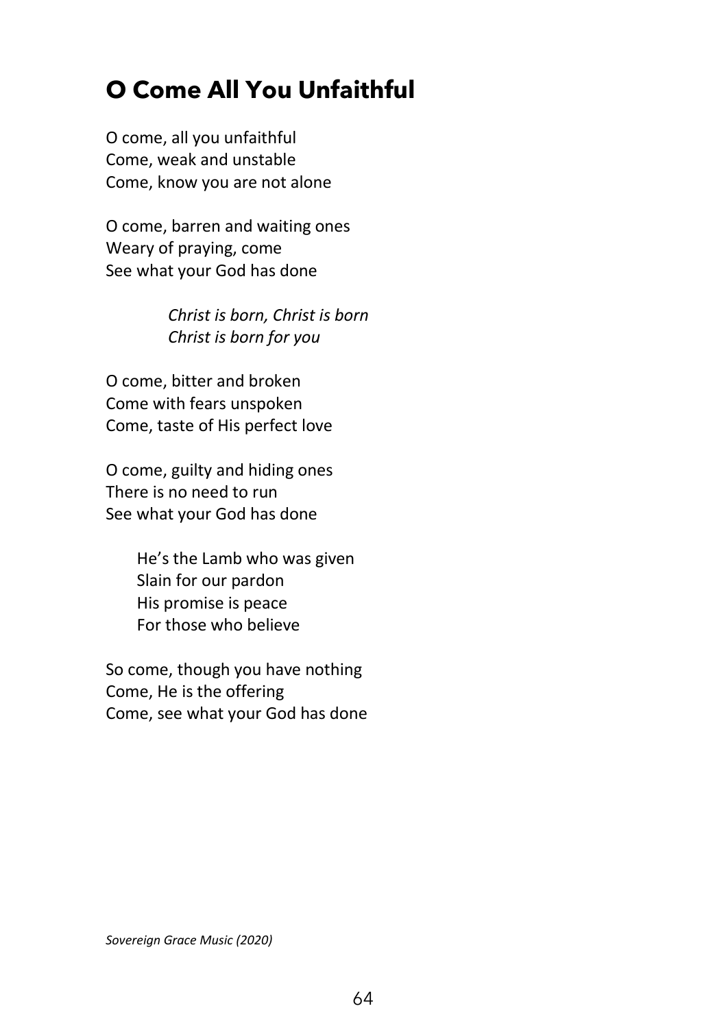# O Come All You Unfaithful

O come, all you unfaithful
Come, weak and unstable
Come, know you are not alone

O come, barren and waiting ones
Weary of praying, come
See what your God has done

*Christ is born, Christ is born*
*Christ is born for you*

O come, bitter and broken
Come with fears unspoken
Come, taste of His perfect love

O come, guilty and hiding ones
There is no need to run
See what your God has done

He's the Lamb who was given
Slain for our pardon
His promise is peace
For those who believe

So come, though you have nothing
Come, He is the offering
Come, see what your God has done

*Sovereign Grace Music (2020)*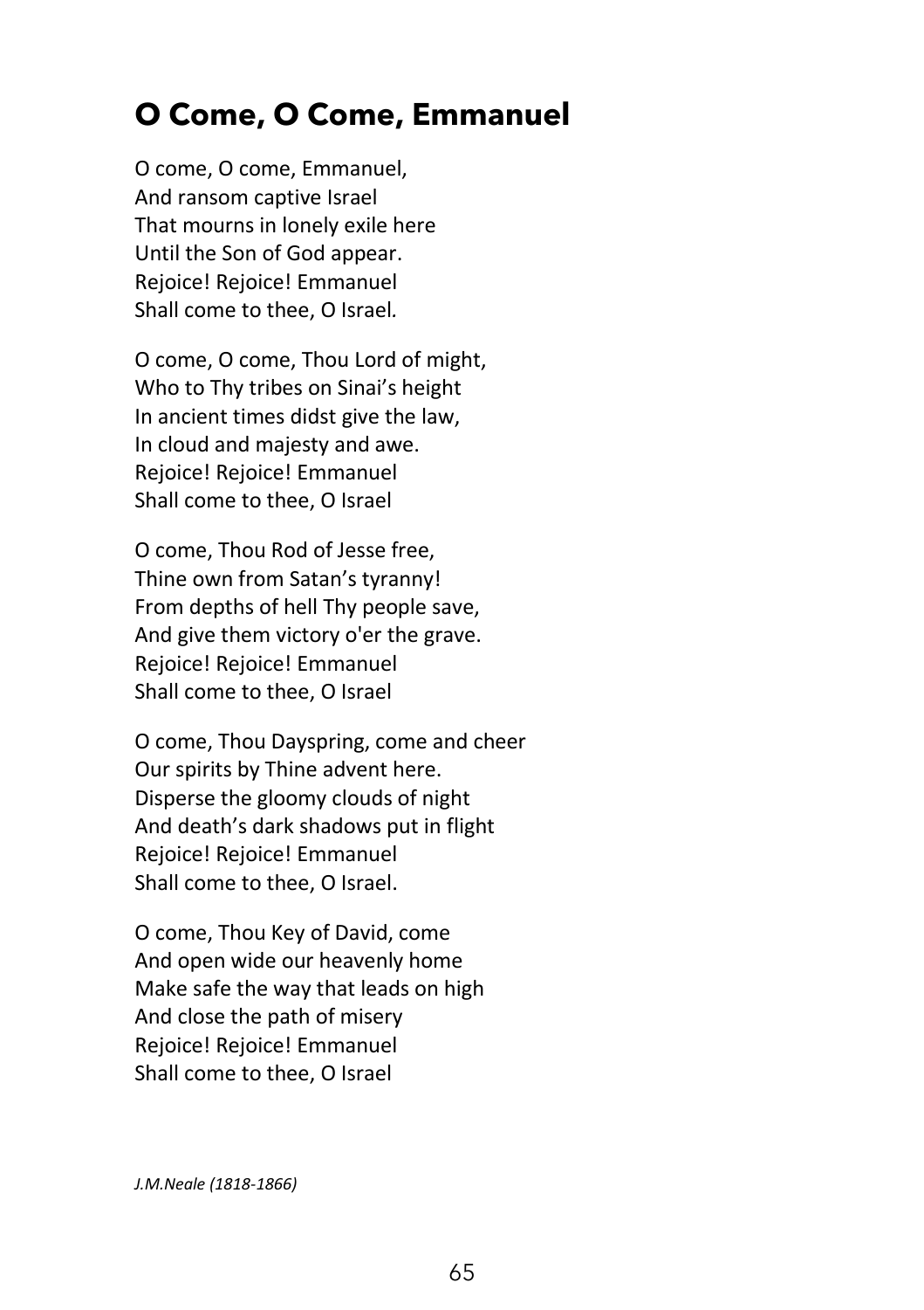# O Come, O Come, Emmanuel

O come, O come, Emmanuel,
And ransom captive Israel
That mourns in lonely exile here
Until the Son of God appear.
Rejoice! Rejoice! Emmanuel
Shall come to thee, O Israel.

O come, O come, Thou Lord of might,
Who to Thy tribes on Sinai's height
In ancient times didst give the law,
In cloud and majesty and awe.
Rejoice! Rejoice! Emmanuel
Shall come to thee, O Israel

O come, Thou Rod of Jesse free,
Thine own from Satan's tyranny!
From depths of hell Thy people save,
And give them victory o'er the grave.
Rejoice! Rejoice! Emmanuel
Shall come to thee, O Israel

O come, Thou Dayspring, come and cheer
Our spirits by Thine advent here.
Disperse the gloomy clouds of night
And death's dark shadows put in flight
Rejoice! Rejoice! Emmanuel
Shall come to thee, O Israel.

O come, Thou Key of David, come
And open wide our heavenly home
Make safe the way that leads on high
And close the path of misery
Rejoice! Rejoice! Emmanuel
Shall come to thee, O Israel

*J.M.Neale (1818-1866)*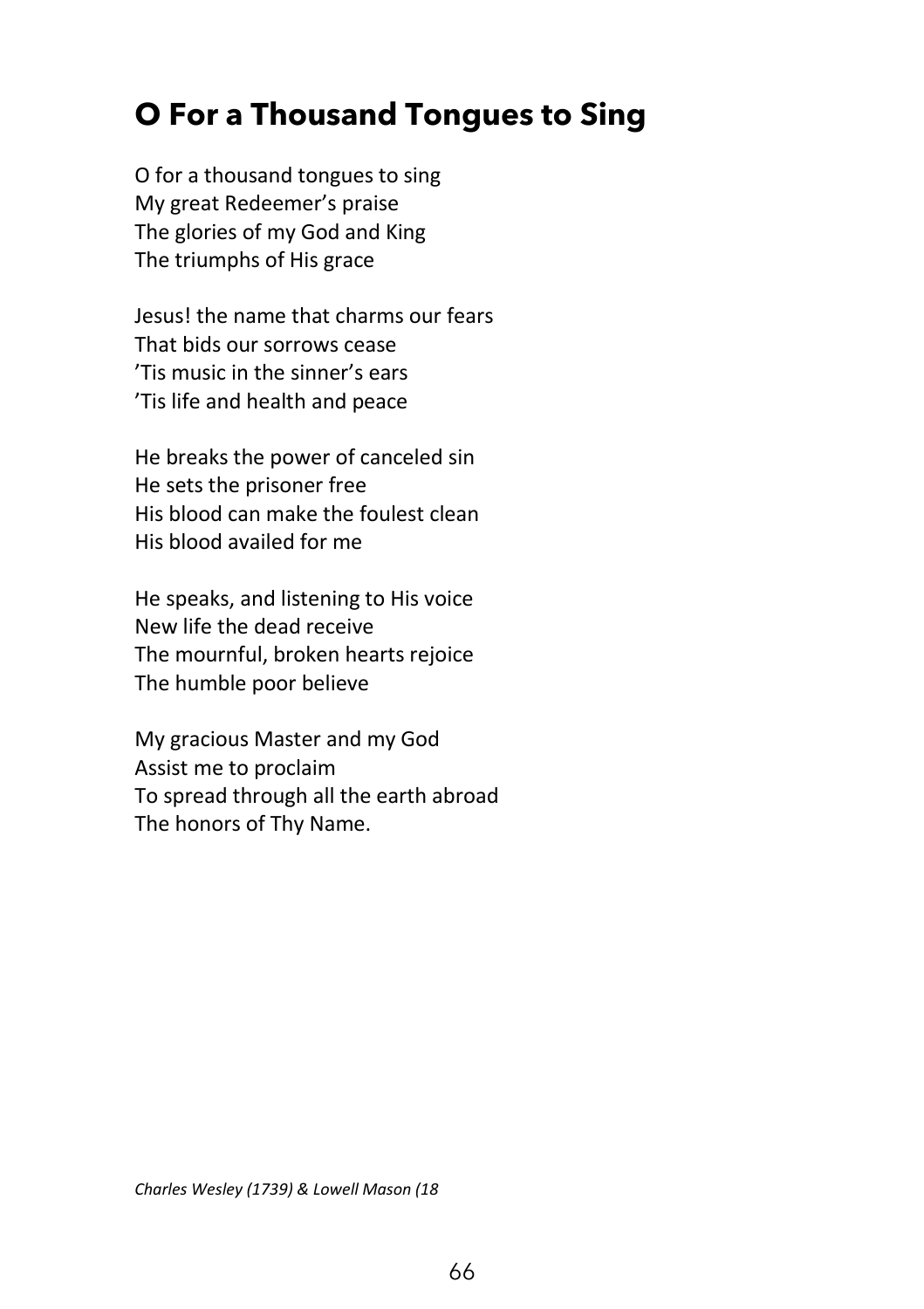# O For a Thousand Tongues to Sing

O for a thousand tongues to sing
My great Redeemer's praise
The glories of my God and King
The triumphs of His grace

Jesus! the name that charms our fears
That bids our sorrows cease
'Tis music in the sinner's ears
'Tis life and health and peace

He breaks the power of canceled sin
He sets the prisoner free
His blood can make the foulest clean
His blood availed for me

He speaks, and listening to His voice
New life the dead receive
The mournful, broken hearts rejoice
The humble poor believe

My gracious Master and my God
Assist me to proclaim
To spread through all the earth abroad
The honors of Thy Name.

*Charles Wesley (1739) & Lowell Mason (18*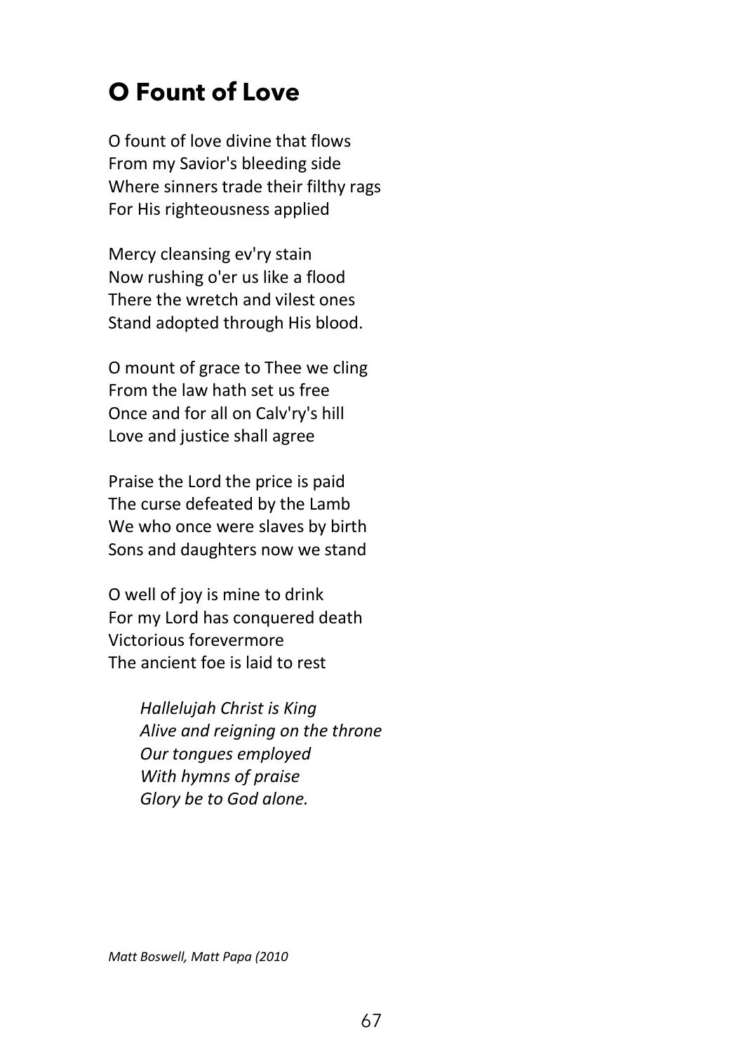# O Fount of Love

O fount of love divine that flows
From my Savior's bleeding side
Where sinners trade their filthy rags
For His righteousness applied

Mercy cleansing ev'ry stain
Now rushing o'er us like a flood
There the wretch and vilest ones
Stand adopted through His blood.

O mount of grace to Thee we cling
From the law hath set us free
Once and for all on Calv'ry's hill
Love and justice shall agree

Praise the Lord the price is paid
The curse defeated by the Lamb
We who once were slaves by birth
Sons and daughters now we stand

O well of joy is mine to drink
For my Lord has conquered death
Victorious forevermore
The ancient foe is laid to rest

> *Hallelujah Christ is King*
> *Alive and reigning on the throne*
> *Our tongues employed*
> *With hymns of praise*
> *Glory be to God alone.*

*Matt Boswell, Matt Papa (2010*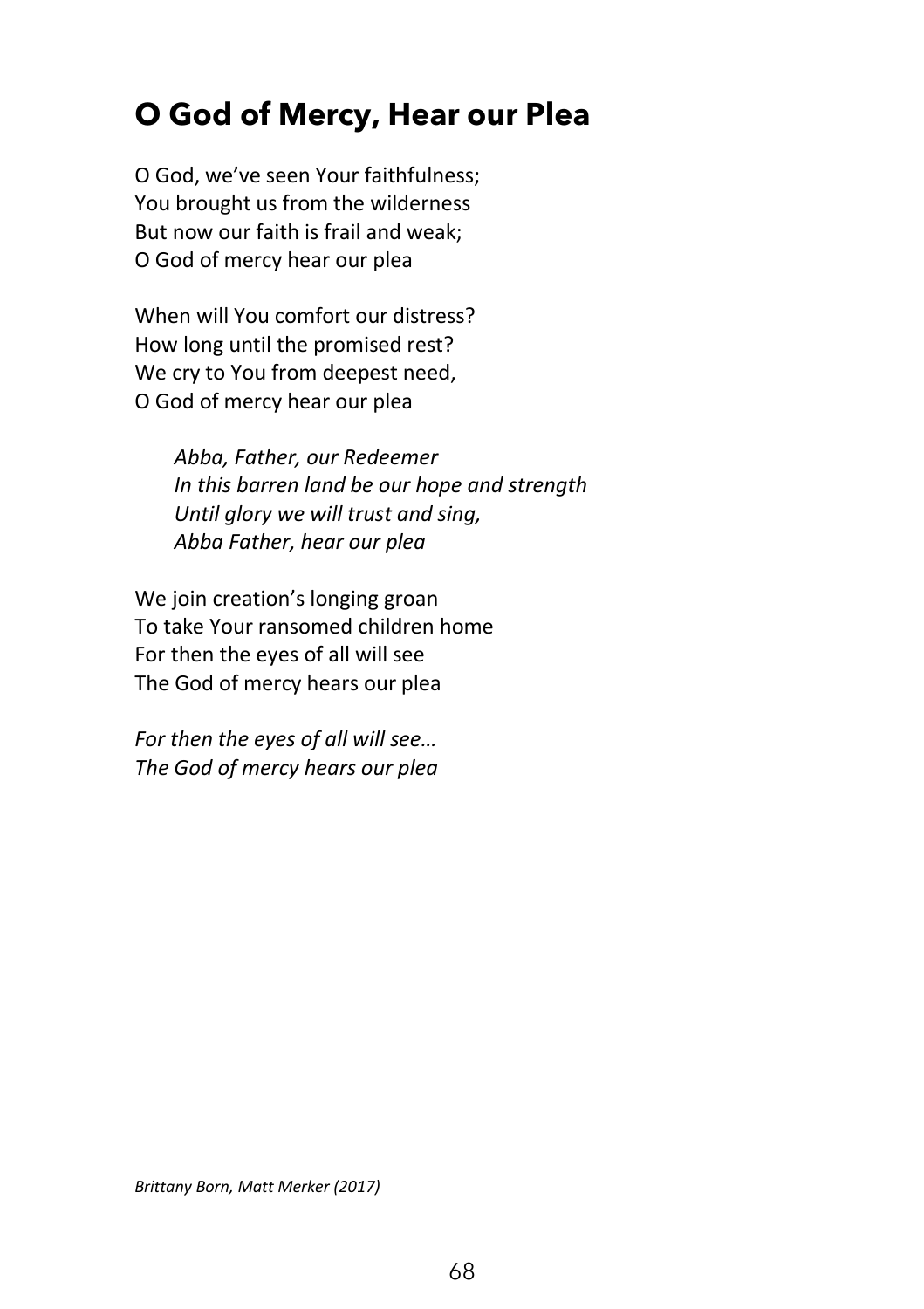# O God of Mercy, Hear our Plea

O God, we've seen Your faithfulness;
You brought us from the wilderness
But now our faith is frail and weak;
O God of mercy hear our plea

When will You comfort our distress?
How long until the promised rest?
We cry to You from deepest need,
O God of mercy hear our plea

> *Abba, Father, our Redeemer*
> *In this barren land be our hope and strength*
> *Until glory we will trust and sing,*
> *Abba Father, hear our plea*

We join creation's longing groan
To take Your ransomed children home
For then the eyes of all will see
The God of mercy hears our plea

*For then the eyes of all will see…*
*The God of mercy hears our plea*

*Brittany Born, Matt Merker (2017)*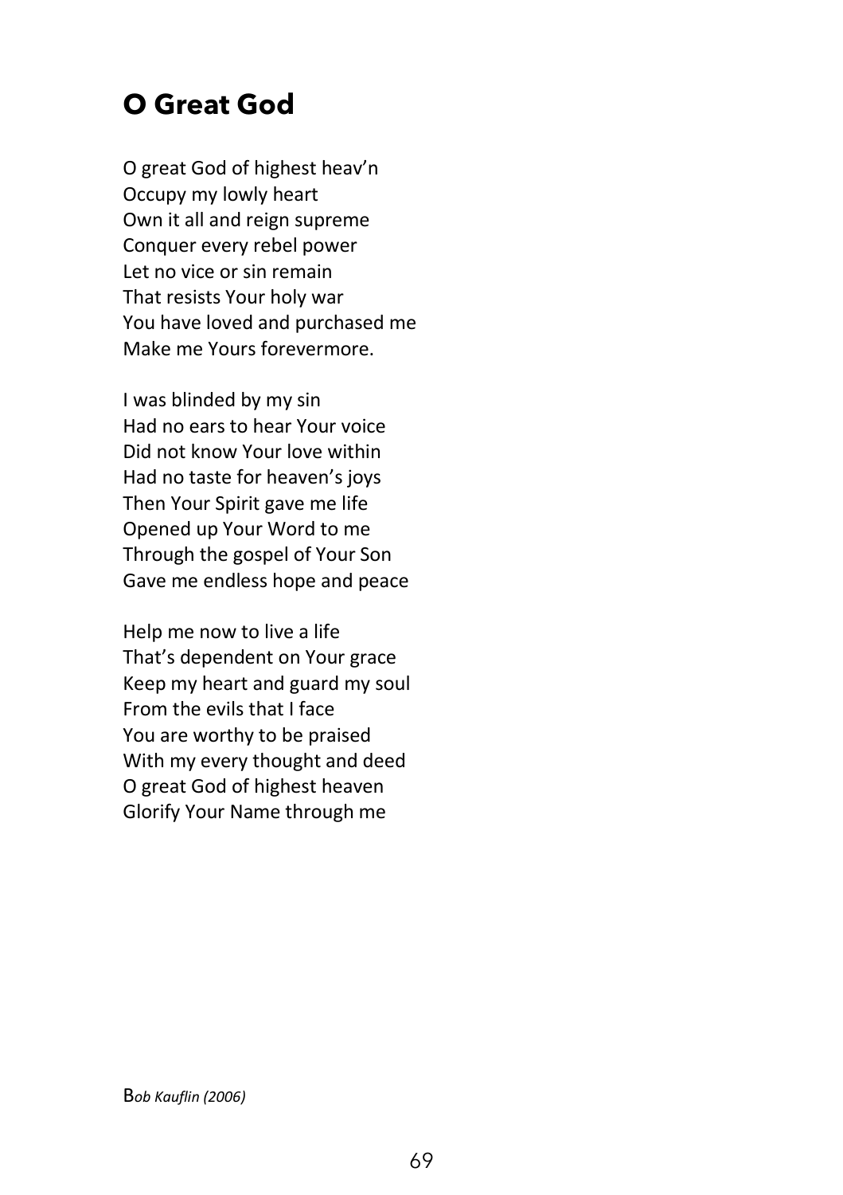## O Great God

O great God of highest heav'n
Occupy my lowly heart
Own it all and reign supreme
Conquer every rebel power
Let no vice or sin remain
That resists Your holy war
You have loved and purchased me
Make me Yours forevermore.

I was blinded by my sin
Had no ears to hear Your voice
Did not know Your love within
Had no taste for heaven's joys
Then Your Spirit gave me life
Opened up Your Word to me
Through the gospel of Your Son
Gave me endless hope and peace

Help me now to live a life
That's dependent on Your grace
Keep my heart and guard my soul
From the evils that I face
You are worthy to be praised
With my every thought and deed
O great God of highest heaven
Glorify Your Name through me

B*ob Kauflin (2006)*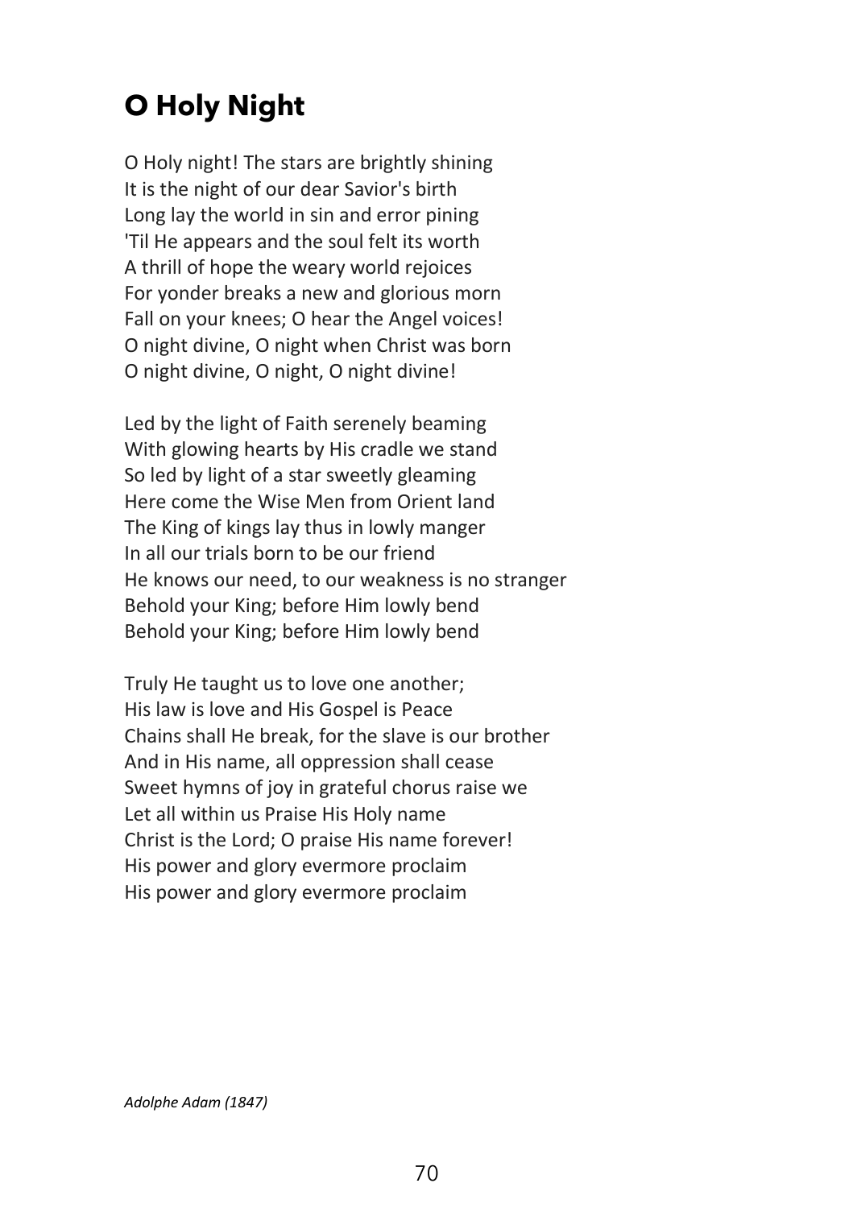# O Holy Night

O Holy night! The stars are brightly shining
It is the night of our dear Savior's birth
Long lay the world in sin and error pining
'Til He appears and the soul felt its worth
A thrill of hope the weary world rejoices
For yonder breaks a new and glorious morn
Fall on your knees; O hear the Angel voices!
O night divine, O night when Christ was born
O night divine, O night, O night divine!

Led by the light of Faith serenely beaming
With glowing hearts by His cradle we stand
So led by light of a star sweetly gleaming
Here come the Wise Men from Orient land
The King of kings lay thus in lowly manger
In all our trials born to be our friend
He knows our need, to our weakness is no stranger
Behold your King; before Him lowly bend
Behold your King; before Him lowly bend

Truly He taught us to love one another;
His law is love and His Gospel is Peace
Chains shall He break, for the slave is our brother
And in His name, all oppression shall cease
Sweet hymns of joy in grateful chorus raise we
Let all within us Praise His Holy name
Christ is the Lord; O praise His name forever!
His power and glory evermore proclaim
His power and glory evermore proclaim

*Adolphe Adam (1847)*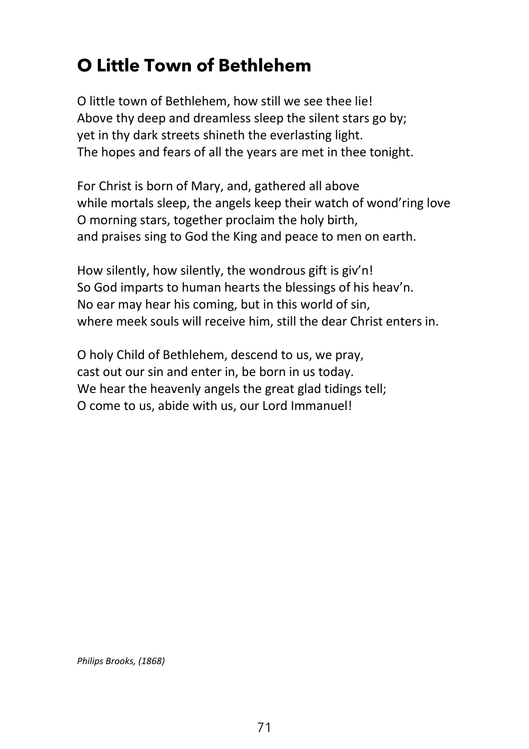# O Little Town of Bethlehem

O little town of Bethlehem, how still we see thee lie!
Above thy deep and dreamless sleep the silent stars go by;
yet in thy dark streets shineth the everlasting light.
The hopes and fears of all the years are met in thee tonight.

For Christ is born of Mary, and, gathered all above
while mortals sleep, the angels keep their watch of wond'ring love
O morning stars, together proclaim the holy birth,
and praises sing to God the King and peace to men on earth.

How silently, how silently, the wondrous gift is giv'n!
So God imparts to human hearts the blessings of his heav'n.
No ear may hear his coming, but in this world of sin,
where meek souls will receive him, still the dear Christ enters in.

O holy Child of Bethlehem, descend to us, we pray,
cast out our sin and enter in, be born in us today.
We hear the heavenly angels the great glad tidings tell;
O come to us, abide with us, our Lord Immanuel!

*Philips Brooks, (1868)*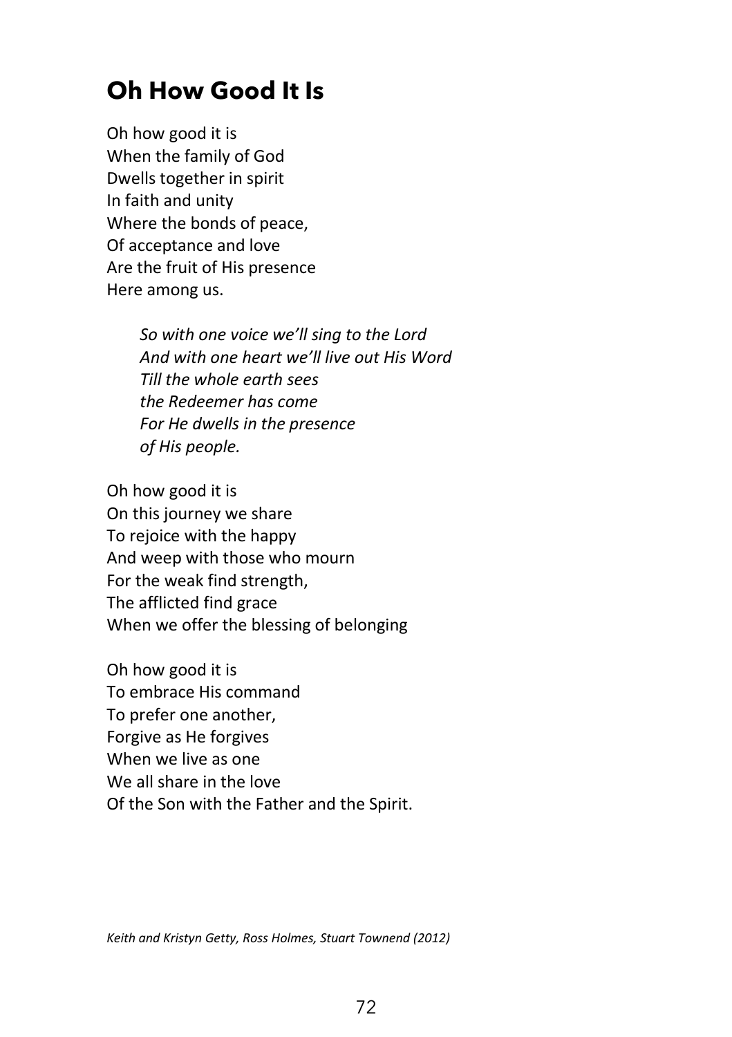## Oh How Good It Is

Oh how good it is
When the family of God
Dwells together in spirit
In faith and unity
Where the bonds of peace,
Of acceptance and love
Are the fruit of His presence
Here among us.

*So with one voice we'll sing to the Lord*
*And with one heart we'll live out His Word*
*Till the whole earth sees*
*the Redeemer has come*
*For He dwells in the presence*
*of His people.*

Oh how good it is
On this journey we share
To rejoice with the happy
And weep with those who mourn
For the weak find strength,
The afflicted find grace
When we offer the blessing of belonging

Oh how good it is
To embrace His command
To prefer one another,
Forgive as He forgives
When we live as one
We all share in the love
Of the Son with the Father and the Spirit.

*Keith and Kristyn Getty, Ross Holmes, Stuart Townend (2012)*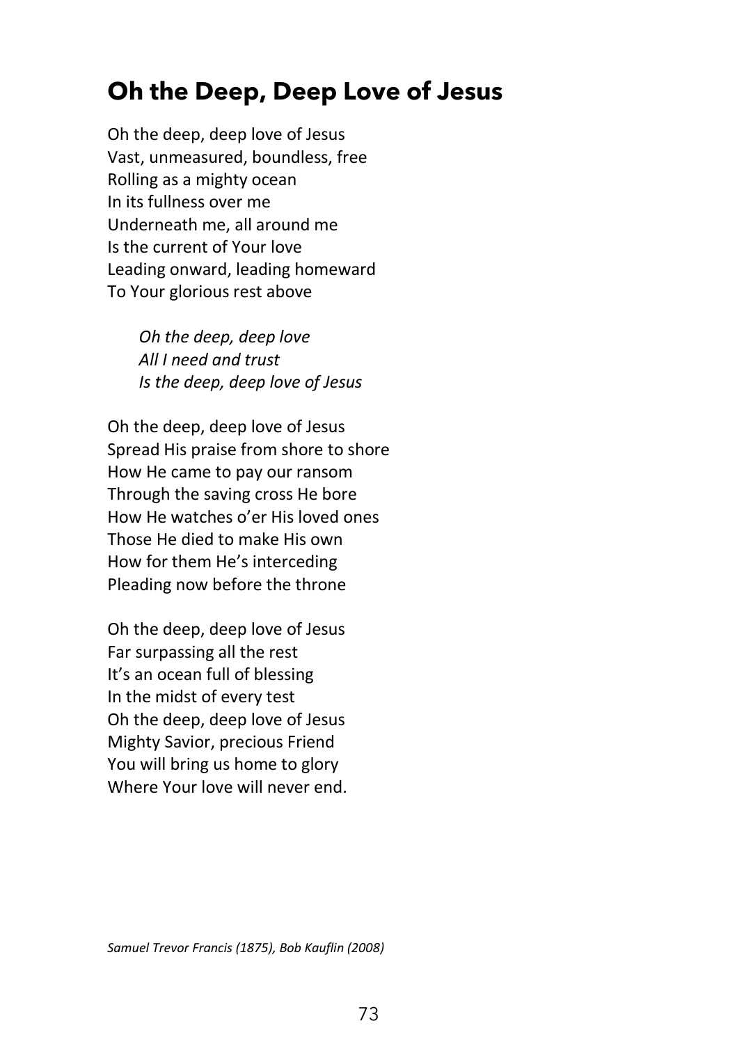# Oh the Deep, Deep Love of Jesus

Oh the deep, deep love of Jesus
Vast, unmeasured, boundless, free
Rolling as a mighty ocean
In its fullness over me
Underneath me, all around me
Is the current of Your love
Leading onward, leading homeward
To Your glorious rest above

*Oh the deep, deep love*
*All I need and trust*
*Is the deep, deep love of Jesus*

Oh the deep, deep love of Jesus
Spread His praise from shore to shore
How He came to pay our ransom
Through the saving cross He bore
How He watches o'er His loved ones
Those He died to make His own
How for them He's interceding
Pleading now before the throne

Oh the deep, deep love of Jesus
Far surpassing all the rest
It's an ocean full of blessing
In the midst of every test
Oh the deep, deep love of Jesus
Mighty Savior, precious Friend
You will bring us home to glory
Where Your love will never end.

*Samuel Trevor Francis (1875), Bob Kauflin (2008)*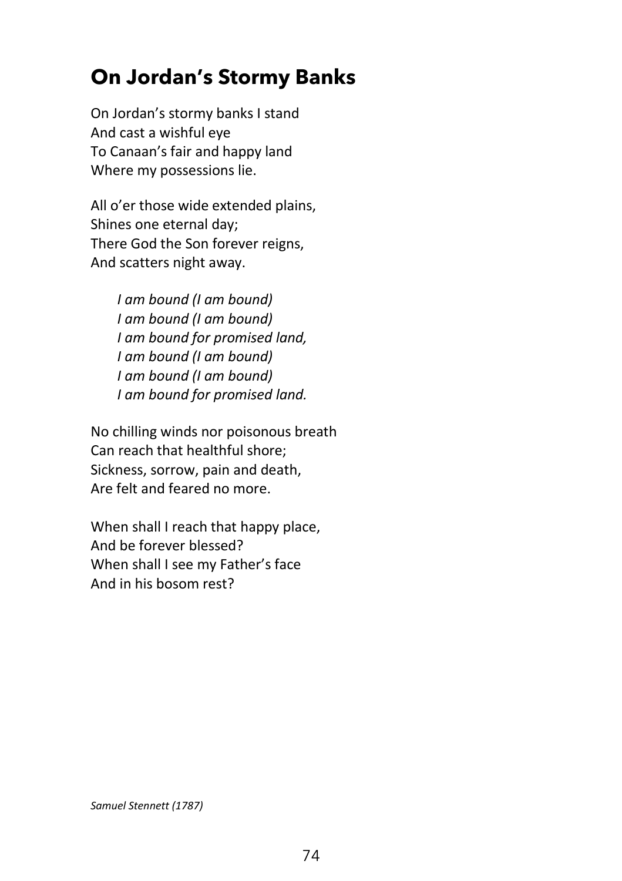## On Jordan's Stormy Banks

On Jordan's stormy banks I stand  
And cast a wishful eye  
To Canaan's fair and happy land  
Where my possessions lie.

All o'er those wide extended plains,  
Shines one eternal day;  
There God the Son forever reigns,  
And scatters night away.

> *I am bound (I am bound)*  
> *I am bound (I am bound)*  
> *I am bound for promised land,*  
> *I am bound (I am bound)*  
> *I am bound (I am bound)*  
> *I am bound for promised land.*

No chilling winds nor poisonous breath  
Can reach that healthful shore;  
Sickness, sorrow, pain and death,  
Are felt and feared no more.

When shall I reach that happy place,  
And be forever blessed?  
When shall I see my Father's face  
And in his bosom rest?

*Samuel Stennett (1787)*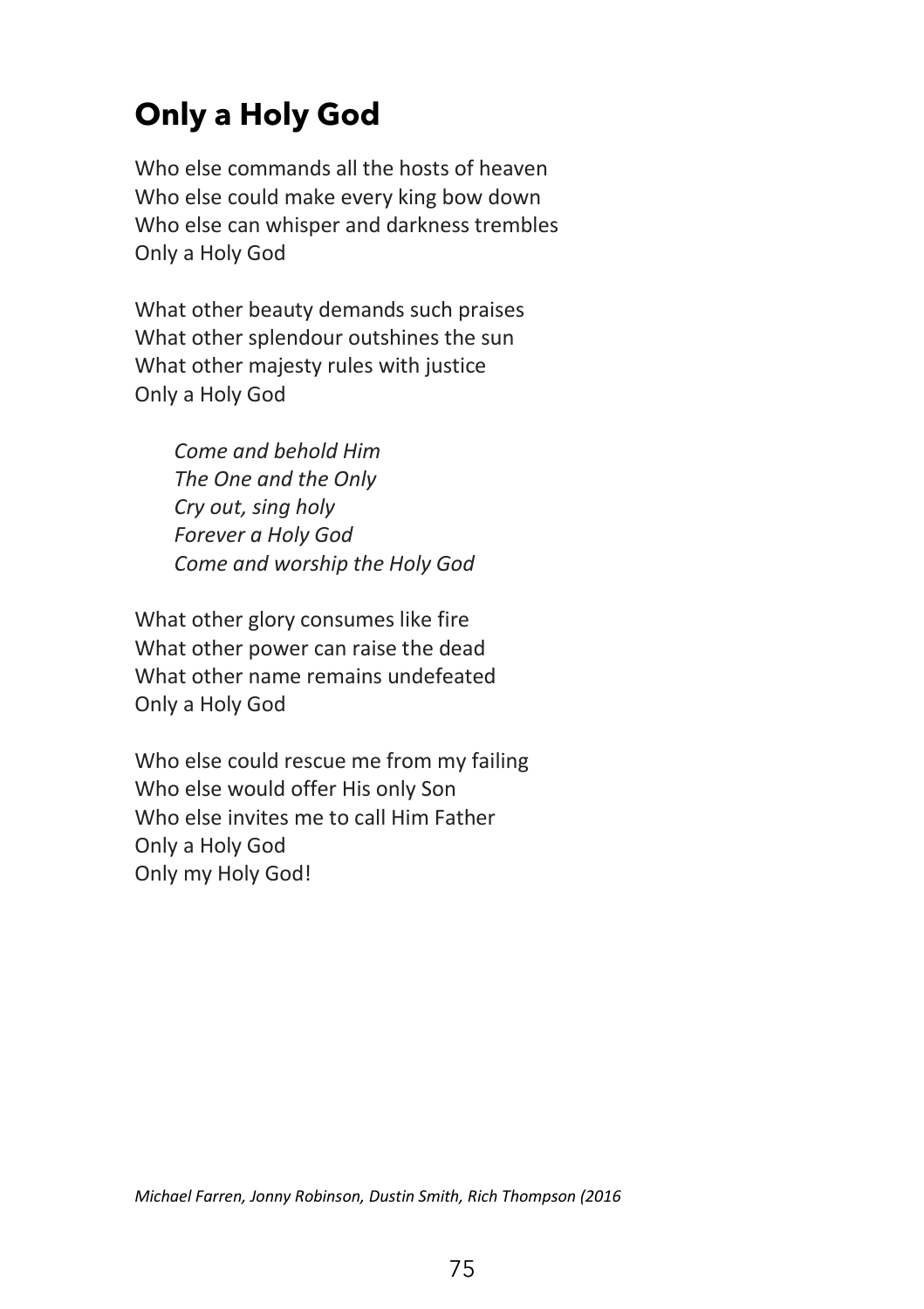## Only a Holy God

Who else commands all the hosts of heaven
Who else could make every king bow down
Who else can whisper and darkness trembles
Only a Holy God

What other beauty demands such praises
What other splendour outshines the sun
What other majesty rules with justice
Only a Holy God

*Come and behold Him*
*The One and the Only*
*Cry out, sing holy*
*Forever a Holy God*
*Come and worship the Holy God*

What other glory consumes like fire
What other power can raise the dead
What other name remains undefeated
Only a Holy God

Who else could rescue me from my failing
Who else would offer His only Son
Who else invites me to call Him Father
Only a Holy God
Only my Holy God!

*Michael Farren, Jonny Robinson, Dustin Smith, Rich Thompson (2016*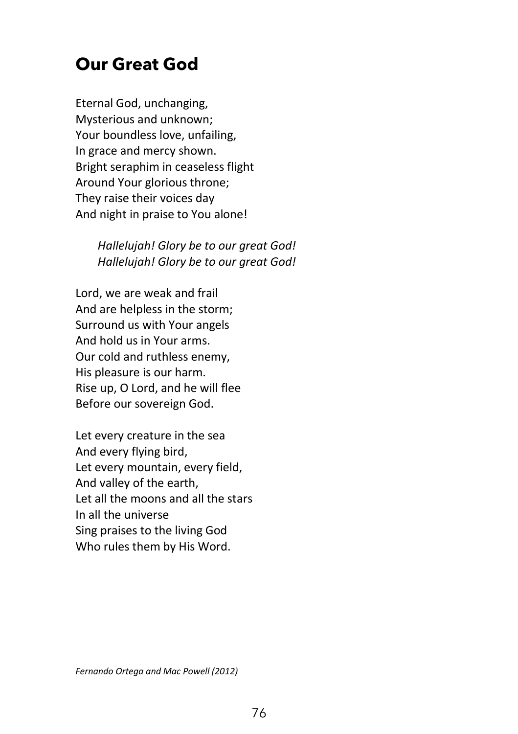## Our Great God

Eternal God, unchanging,  
Mysterious and unknown;  
Your boundless love, unfailing,  
In grace and mercy shown.  
Bright seraphim in ceaseless flight  
Around Your glorious throne;  
They raise their voices day  
And night in praise to You alone!

> *Hallelujah! Glory be to our great God!*  
> *Hallelujah! Glory be to our great God!*

Lord, we are weak and frail  
And are helpless in the storm;  
Surround us with Your angels  
And hold us in Your arms.  
Our cold and ruthless enemy,  
His pleasure is our harm.  
Rise up, O Lord, and he will flee  
Before our sovereign God.

Let every creature in the sea  
And every flying bird,  
Let every mountain, every field,  
And valley of the earth,  
Let all the moons and all the stars  
In all the universe  
Sing praises to the living God  
Who rules them by His Word.

*Fernando Ortega and Mac Powell (2012)*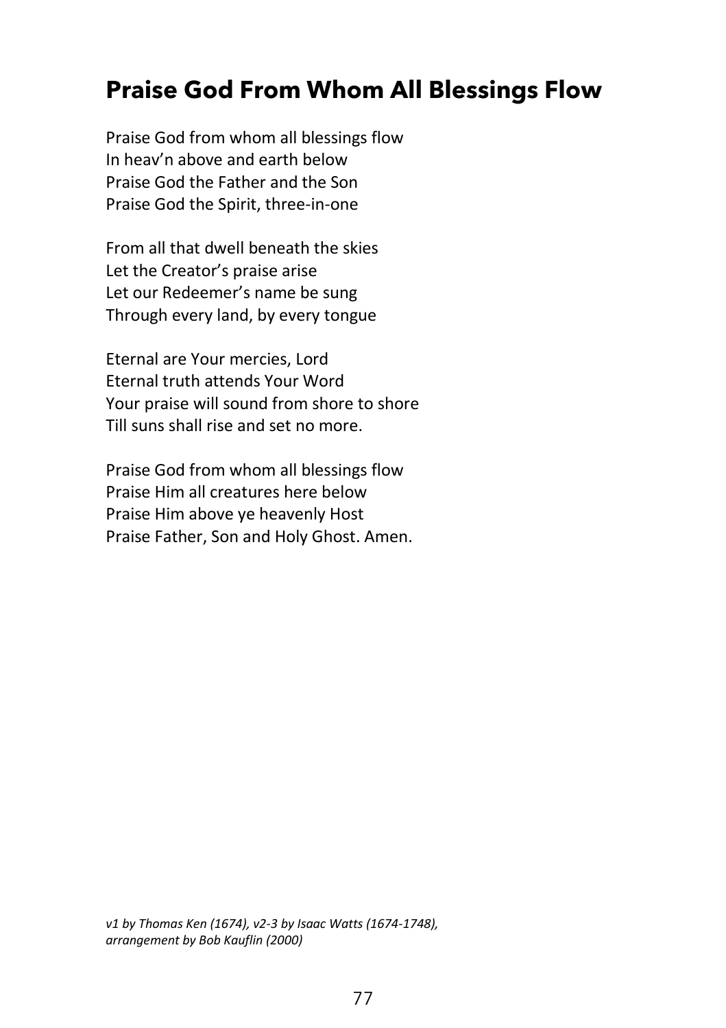# Praise God From Whom All Blessings Flow

Praise God from whom all blessings flow
In heav'n above and earth below
Praise God the Father and the Son
Praise God the Spirit, three-in-one

From all that dwell beneath the skies
Let the Creator's praise arise
Let our Redeemer's name be sung
Through every land, by every tongue

Eternal are Your mercies, Lord
Eternal truth attends Your Word
Your praise will sound from shore to shore
Till suns shall rise and set no more.

Praise God from whom all blessings flow
Praise Him all creatures here below
Praise Him above ye heavenly Host
Praise Father, Son and Holy Ghost. Amen.

*v1 by Thomas Ken (1674), v2-3 by Isaac Watts (1674-1748), arrangement by Bob Kauflin (2000)*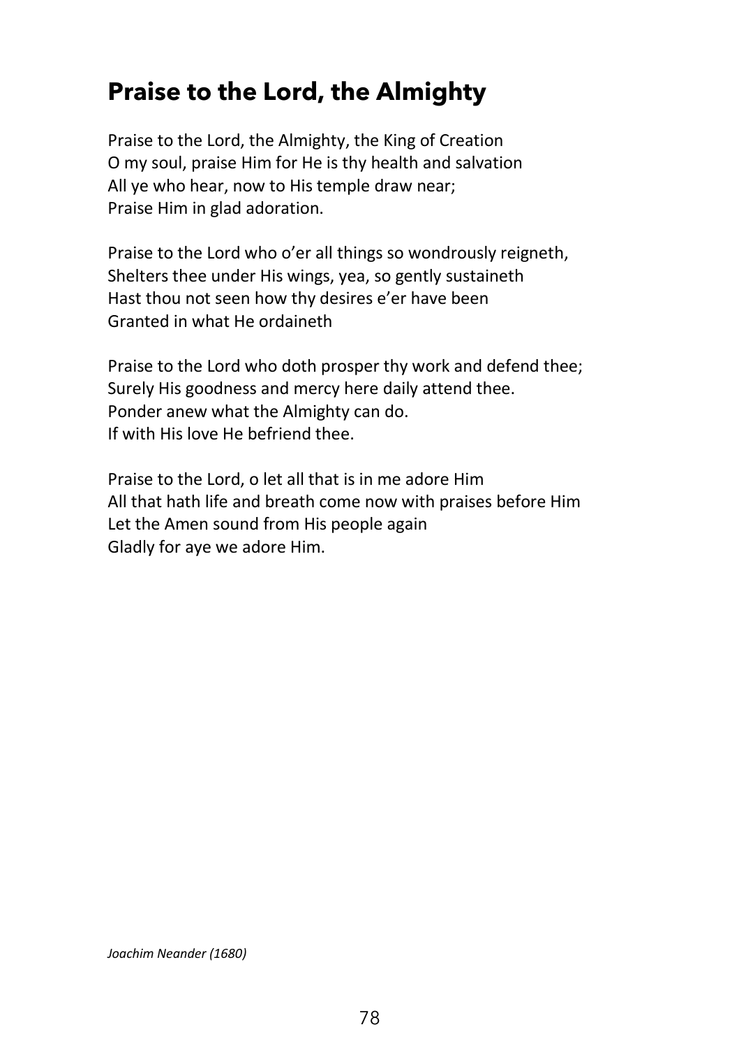## Praise to the Lord, the Almighty

Praise to the Lord, the Almighty, the King of Creation
O my soul, praise Him for He is thy health and salvation
All ye who hear, now to His temple draw near;
Praise Him in glad adoration.

Praise to the Lord who o'er all things so wondrously reigneth,
Shelters thee under His wings, yea, so gently sustaineth
Hast thou not seen how thy desires e'er have been
Granted in what He ordaineth

Praise to the Lord who doth prosper thy work and defend thee;
Surely His goodness and mercy here daily attend thee.
Ponder anew what the Almighty can do.
If with His love He befriend thee.

Praise to the Lord, o let all that is in me adore Him
All that hath life and breath come now with praises before Him
Let the Amen sound from His people again
Gladly for aye we adore Him.

*Joachim Neander (1680)*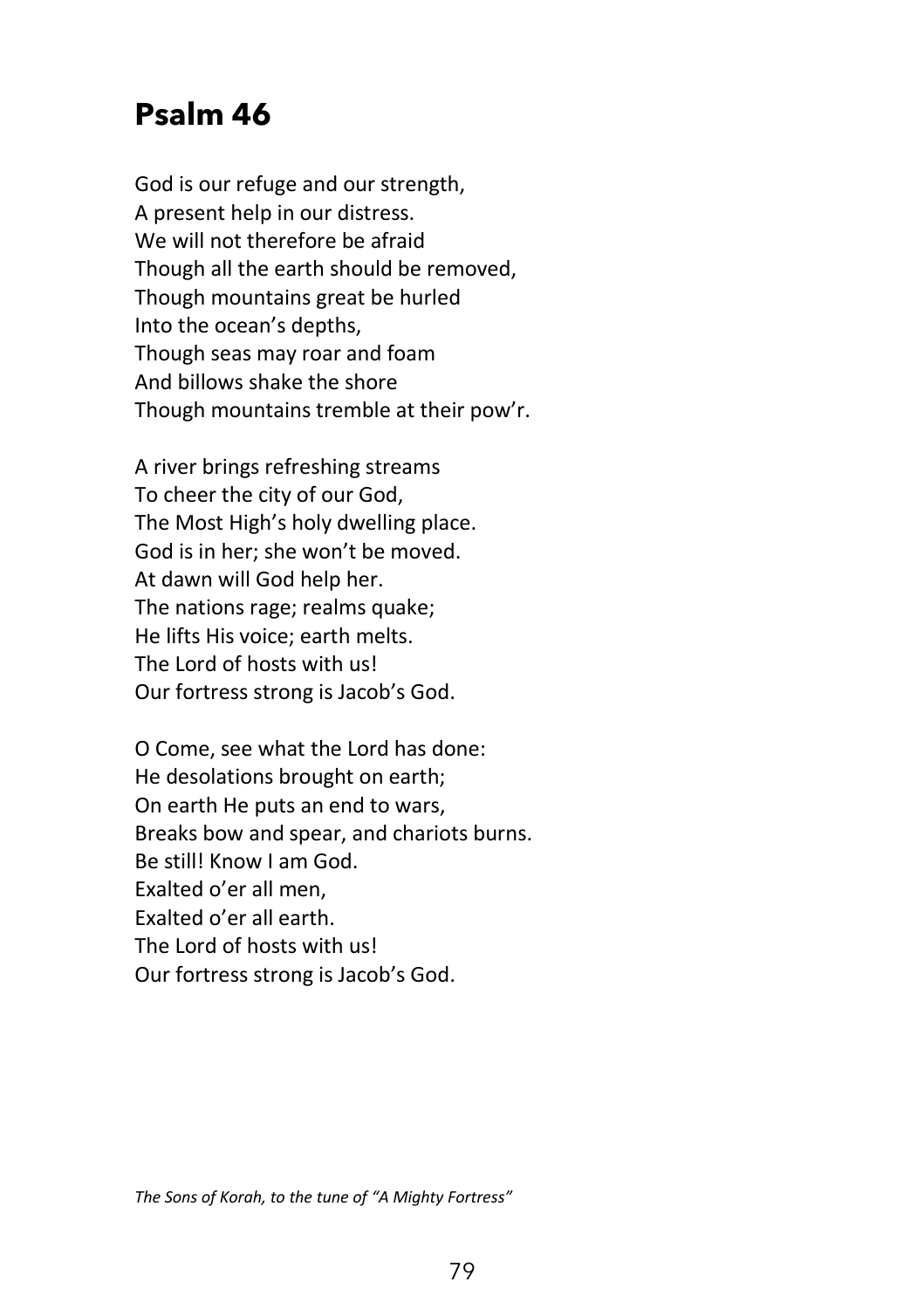# Psalm 46

God is our refuge and our strength,
A present help in our distress.
We will not therefore be afraid
Though all the earth should be removed,
Though mountains great be hurled
Into the ocean's depths,
Though seas may roar and foam
And billows shake the shore
Though mountains tremble at their pow'r.

A river brings refreshing streams
To cheer the city of our God,
The Most High's holy dwelling place.
God is in her; she won't be moved.
At dawn will God help her.
The nations rage; realms quake;
He lifts His voice; earth melts.
The Lord of hosts with us!
Our fortress strong is Jacob's God.

O Come, see what the Lord has done:
He desolations brought on earth;
On earth He puts an end to wars,
Breaks bow and spear, and chariots burns.
Be still! Know I am God.
Exalted o'er all men,
Exalted o'er all earth.
The Lord of hosts with us!
Our fortress strong is Jacob's God.

*The Sons of Korah, to the tune of "A Mighty Fortress"*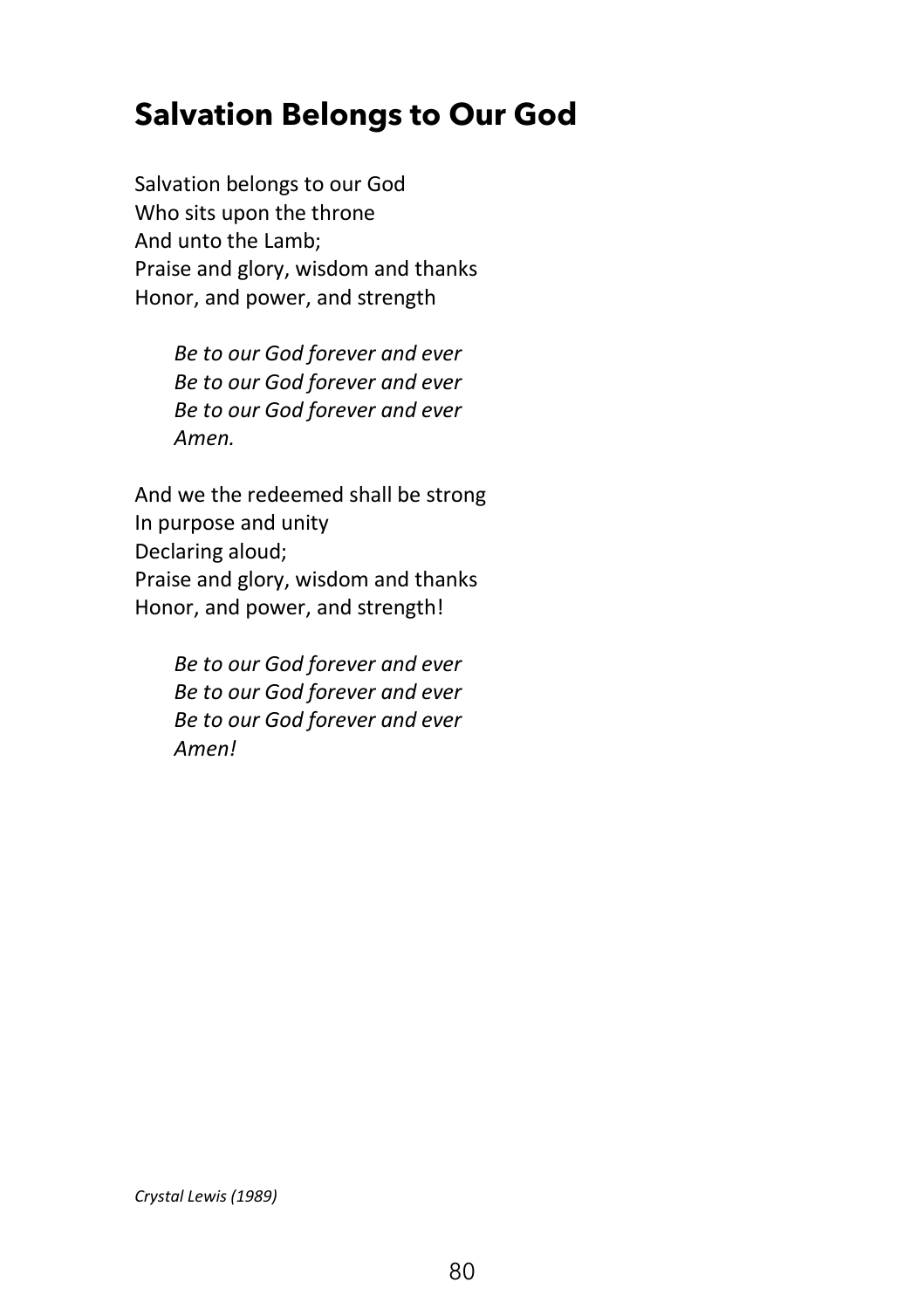## Salvation Belongs to Our God

Salvation belongs to our God  
Who sits upon the throne  
And unto the Lamb;  
Praise and glory, wisdom and thanks  
Honor, and power, and strength

> *Be to our God forever and ever*  
> *Be to our God forever and ever*  
> *Be to our God forever and ever*  
> *Amen.*

And we the redeemed shall be strong  
In purpose and unity  
Declaring aloud;  
Praise and glory, wisdom and thanks  
Honor, and power, and strength!

> *Be to our God forever and ever*  
> *Be to our God forever and ever*  
> *Be to our God forever and ever*  
> *Amen!*

*Crystal Lewis (1989)*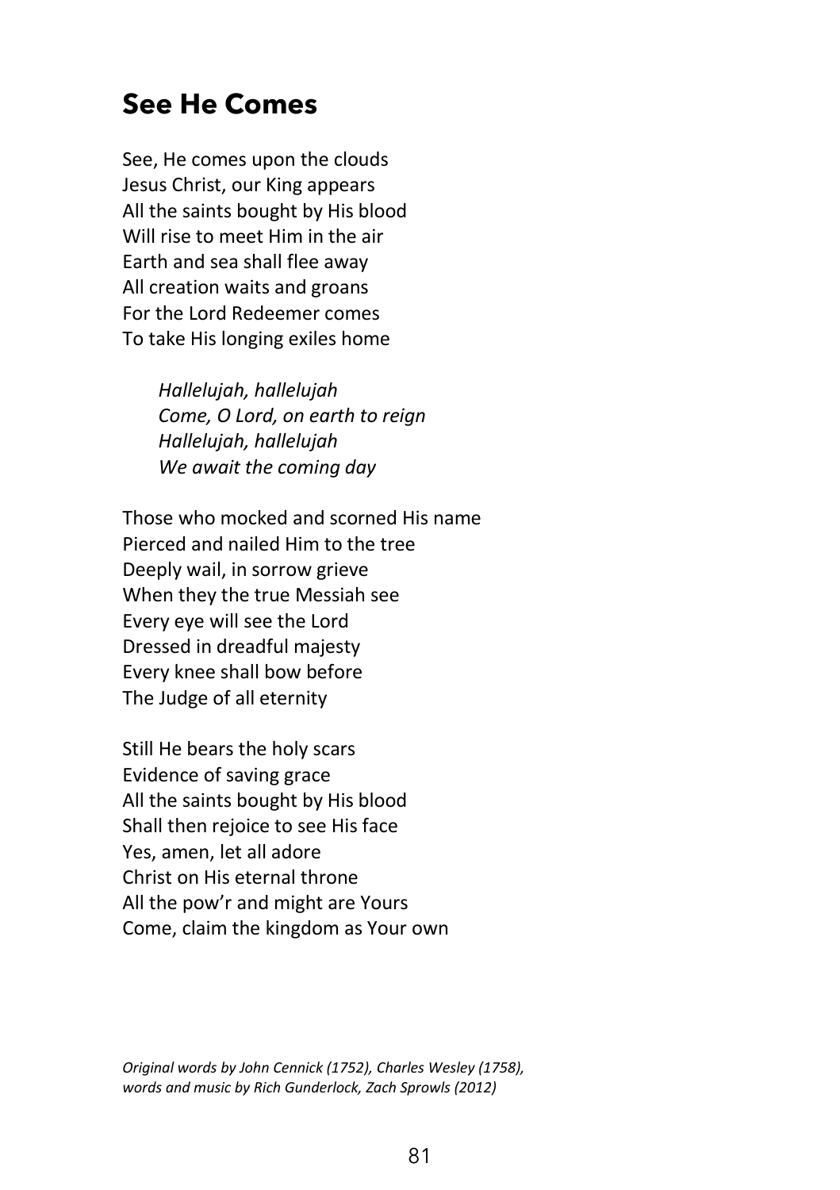## See He Comes

See, He comes upon the clouds
Jesus Christ, our King appears
All the saints bought by His blood
Will rise to meet Him in the air
Earth and sea shall flee away
All creation waits and groans
For the Lord Redeemer comes
To take His longing exiles home

> *Hallelujah, hallelujah*
> *Come, O Lord, on earth to reign*
> *Hallelujah, hallelujah*
> *We await the coming day*

Those who mocked and scorned His name
Pierced and nailed Him to the tree
Deeply wail, in sorrow grieve
When they the true Messiah see
Every eye will see the Lord
Dressed in dreadful majesty
Every knee shall bow before
The Judge of all eternity

Still He bears the holy scars
Evidence of saving grace
All the saints bought by His blood
Shall then rejoice to see His face
Yes, amen, let all adore
Christ on His eternal throne
All the pow'r and might are Yours
Come, claim the kingdom as Your own

*Original words by John Cennick (1752), Charles Wesley (1758), words and music by Rich Gunderlock, Zach Sprowls (2012)*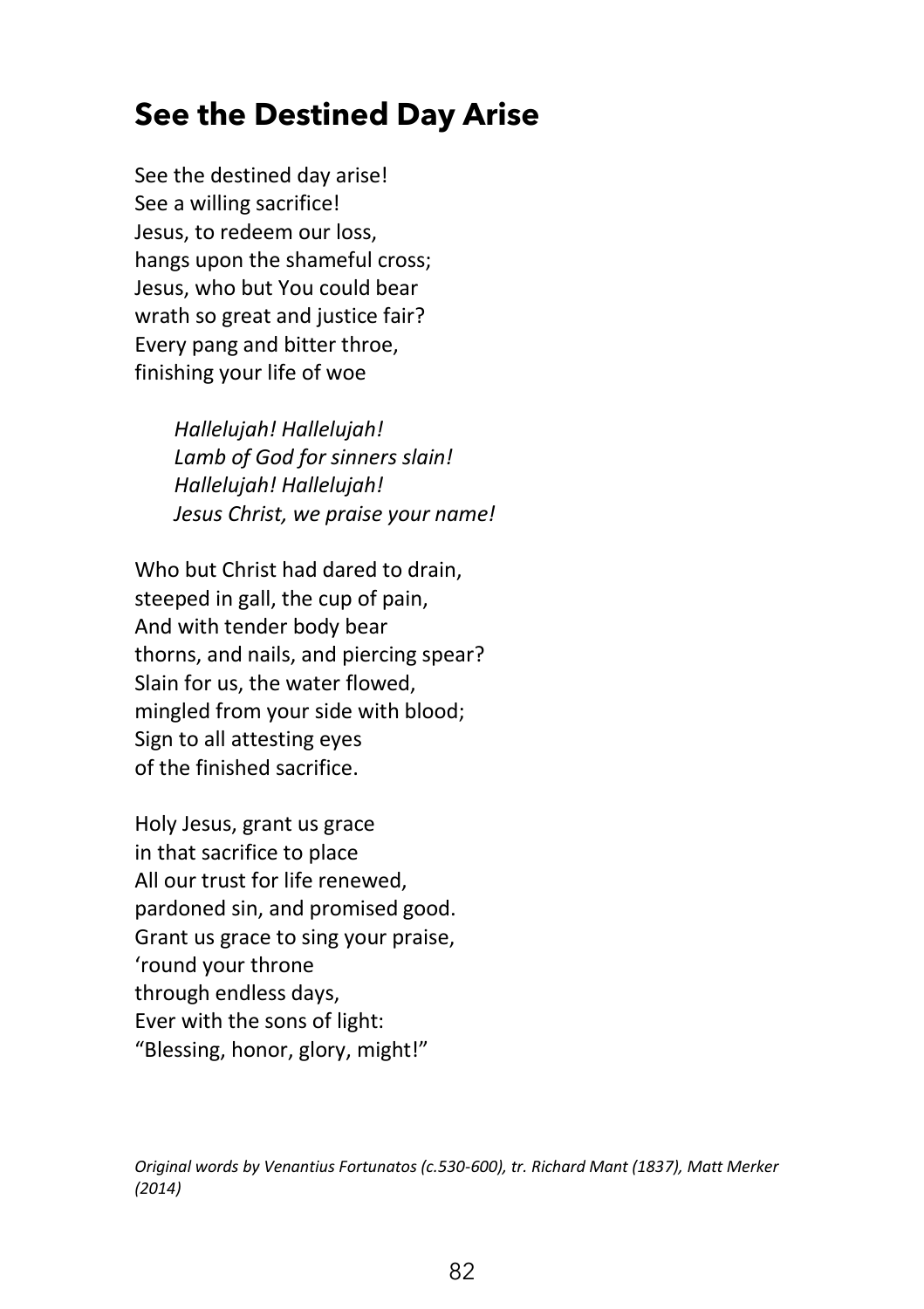## See the Destined Day Arise

See the destined day arise!
See a willing sacrifice!
Jesus, to redeem our loss,
hangs upon the shameful cross;
Jesus, who but You could bear
wrath so great and justice fair?
Every pang and bitter throe,
finishing your life of woe

> *Hallelujah! Hallelujah!*
> *Lamb of God for sinners slain!*
> *Hallelujah! Hallelujah!*
> *Jesus Christ, we praise your name!*

Who but Christ had dared to drain,
steeped in gall, the cup of pain,
And with tender body bear
thorns, and nails, and piercing spear?
Slain for us, the water flowed,
mingled from your side with blood;
Sign to all attesting eyes
of the finished sacrifice.

Holy Jesus, grant us grace
in that sacrifice to place
All our trust for life renewed,
pardoned sin, and promised good.
Grant us grace to sing your praise,
'round your throne
through endless days,
Ever with the sons of light:
"Blessing, honor, glory, might!"

*Original words by Venantius Fortunatos (c.530-600), tr. Richard Mant (1837), Matt Merker (2014)*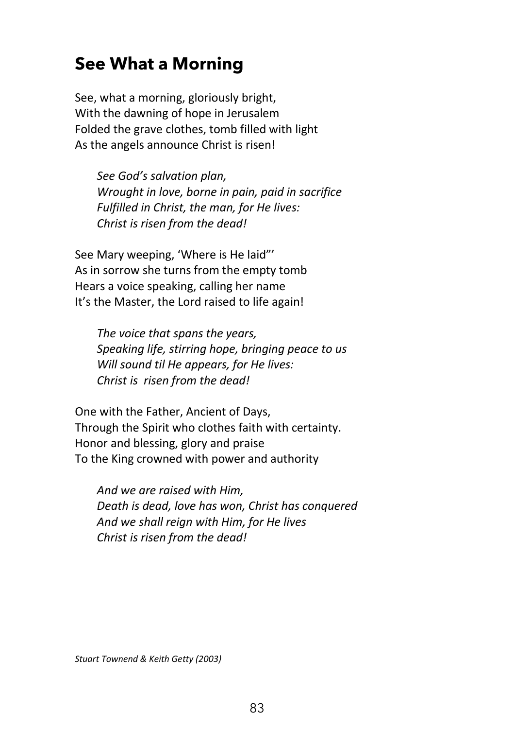# See What a Morning

See, what a morning, gloriously bright,
With the dawning of hope in Jerusalem
Folded the grave clothes, tomb filled with light
As the angels announce Christ is risen!

*See God's salvation plan,*
*Wrought in love, borne in pain, paid in sacrifice*
*Fulfilled in Christ, the man, for He lives:*
*Christ is risen from the dead!*

See Mary weeping, 'Where is He laid"'
As in sorrow she turns from the empty tomb
Hears a voice speaking, calling her name
It's the Master, the Lord raised to life again!

*The voice that spans the years,*
*Speaking life, stirring hope, bringing peace to us*
*Will sound til He appears, for He lives:*
*Christ is risen from the dead!*

One with the Father, Ancient of Days,
Through the Spirit who clothes faith with certainty.
Honor and blessing, glory and praise
To the King crowned with power and authority

*And we are raised with Him,*
*Death is dead, love has won, Christ has conquered*
*And we shall reign with Him, for He lives*
*Christ is risen from the dead!*

*Stuart Townend & Keith Getty (2003)*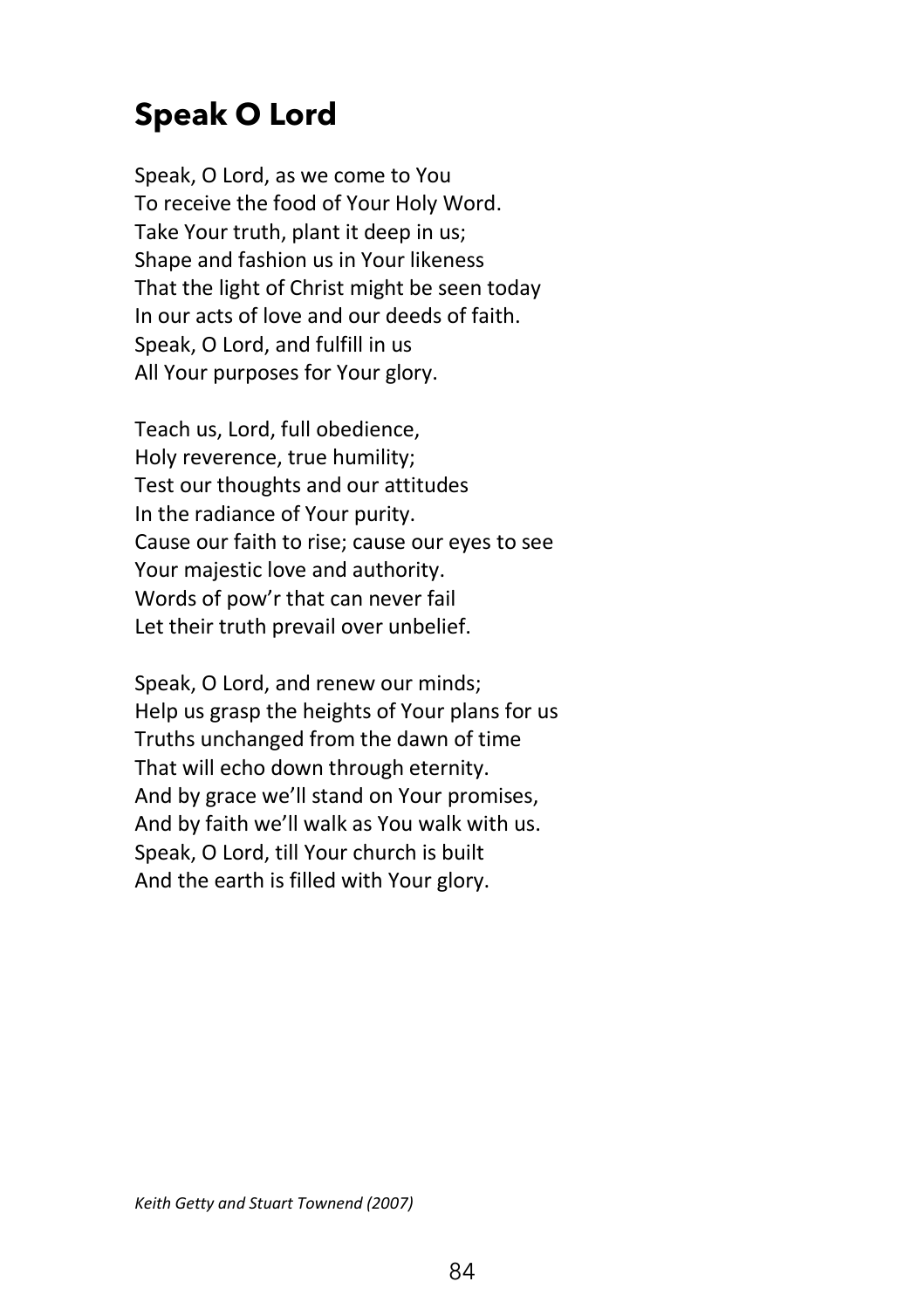# Speak O Lord

Speak, O Lord, as we come to You
To receive the food of Your Holy Word.
Take Your truth, plant it deep in us;
Shape and fashion us in Your likeness
That the light of Christ might be seen today
In our acts of love and our deeds of faith.
Speak, O Lord, and fulfill in us
All Your purposes for Your glory.

Teach us, Lord, full obedience,
Holy reverence, true humility;
Test our thoughts and our attitudes
In the radiance of Your purity.
Cause our faith to rise; cause our eyes to see
Your majestic love and authority.
Words of pow'r that can never fail
Let their truth prevail over unbelief.

Speak, O Lord, and renew our minds;
Help us grasp the heights of Your plans for us
Truths unchanged from the dawn of time
That will echo down through eternity.
And by grace we'll stand on Your promises,
And by faith we'll walk as You walk with us.
Speak, O Lord, till Your church is built
And the earth is filled with Your glory.

*Keith Getty and Stuart Townend (2007)*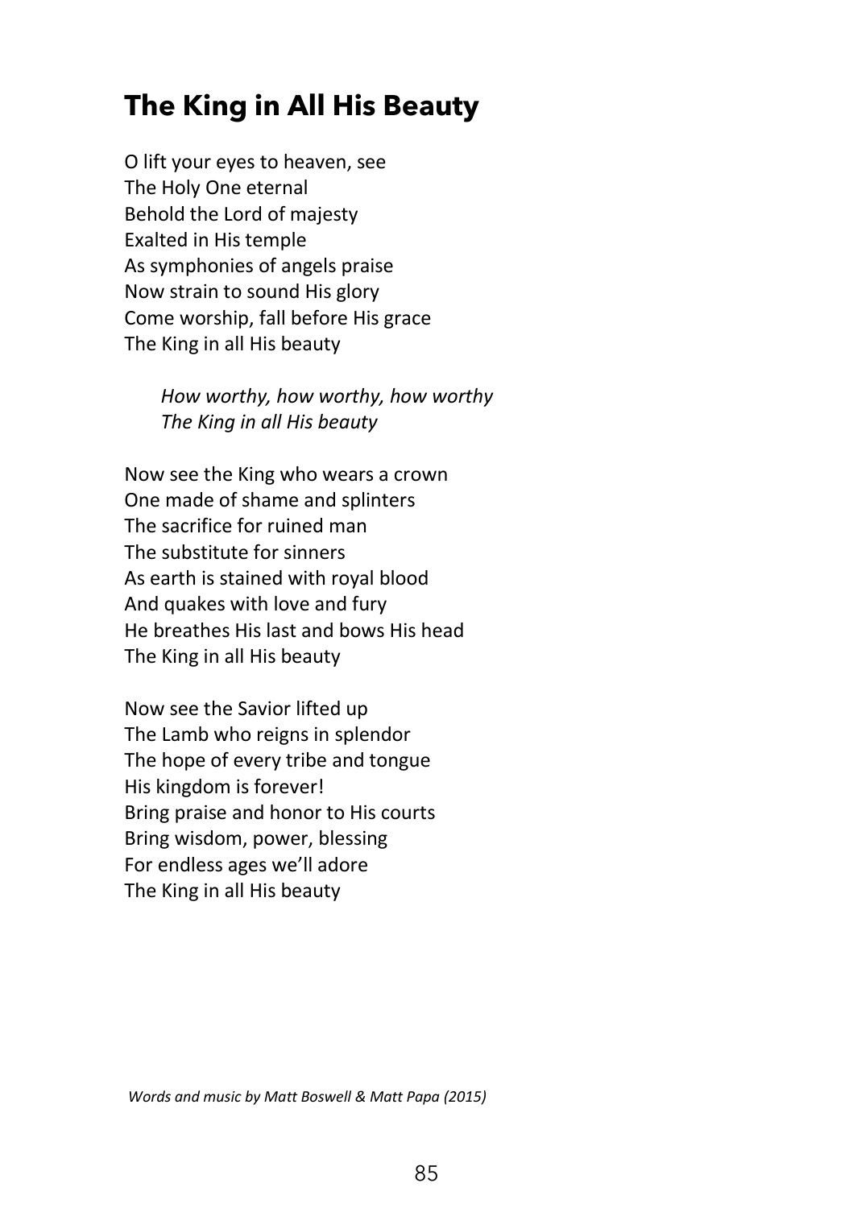# The King in All His Beauty

O lift your eyes to heaven, see  
The Holy One eternal  
Behold the Lord of majesty  
Exalted in His temple  
As symphonies of angels praise  
Now strain to sound His glory  
Come worship, fall before His grace  
The King in all His beauty

> *How worthy, how worthy, how worthy*  
> *The King in all His beauty*

Now see the King who wears a crown  
One made of shame and splinters  
The sacrifice for ruined man  
The substitute for sinners  
As earth is stained with royal blood  
And quakes with love and fury  
He breathes His last and bows His head  
The King in all His beauty

Now see the Savior lifted up  
The Lamb who reigns in splendor  
The hope of every tribe and tongue  
His kingdom is forever!  
Bring praise and honor to His courts  
Bring wisdom, power, blessing  
For endless ages we'll adore  
The King in all His beauty

*Words and music by Matt Boswell & Matt Papa (2015)*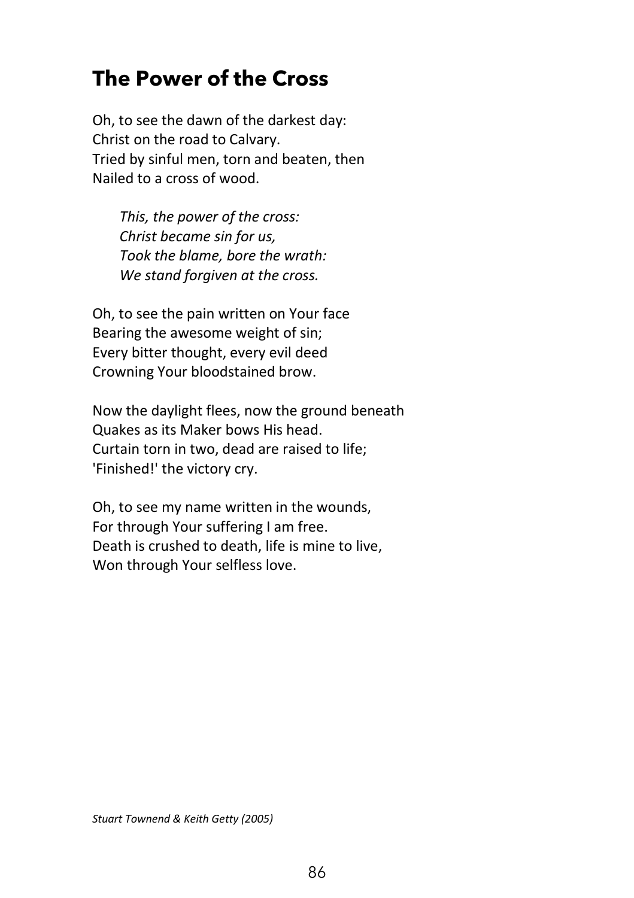## The Power of the Cross

Oh, to see the dawn of the darkest day:
Christ on the road to Calvary.
Tried by sinful men, torn and beaten, then
Nailed to a cross of wood.

> *This, the power of the cross:*
> *Christ became sin for us,*
> *Took the blame, bore the wrath:*
> *We stand forgiven at the cross.*

Oh, to see the pain written on Your face
Bearing the awesome weight of sin;
Every bitter thought, every evil deed
Crowning Your bloodstained brow.

Now the daylight flees, now the ground beneath
Quakes as its Maker bows His head.
Curtain torn in two, dead are raised to life;
'Finished!' the victory cry.

Oh, to see my name written in the wounds,
For through Your suffering I am free.
Death is crushed to death, life is mine to live,
Won through Your selfless love.

*Stuart Townend & Keith Getty (2005)*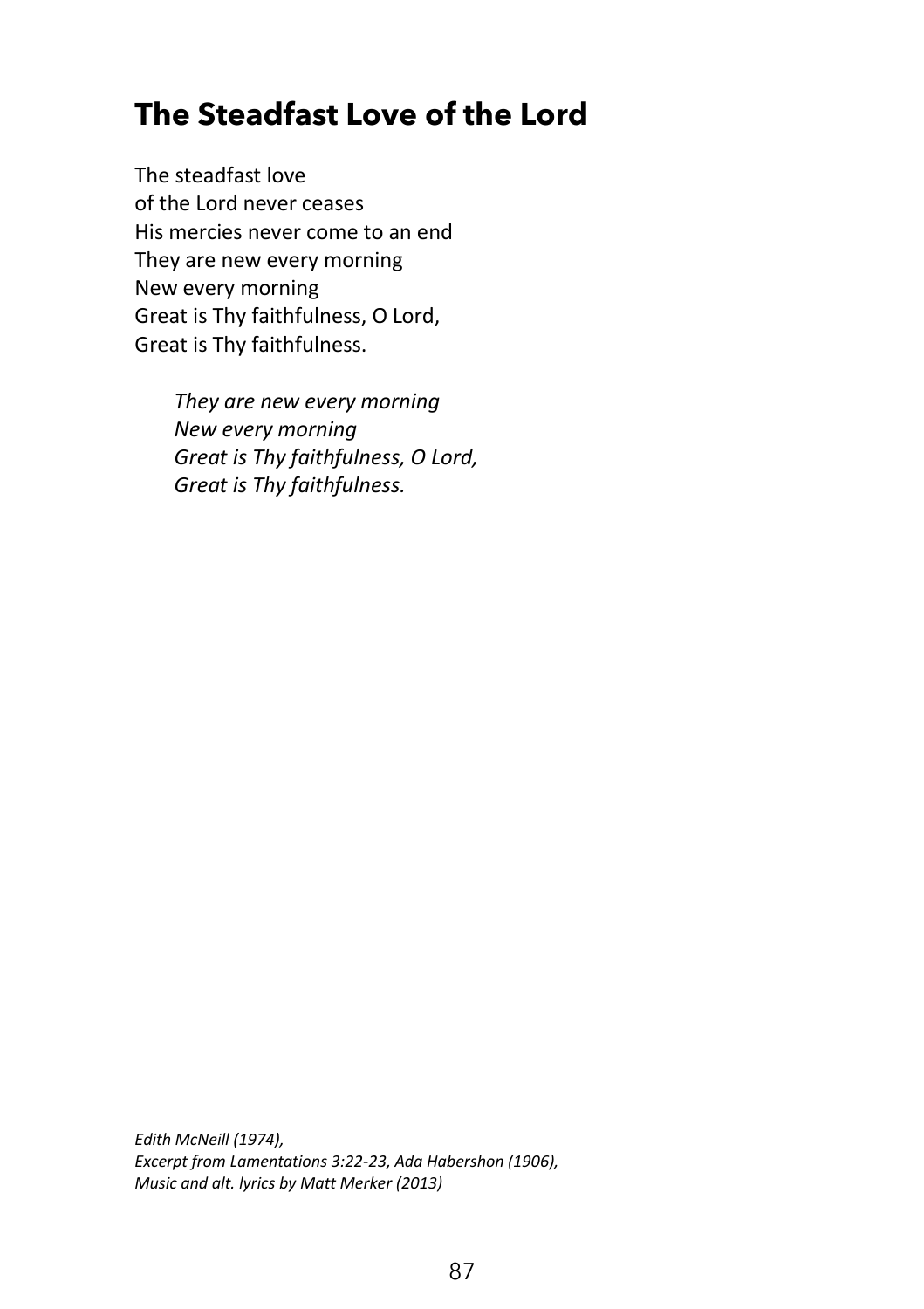## The Steadfast Love of the Lord

The steadfast love  
of the Lord never ceases  
His mercies never come to an end  
They are new every morning  
New every morning  
Great is Thy faithfulness, O Lord,  
Great is Thy faithfulness.

> *They are new every morning*  
> *New every morning*  
> *Great is Thy faithfulness, O Lord,*  
> *Great is Thy faithfulness.*

*Edith McNeill (1974),*  
*Excerpt from Lamentations 3:22-23, Ada Habershon (1906),*  
*Music and alt. lyrics by Matt Merker (2013)*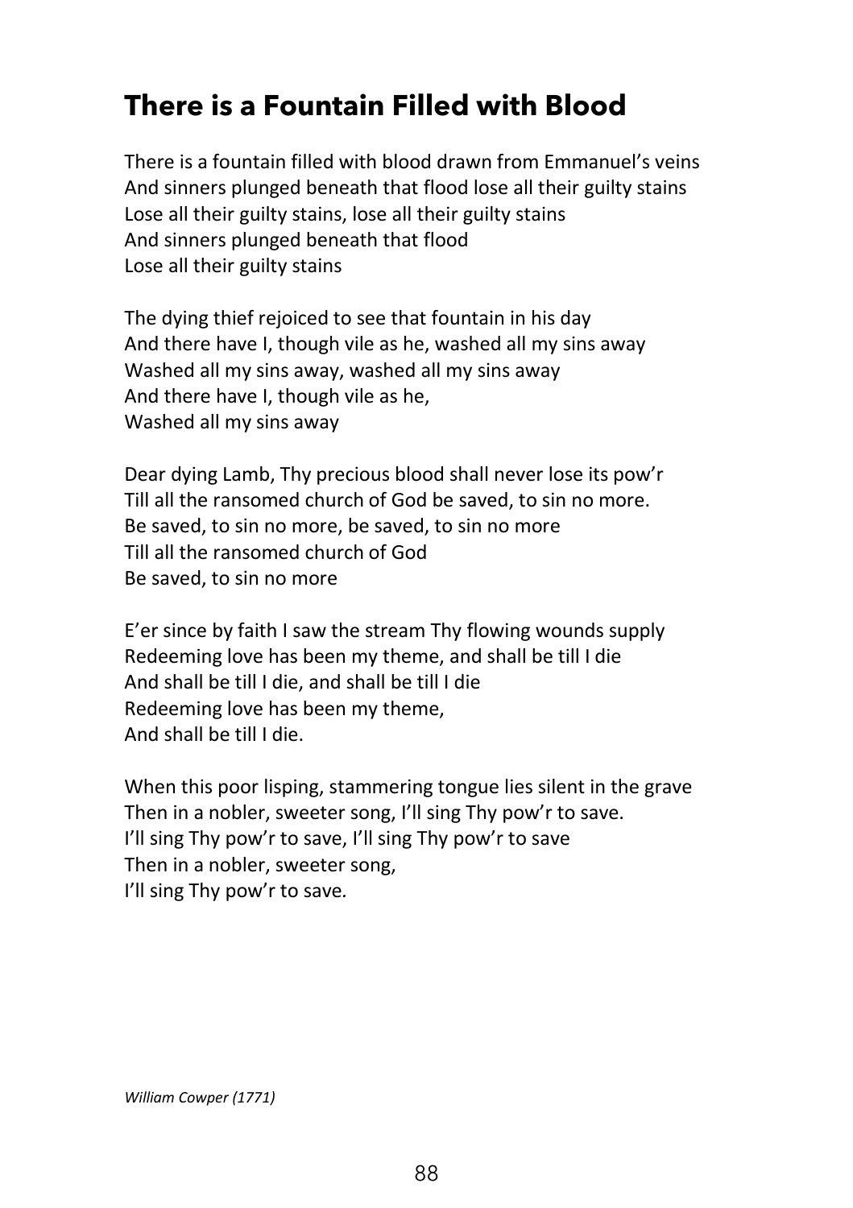## There is a Fountain Filled with Blood

There is a fountain filled with blood drawn from Emmanuel's veins
And sinners plunged beneath that flood lose all their guilty stains
Lose all their guilty stains, lose all their guilty stains
And sinners plunged beneath that flood
Lose all their guilty stains

The dying thief rejoiced to see that fountain in his day
And there have I, though vile as he, washed all my sins away
Washed all my sins away, washed all my sins away
And there have I, though vile as he,
Washed all my sins away

Dear dying Lamb, Thy precious blood shall never lose its pow'r
Till all the ransomed church of God be saved, to sin no more.
Be saved, to sin no more, be saved, to sin no more
Till all the ransomed church of God
Be saved, to sin no more

E'er since by faith I saw the stream Thy flowing wounds supply
Redeeming love has been my theme, and shall be till I die
And shall be till I die, and shall be till I die
Redeeming love has been my theme,
And shall be till I die.

When this poor lisping, stammering tongue lies silent in the grave
Then in a nobler, sweeter song, I'll sing Thy pow'r to save.
I'll sing Thy pow'r to save, I'll sing Thy pow'r to save
Then in a nobler, sweeter song,
I'll sing Thy pow'r to save.

*William Cowper (1771)*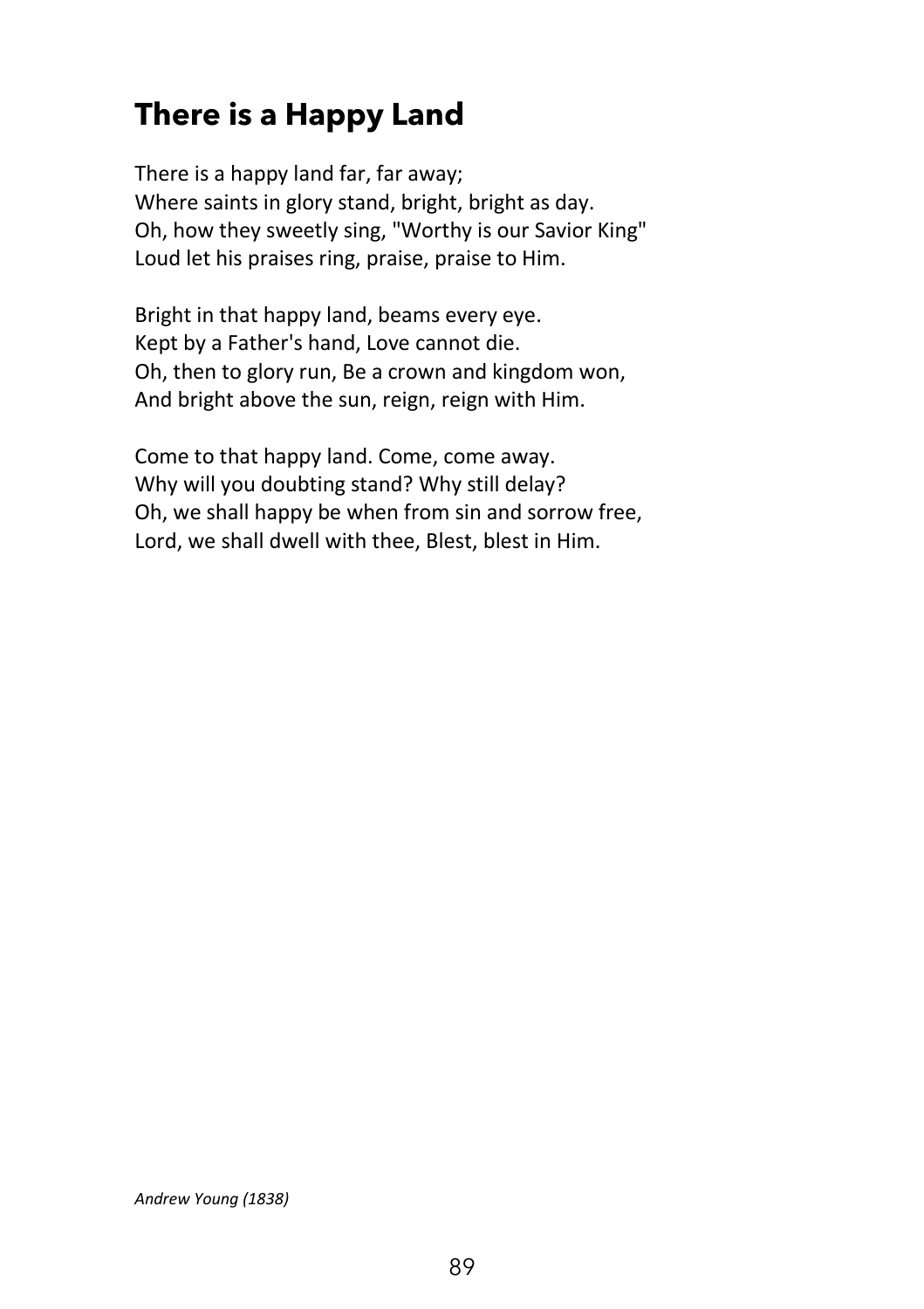# There is a Happy Land

There is a happy land far, far away;
Where saints in glory stand, bright, bright as day.
Oh, how they sweetly sing, "Worthy is our Savior King"
Loud let his praises ring, praise, praise to Him.

Bright in that happy land, beams every eye.
Kept by a Father's hand, Love cannot die.
Oh, then to glory run, Be a crown and kingdom won,
And bright above the sun, reign, reign with Him.

Come to that happy land. Come, come away.
Why will you doubting stand? Why still delay?
Oh, we shall happy be when from sin and sorrow free,
Lord, we shall dwell with thee, Blest, blest in Him.

*Andrew Young (1838)*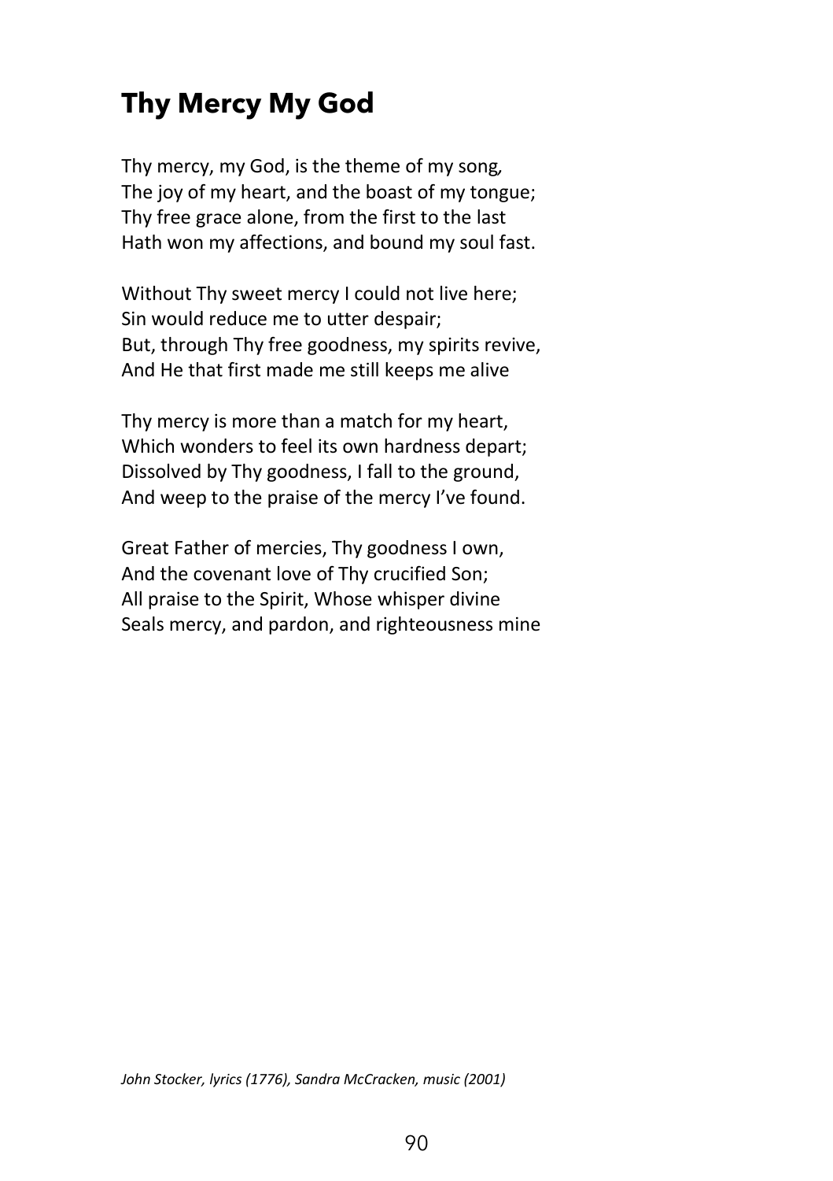# Thy Mercy My God

Thy mercy, my God, is the theme of my song,  
The joy of my heart, and the boast of my tongue;  
Thy free grace alone, from the first to the last  
Hath won my affections, and bound my soul fast.

Without Thy sweet mercy I could not live here;  
Sin would reduce me to utter despair;  
But, through Thy free goodness, my spirits revive,  
And He that first made me still keeps me alive

Thy mercy is more than a match for my heart,  
Which wonders to feel its own hardness depart;  
Dissolved by Thy goodness, I fall to the ground,  
And weep to the praise of the mercy I've found.

Great Father of mercies, Thy goodness I own,  
And the covenant love of Thy crucified Son;  
All praise to the Spirit, Whose whisper divine  
Seals mercy, and pardon, and righteousness mine

*John Stocker, lyrics (1776), Sandra McCracken, music (2001)*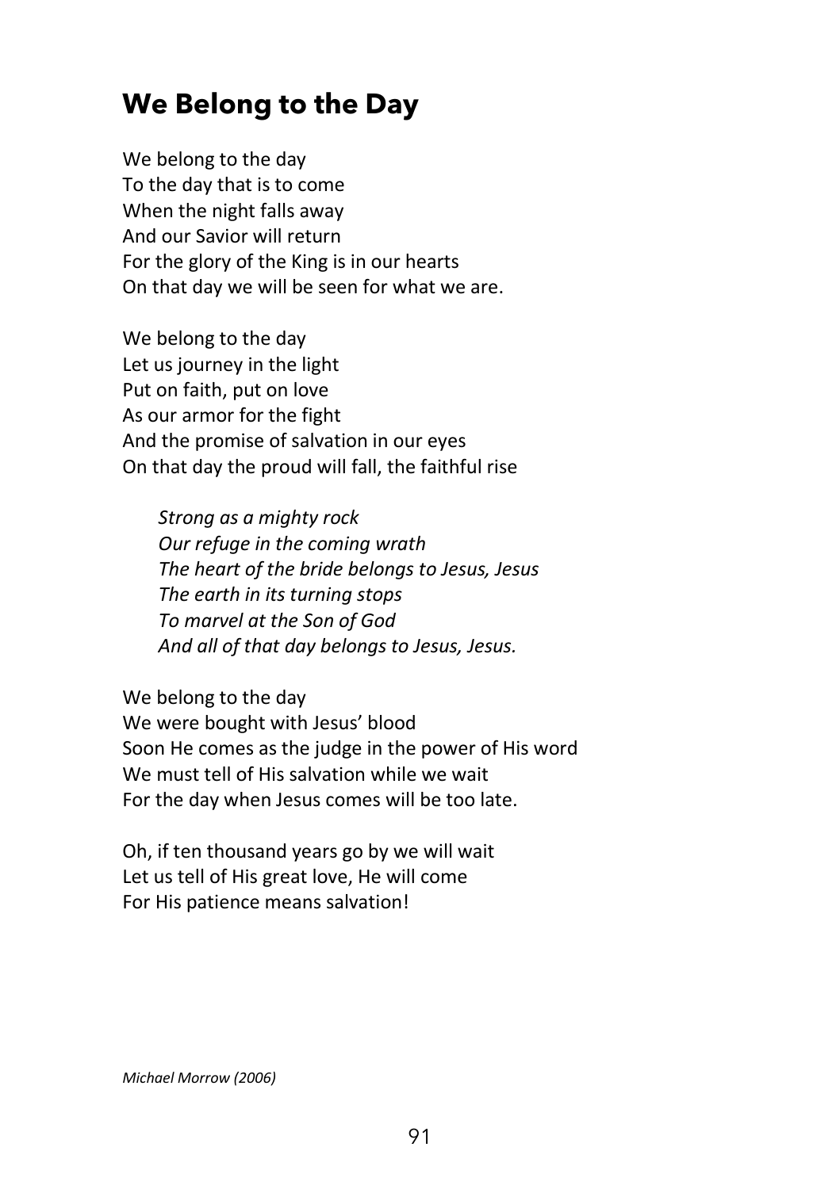## We Belong to the Day

We belong to the day  
To the day that is to come  
When the night falls away  
And our Savior will return  
For the glory of the King is in our hearts  
On that day we will be seen for what we are.

We belong to the day  
Let us journey in the light  
Put on faith, put on love  
As our armor for the fight  
And the promise of salvation in our eyes  
On that day the proud will fall, the faithful rise

> *Strong as a mighty rock*  
> *Our refuge in the coming wrath*  
> *The heart of the bride belongs to Jesus, Jesus*  
> *The earth in its turning stops*  
> *To marvel at the Son of God*  
> *And all of that day belongs to Jesus, Jesus.*

We belong to the day  
We were bought with Jesus' blood  
Soon He comes as the judge in the power of His word  
We must tell of His salvation while we wait  
For the day when Jesus comes will be too late.

Oh, if ten thousand years go by we will wait  
Let us tell of His great love, He will come  
For His patience means salvation!

*Michael Morrow (2006)*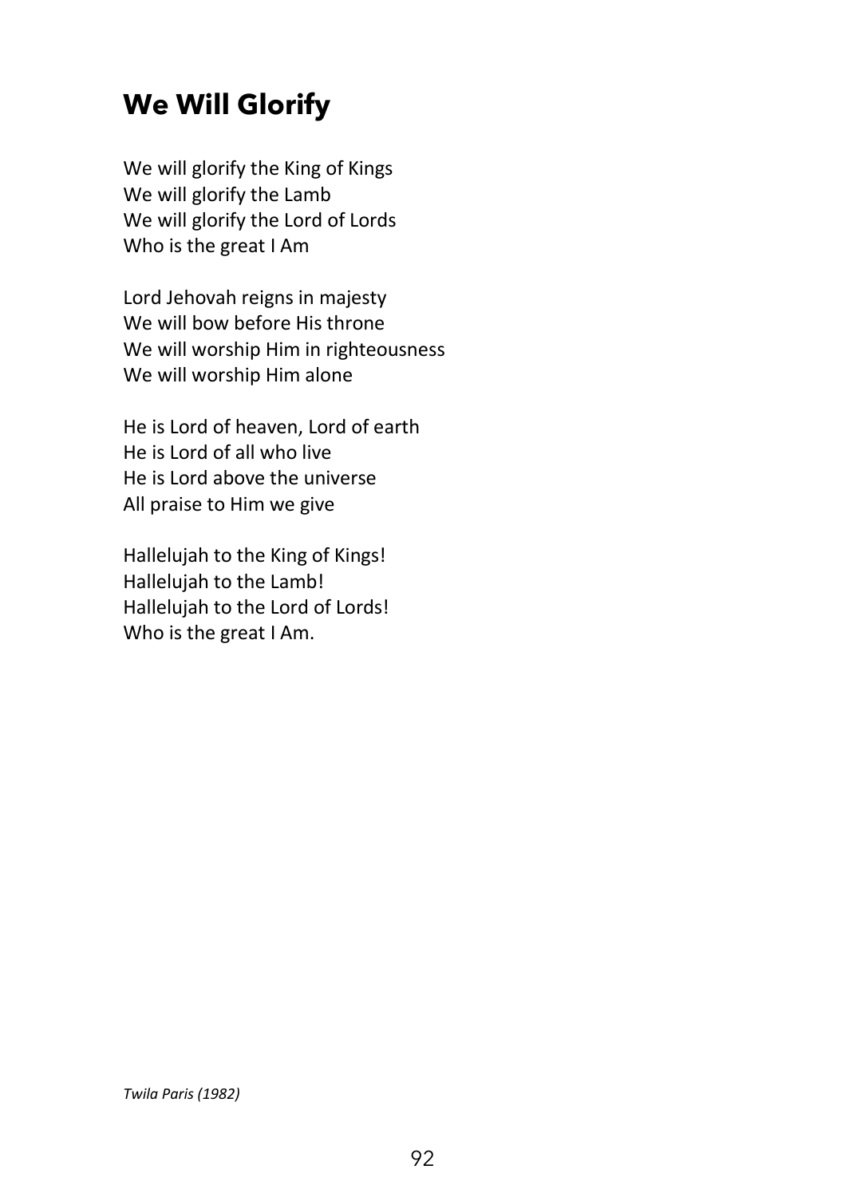# We Will Glorify

We will glorify the King of Kings  
We will glorify the Lamb  
We will glorify the Lord of Lords  
Who is the great I Am

Lord Jehovah reigns in majesty  
We will bow before His throne  
We will worship Him in righteousness  
We will worship Him alone

He is Lord of heaven, Lord of earth  
He is Lord of all who live  
He is Lord above the universe  
All praise to Him we give

Hallelujah to the King of Kings!  
Hallelujah to the Lamb!  
Hallelujah to the Lord of Lords!  
Who is the great I Am.

*Twila Paris (1982)*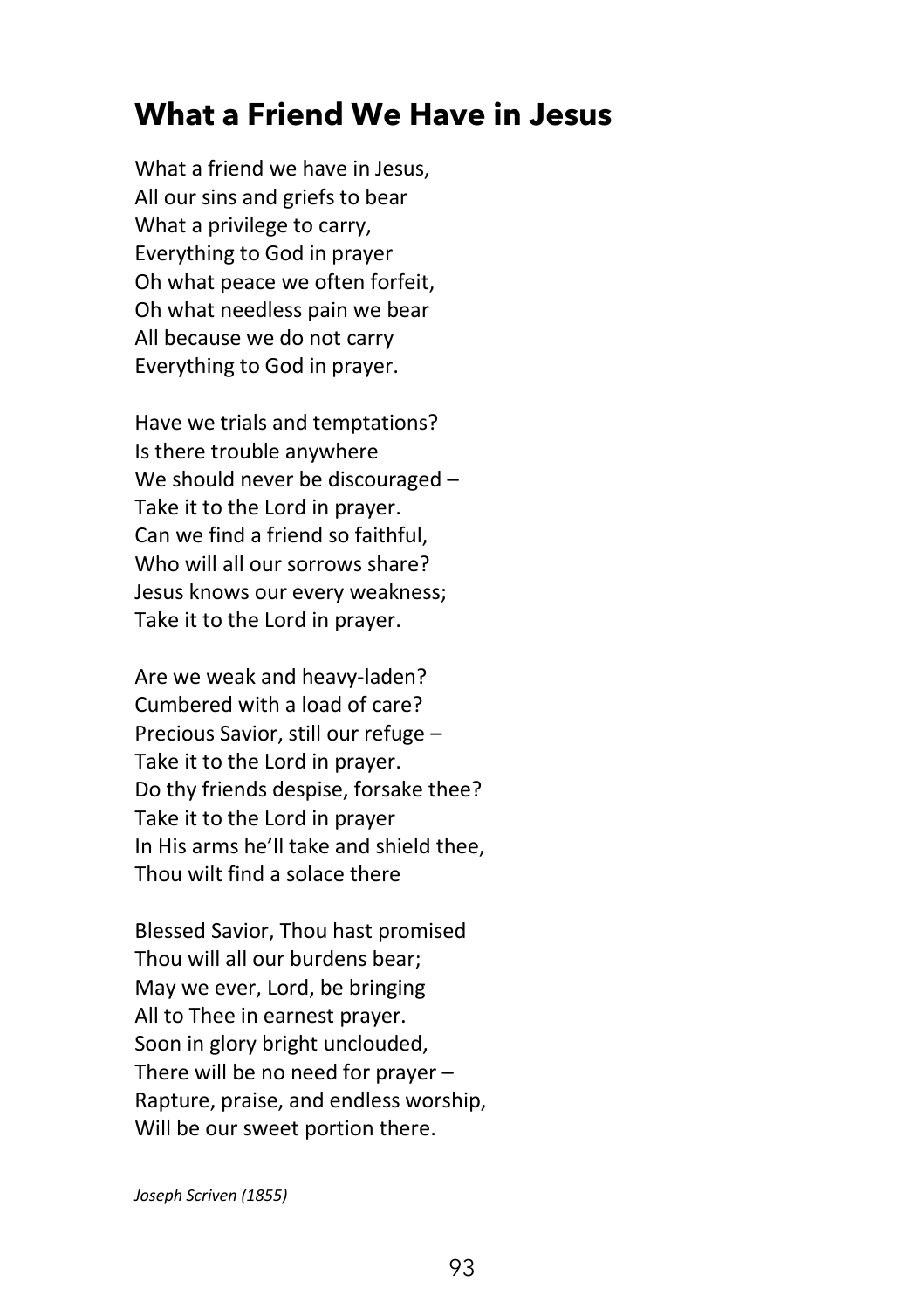## What a Friend We Have in Jesus

What a friend we have in Jesus,  
All our sins and griefs to bear  
What a privilege to carry,  
Everything to God in prayer  
Oh what peace we often forfeit,  
Oh what needless pain we bear  
All because we do not carry  
Everything to God in prayer.

Have we trials and temptations?  
Is there trouble anywhere  
We should never be discouraged –  
Take it to the Lord in prayer.  
Can we find a friend so faithful,  
Who will all our sorrows share?  
Jesus knows our every weakness;  
Take it to the Lord in prayer.

Are we weak and heavy-laden?  
Cumbered with a load of care?  
Precious Savior, still our refuge –  
Take it to the Lord in prayer.  
Do thy friends despise, forsake thee?  
Take it to the Lord in prayer  
In His arms he'll take and shield thee,  
Thou wilt find a solace there

Blessed Savior, Thou hast promised  
Thou will all our burdens bear;  
May we ever, Lord, be bringing  
All to Thee in earnest prayer.  
Soon in glory bright unclouded,  
There will be no need for prayer –  
Rapture, praise, and endless worship,  
Will be our sweet portion there.

*Joseph Scriven (1855)*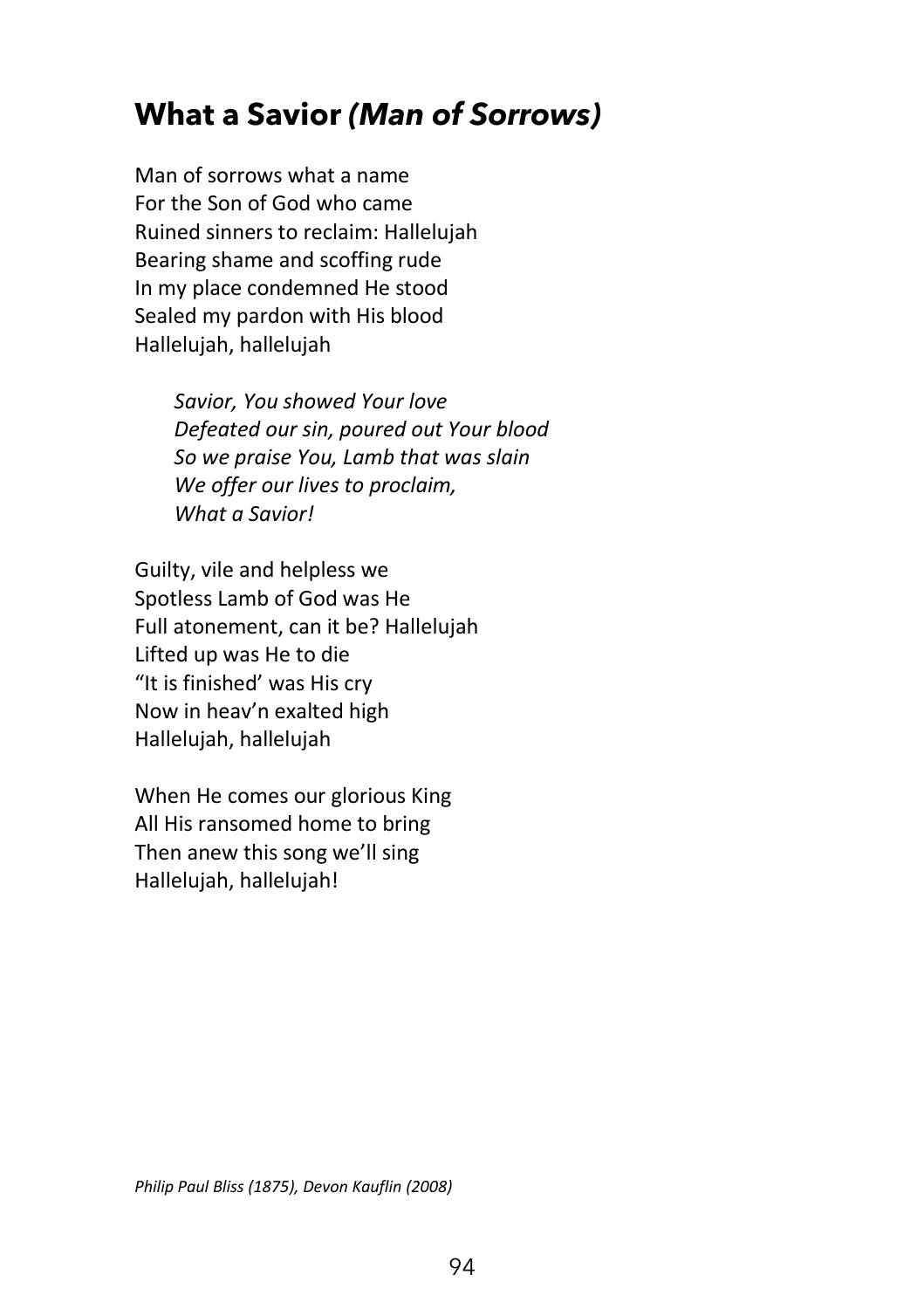## **What a Savior *(Man of Sorrows)***

Man of sorrows what a name  
For the Son of God who came  
Ruined sinners to reclaim: Hallelujah  
Bearing shame and scoffing rude  
In my place condemned He stood  
Sealed my pardon with His blood  
Hallelujah, hallelujah

> *Savior, You showed Your love*  
> *Defeated our sin, poured out Your blood*  
> *So we praise You, Lamb that was slain*  
> *We offer our lives to proclaim,*  
> *What a Savior!*

Guilty, vile and helpless we  
Spotless Lamb of God was He  
Full atonement, can it be? Hallelujah  
Lifted up was He to die  
"It is finished' was His cry  
Now in heav'n exalted high  
Hallelujah, hallelujah

When He comes our glorious King  
All His ransomed home to bring  
Then anew this song we'll sing  
Hallelujah, hallelujah!

*Philip Paul Bliss (1875), Devon Kauflin (2008)*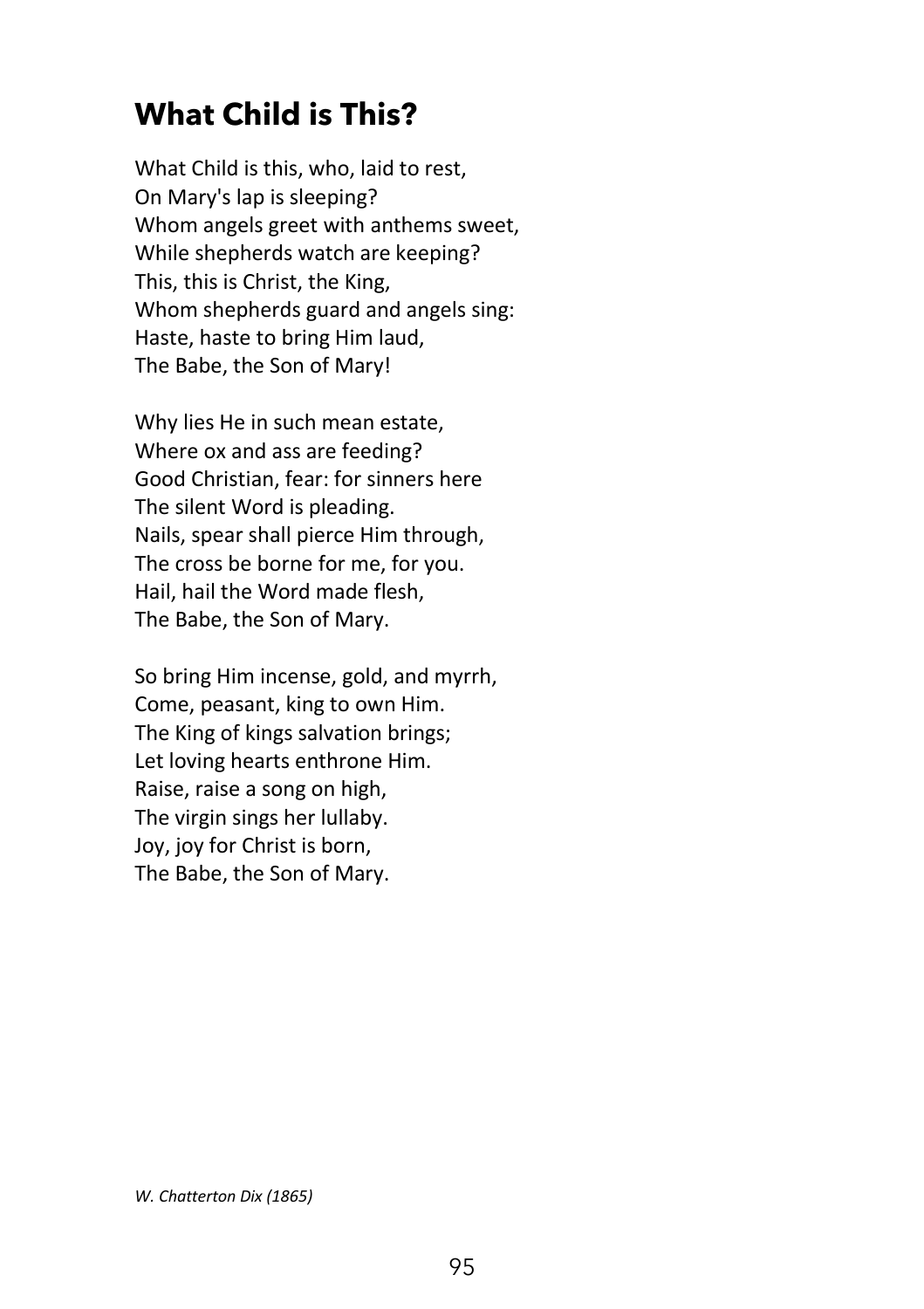## What Child is This?

What Child is this, who, laid to rest,  
On Mary's lap is sleeping?  
Whom angels greet with anthems sweet,  
While shepherds watch are keeping?  
This, this is Christ, the King,  
Whom shepherds guard and angels sing:  
Haste, haste to bring Him laud,  
The Babe, the Son of Mary!

Why lies He in such mean estate,  
Where ox and ass are feeding?  
Good Christian, fear: for sinners here  
The silent Word is pleading.  
Nails, spear shall pierce Him through,  
The cross be borne for me, for you.  
Hail, hail the Word made flesh,  
The Babe, the Son of Mary.

So bring Him incense, gold, and myrrh,  
Come, peasant, king to own Him.  
The King of kings salvation brings;  
Let loving hearts enthrone Him.  
Raise, raise a song on high,  
The virgin sings her lullaby.  
Joy, joy for Christ is born,  
The Babe, the Son of Mary.

*W. Chatterton Dix (1865)*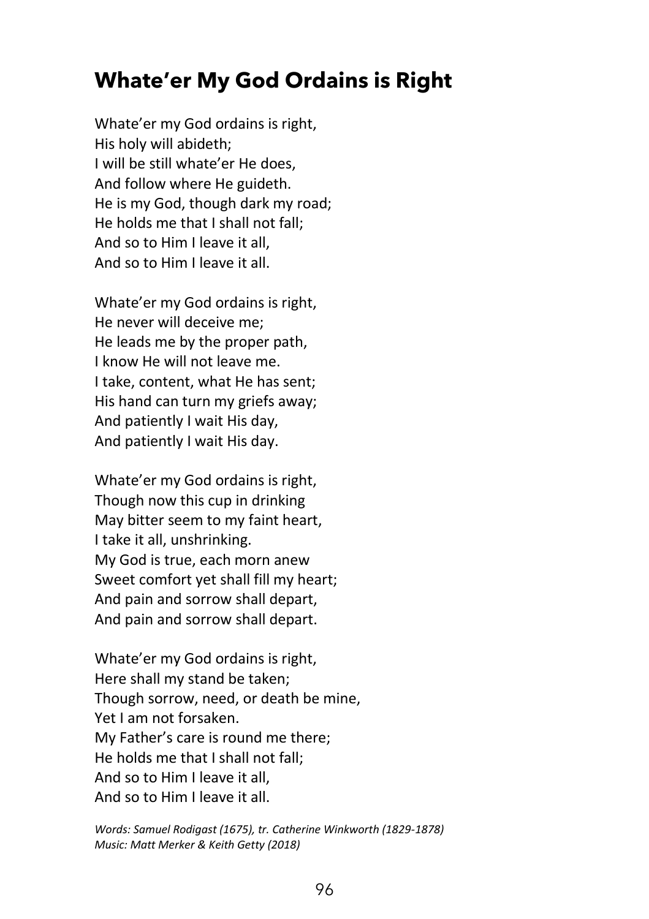# Whate'er My God Ordains is Right

Whate'er my God ordains is right,
His holy will abideth;
I will be still whate'er He does,
And follow where He guideth.
He is my God, though dark my road;
He holds me that I shall not fall;
And so to Him I leave it all,
And so to Him I leave it all.

Whate'er my God ordains is right,
He never will deceive me;
He leads me by the proper path,
I know He will not leave me.
I take, content, what He has sent;
His hand can turn my griefs away;
And patiently I wait His day,
And patiently I wait His day.

Whate'er my God ordains is right,
Though now this cup in drinking
May bitter seem to my faint heart,
I take it all, unshrinking.
My God is true, each morn anew
Sweet comfort yet shall fill my heart;
And pain and sorrow shall depart,
And pain and sorrow shall depart.

Whate'er my God ordains is right,
Here shall my stand be taken;
Though sorrow, need, or death be mine,
Yet I am not forsaken.
My Father's care is round me there;
He holds me that I shall not fall;
And so to Him I leave it all,
And so to Him I leave it all.

*Words: Samuel Rodigast (1675), tr. Catherine Winkworth (1829-1878)*
*Music: Matt Merker & Keith Getty (2018)*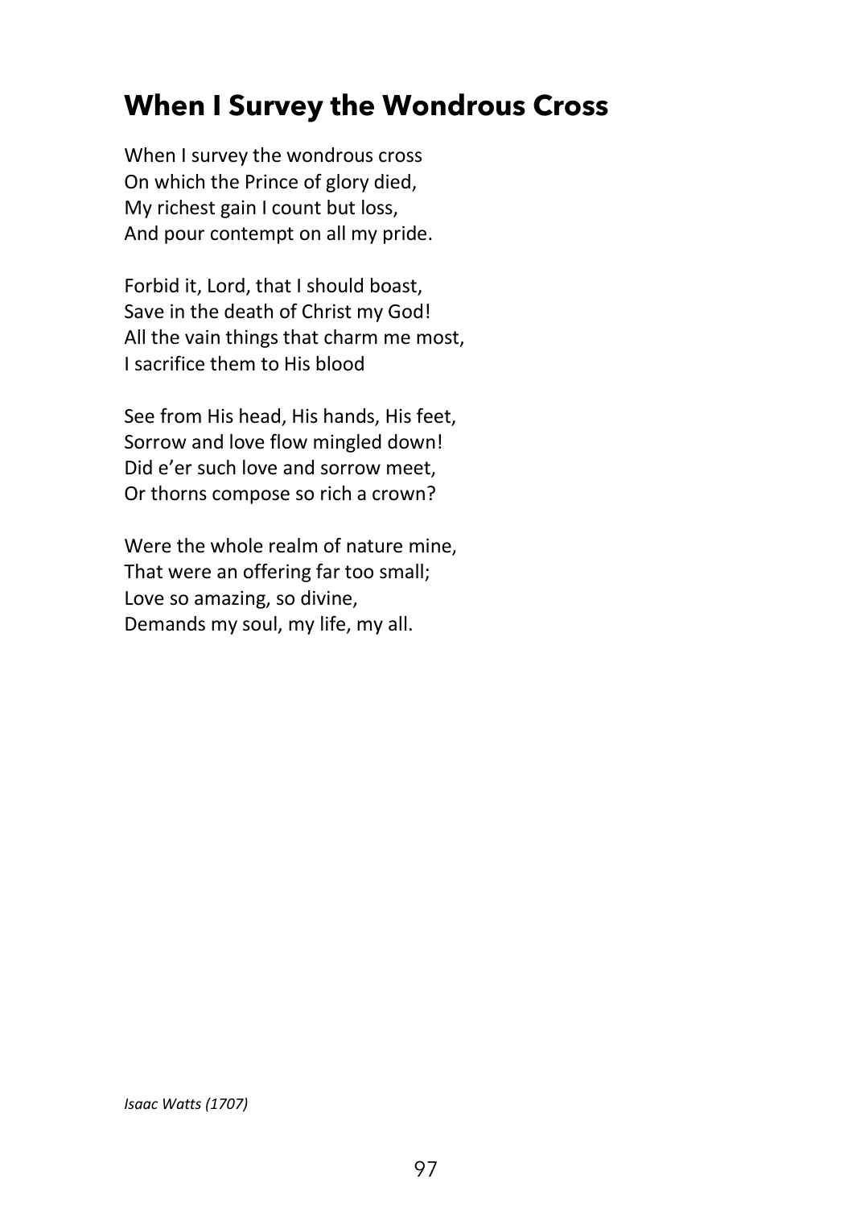# When I Survey the Wondrous Cross

When I survey the wondrous cross  
On which the Prince of glory died,  
My richest gain I count but loss,  
And pour contempt on all my pride.

Forbid it, Lord, that I should boast,  
Save in the death of Christ my God!  
All the vain things that charm me most,  
I sacrifice them to His blood

See from His head, His hands, His feet,  
Sorrow and love flow mingled down!  
Did e'er such love and sorrow meet,  
Or thorns compose so rich a crown?

Were the whole realm of nature mine,  
That were an offering far too small;  
Love so amazing, so divine,  
Demands my soul, my life, my all.

*Isaac Watts (1707)*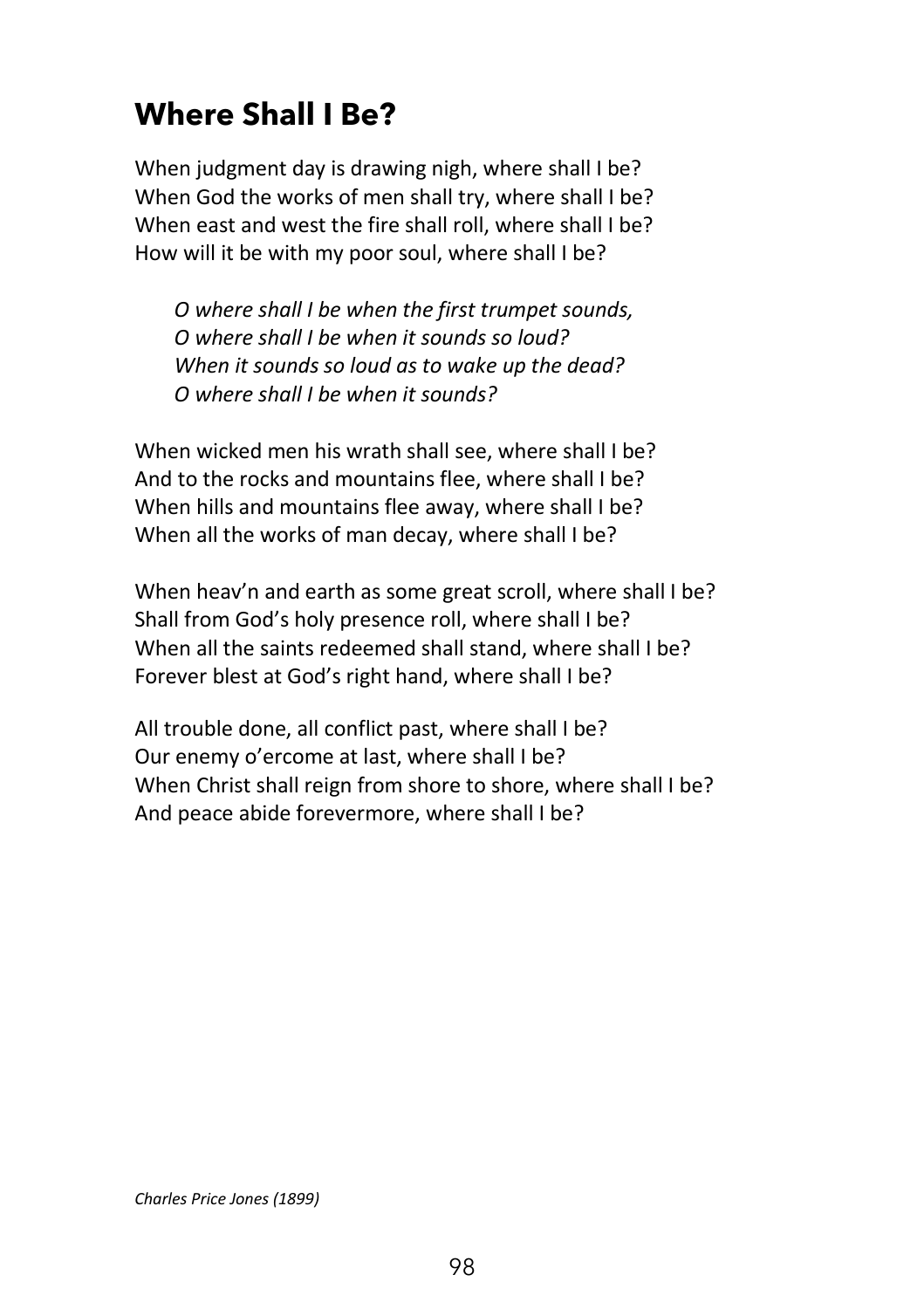## Where Shall I Be?

When judgment day is drawing nigh, where shall I be?
When God the works of men shall try, where shall I be?
When east and west the fire shall roll, where shall I be?
How will it be with my poor soul, where shall I be?

*O where shall I be when the first trumpet sounds,*
*O where shall I be when it sounds so loud?*
*When it sounds so loud as to wake up the dead?*
*O where shall I be when it sounds?*

When wicked men his wrath shall see, where shall I be?
And to the rocks and mountains flee, where shall I be?
When hills and mountains flee away, where shall I be?
When all the works of man decay, where shall I be?

When heav'n and earth as some great scroll, where shall I be?
Shall from God's holy presence roll, where shall I be?
When all the saints redeemed shall stand, where shall I be?
Forever blest at God's right hand, where shall I be?

All trouble done, all conflict past, where shall I be?
Our enemy o'ercome at last, where shall I be?
When Christ shall reign from shore to shore, where shall I be?
And peace abide forevermore, where shall I be?

*Charles Price Jones (1899)*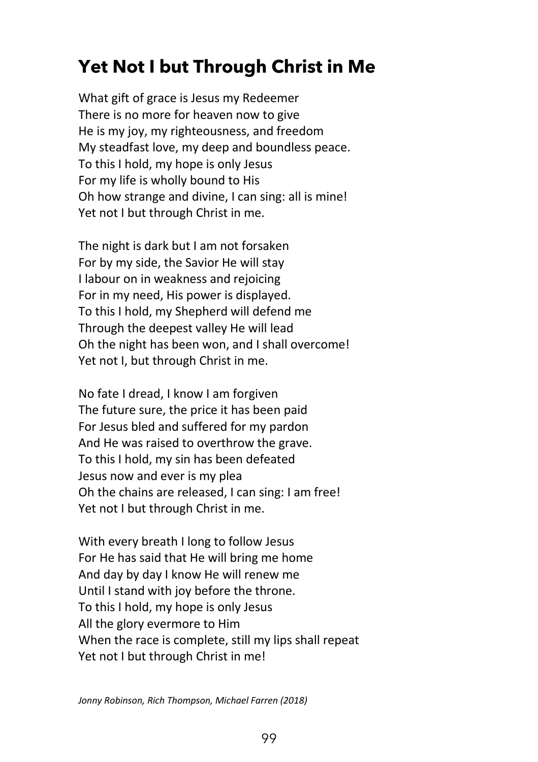## Yet Not I but Through Christ in Me

What gift of grace is Jesus my Redeemer
There is no more for heaven now to give
He is my joy, my righteousness, and freedom
My steadfast love, my deep and boundless peace.
To this I hold, my hope is only Jesus
For my life is wholly bound to His
Oh how strange and divine, I can sing: all is mine!
Yet not I but through Christ in me.

The night is dark but I am not forsaken
For by my side, the Savior He will stay
I labour on in weakness and rejoicing
For in my need, His power is displayed.
To this I hold, my Shepherd will defend me
Through the deepest valley He will lead
Oh the night has been won, and I shall overcome!
Yet not I, but through Christ in me.

No fate I dread, I know I am forgiven
The future sure, the price it has been paid
For Jesus bled and suffered for my pardon
And He was raised to overthrow the grave.
To this I hold, my sin has been defeated
Jesus now and ever is my plea
Oh the chains are released, I can sing: I am free!
Yet not I but through Christ in me.

With every breath I long to follow Jesus
For He has said that He will bring me home
And day by day I know He will renew me
Until I stand with joy before the throne.
To this I hold, my hope is only Jesus
All the glory evermore to Him
When the race is complete, still my lips shall repeat
Yet not I but through Christ in me!

*Jonny Robinson, Rich Thompson, Michael Farren (2018)*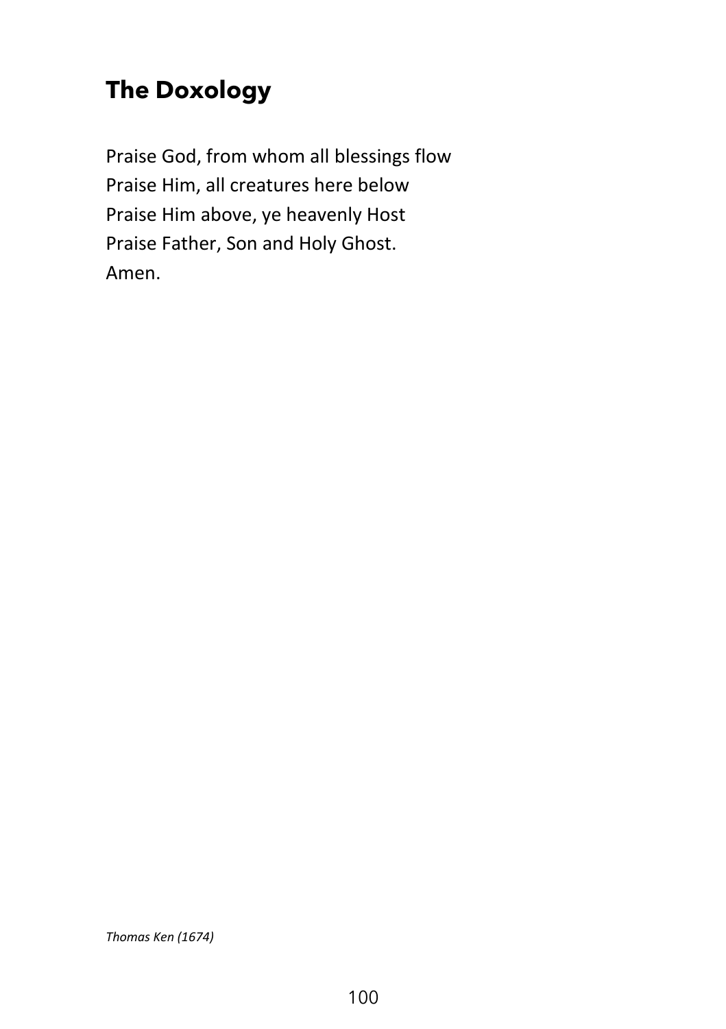## The Doxology

Praise God, from whom all blessings flow  
Praise Him, all creatures here below  
Praise Him above, ye heavenly Host  
Praise Father, Son and Holy Ghost.  
Amen.

*Thomas Ken (1674)*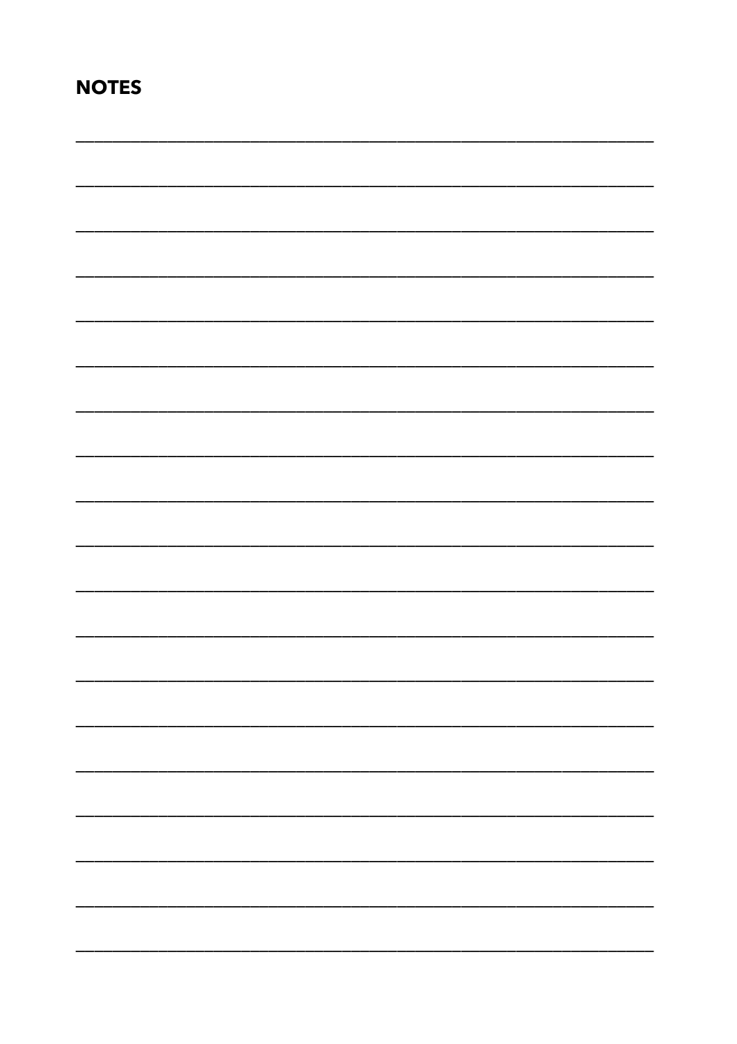**NOTES**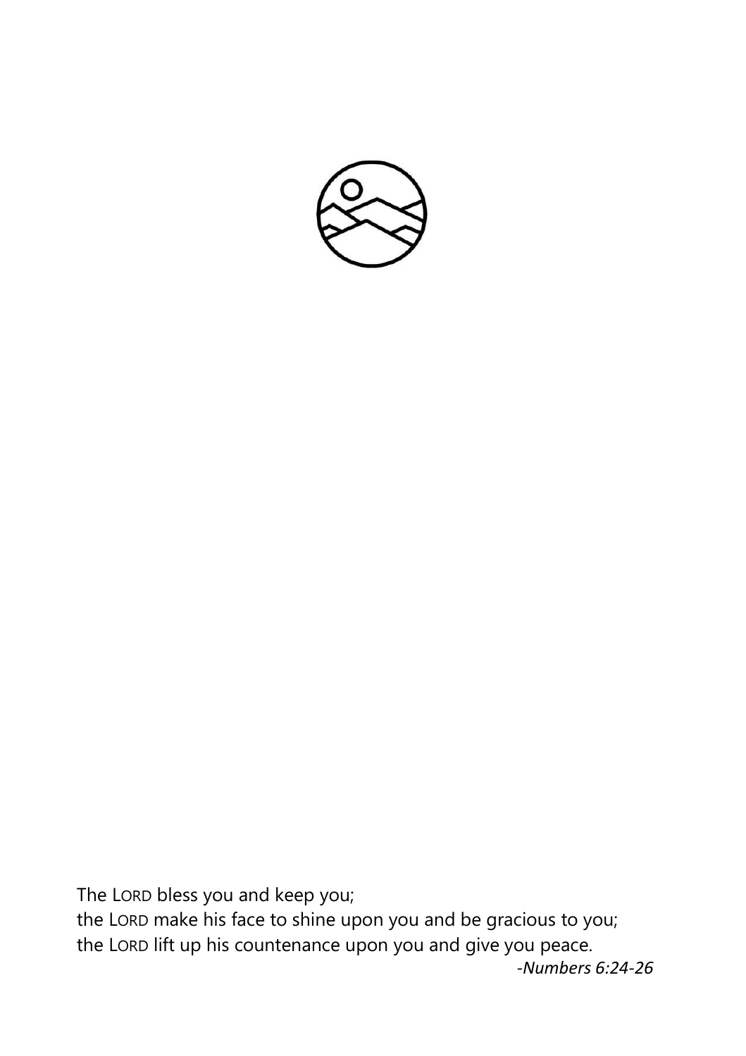The LORD bless you and keep you;
the LORD make his face to shine upon you and be gracious to you;
the LORD lift up his countenance upon you and give you peace.

*-Numbers 6:24-26*